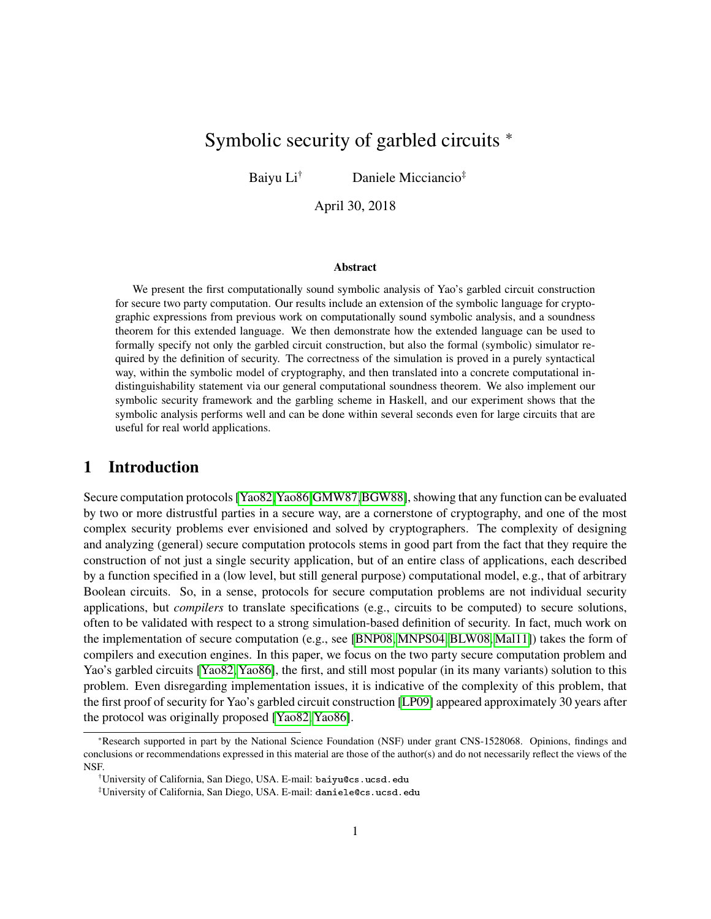# Symbolic security of garbled circuits [*]

Baiyu Li[†] Daniele Micciancio[‡]

April 30, 2018

### Abstract

We present the first computationally sound symbolic analysis of Yao's garbled circuit construction for secure two party computation. Our results include an extension of the symbolic language for cryptographic expressions from previous work on computationally sound symbolic analysis, and a soundness theorem for this extended language. We then demonstrate how the extended language can be used to formally specify not only the garbled circuit construction, but also the formal (symbolic) simulator required by the definition of security. The correctness of the simulation is proved in a purely syntactical way, within the symbolic model of cryptography, and then translated into a concrete computational indistinguishability statement via our general computational soundness theorem. We also implement our symbolic security framework and the garbling scheme in Haskell, and our experiment shows that the symbolic analysis performs well and can be done within several seconds even for large circuits that are useful for real world applications.

## 1 Introduction

Secure computation protocols [Yao82, Yao86, GMW87, BGW88], showing that any function can be evaluated by two or more distrustful parties in a secure way, are a cornerstone of cryptography, and one of the most complex security problems ever envisioned and solved by cryptographers. The complexity of designing and analyzing (general) secure computation protocols stems in good part from the fact that they require the construction of not just a single security application, but of an entire class of applications, each described by a function specified in a (low level, but still general purpose) computational model, e.g., that of arbitrary Boolean circuits. So, in a sense, protocols for secure computation problems are not individual security applications, but *compilers* to translate specifications (e.g., circuits to be computed) to secure solutions, often to be validated with respect to a strong simulation-based definition of security. In fact, much work on the implementation of secure computation (e.g., see [BNP08, MNPS04, BLW08, Mal11]) takes the form of compilers and execution engines. In this paper, we focus on the two party secure computation problem and Yao's garbled circuits [Yao82, Yao86], the first, and still most popular (in its many variants) solution to this problem. Even disregarding implementation issues, it is indicative of the complexity of this problem, that the first proof of security for Yao's garbled circuit construction [LP09] appeared approximately 30 years after the protocol was originally proposed [Yao82, Yao86].

---

[*] Research supported in part by the National Science Foundation (NSF) under grant CNS-1528068. Opinions, findings and conclusions or recommendations expressed in this material are those of the author(s) and do not necessarily reflect the views of the NSF.

[†] University of California, San Diego, USA. E-mail: baiyu@cs.ucsd.edu

[‡] University of California, San Diego, USA. E-mail: daniele@cs.ucsd.edu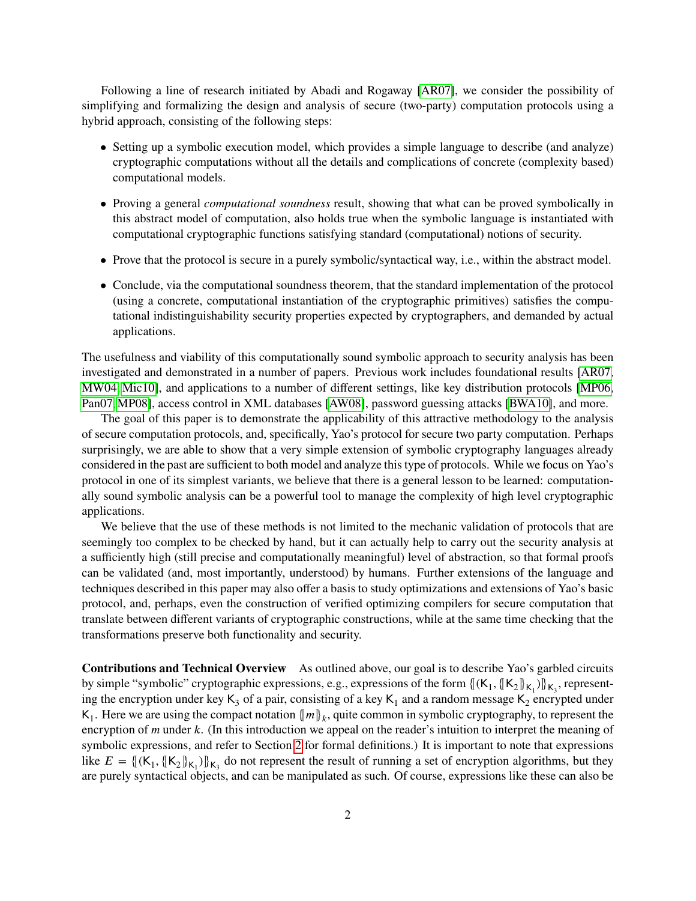Following a line of research initiated by Abadi and Rogaway [AR07], we consider the possibility of simplifying and formalizing the design and analysis of secure (two-party) computation protocols using a hybrid approach, consisting of the following steps:

- Setting up a symbolic execution model, which provides a simple language to describe (and analyze) cryptographic computations without all the details and complications of concrete (complexity based) computational models.
- Proving a general *computational soundness* result, showing that what can be proved symbolically in this abstract model of computation, also holds true when the symbolic language is instantiated with computational cryptographic functions satisfying standard (computational) notions of security.
- Prove that the protocol is secure in a purely symbolic/syntactical way, i.e., within the abstract model.
- Conclude, via the computational soundness theorem, that the standard implementation of the protocol (using a concrete, computational instantiation of the cryptographic primitives) satisfies the computational indistinguishability security properties expected by cryptographers, and demanded by actual applications.

The usefulness and viability of this computationally sound symbolic approach to security analysis has been investigated and demonstrated in a number of papers. Previous work includes foundational results [AR07, MW04, Mic10], and applications to a number of different settings, like key distribution protocols [MP06, Pan07, MP08], access control in XML databases [AW08], password guessing attacks [BWA10], and more.

The goal of this paper is to demonstrate the applicability of this attractive methodology to the analysis of secure computation protocols, and, specifically, Yao's protocol for secure two party computation. Perhaps surprisingly, we are able to show that a very simple extension of symbolic cryptography languages already considered in the past are sufficient to both model and analyze this type of protocols. While we focus on Yao's protocol in one of its simplest variants, we believe that there is a general lesson to be learned: computationally sound symbolic analysis can be a powerful tool to manage the complexity of high level cryptographic applications.

We believe that the use of these methods is not limited to the mechanic validation of protocols that are seemingly too complex to be checked by hand, but it can actually help to carry out the security analysis at a sufficiently high (still precise and computationally meaningful) level of abstraction, so that formal proofs can be validated (and, most importantly, understood) by humans. Further extensions of the language and techniques described in this paper may also offer a basis to study optimizations and extensions of Yao's basic protocol, and, perhaps, even the construction of verified optimizing compilers for secure computation that translate between different variants of cryptographic constructions, while at the same time checking that the transformations preserve both functionality and security.

**Contributions and Technical Overview** As outlined above, our goal is to describe Yao's garbled circuits by simple "symbolic" cryptographic expressions, e.g., expressions of the form $\{\!|(\mathsf{K}_1, \{\!|\mathsf{K}_2|\!\}_{\mathsf{K}_1})|\!\}_{\mathsf{K}_3}$, representing the encryption under key $\mathsf{K}_3$ of a pair, consisting of a key $\mathsf{K}_1$ and a random message $\mathsf{K}_2$ encrypted under $\mathsf{K}_1$. Here we are using the compact notation $\{\!|m|\!\}_k$, quite common in symbolic cryptography, to represent the encryption of $m$ under $k$. (In this introduction we appeal on the reader's intuition to interpret the meaning of symbolic expressions, and refer to Section 2 for formal definitions.) It is important to note that expressions like $E = \{\!|(\mathsf{K}_1, \{\!|\mathsf{K}_2|\!\}_{\mathsf{K}_1})|\!\}_{\mathsf{K}_3}$ do not represent the result of running a set of encryption algorithms, but they are purely syntactical objects, and can be manipulated as such. Of course, expressions like these can also be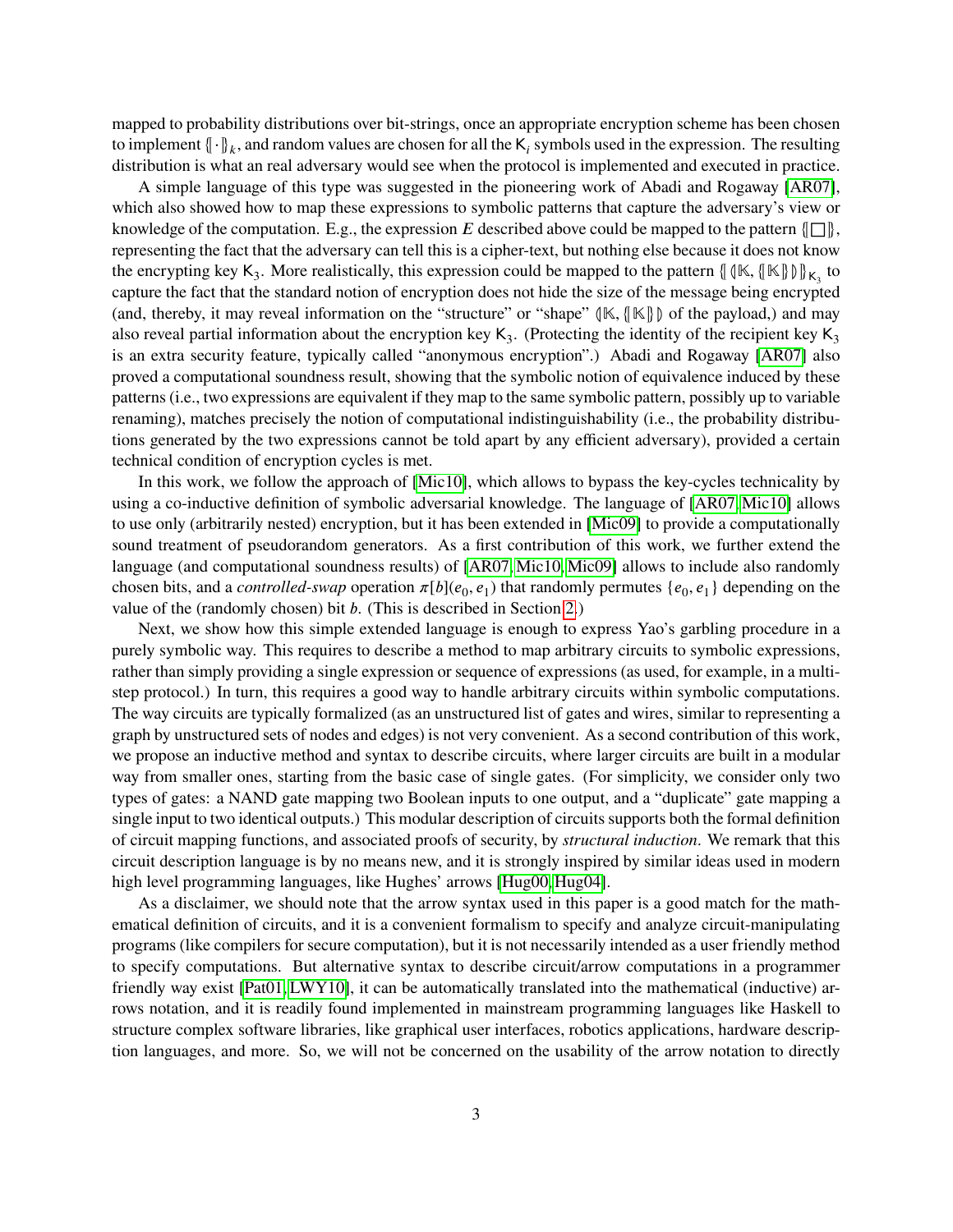mapped to probability distributions over bit-strings, once an appropriate encryption scheme has been chosen to implement $\{\!|\cdot|\!\}_k$, and random values are chosen for all the $\mathsf{K}_i$ symbols used in the expression. The resulting distribution is what an real adversary would see when the protocol is implemented and executed in practice.

A simple language of this type was suggested in the pioneering work of Abadi and Rogaway [AR07], which also showed how to map these expressions to symbolic patterns that capture the adversary's view or knowledge of the computation. E.g., the expression $E$ described above could be mapped to the pattern $\{\!|\square|\!\}$, representing the fact that the adversary can tell this is a cipher-text, but nothing else because it does not know the encrypting key $\mathsf{K}_3$. More realistically, this expression could be mapped to the pattern $\{\!|(\!|\mathbb{K}, \{\!|\mathbb{K}|\!\}|\!)|\!\}_{\mathsf{K}_3}$ to capture the fact that the standard notion of encryption does not hide the size of the message being encrypted (and, thereby, it may reveal information on the "structure" or "shape" $(\!|\mathbb{K}, \{\!|\mathbb{K}|\!\}|\!)$ of the payload,) and may also reveal partial information about the encryption key $\mathsf{K}_3$. (Protecting the identity of the recipient key $\mathsf{K}_3$ is an extra security feature, typically called "anonymous encryption".) Abadi and Rogaway [AR07] also proved a computational soundness result, showing that the symbolic notion of equivalence induced by these patterns (i.e., two expressions are equivalent if they map to the same symbolic pattern, possibly up to variable renaming), matches precisely the notion of computational indistinguishability (i.e., the probability distributions generated by the two expressions cannot be told apart by any efficient adversary), provided a certain technical condition of encryption cycles is met.

In this work, we follow the approach of [Mic10], which allows to bypass the key-cycles technicality by using a co-inductive definition of symbolic adversarial knowledge. The language of [AR07, Mic10] allows to use only (arbitrarily nested) encryption, but it has been extended in [Mic09] to provide a computationally sound treatment of pseudorandom generators. As a first contribution of this work, we further extend the language (and computational soundness results) of [AR07, Mic10, Mic09] allows to include also randomly chosen bits, and a *controlled-swap* operation $\pi[b](e_0, e_1)$ that randomly permutes $\{e_0, e_1\}$ depending on the value of the (randomly chosen) bit $b$. (This is described in Section 2.)

Next, we show how this simple extended language is enough to express Yao's garbling procedure in a purely symbolic way. This requires to describe a method to map arbitrary circuits to symbolic expressions, rather than simply providing a single expression or sequence of expressions (as used, for example, in a multi-step protocol.) In turn, this requires a good way to handle arbitrary circuits within symbolic computations. The way circuits are typically formalized (as an unstructured list of gates and wires, similar to representing a graph by unstructured sets of nodes and edges) is not very convenient. As a second contribution of this work, we propose an inductive method and syntax to describe circuits, where larger circuits are built in a modular way from smaller ones, starting from the basic case of single gates. (For simplicity, we consider only two types of gates: a NAND gate mapping two Boolean inputs to one output, and a "duplicate" gate mapping a single input to two identical outputs.) This modular description of circuits supports both the formal definition of circuit mapping functions, and associated proofs of security, by *structural induction*. We remark that this circuit description language is by no means new, and it is strongly inspired by similar ideas used in modern high level programming languages, like Hughes' arrows [Hug00, Hug04].

As a disclaimer, we should note that the arrow syntax used in this paper is a good match for the mathematical definition of circuits, and it is a convenient formalism to specify and analyze circuit-manipulating programs (like compilers for secure computation), but it is not necessarily intended as a user friendly method to specify computations. But alternative syntax to describe circuit/arrow computations in a programmer friendly way exist [Pat01, LWY10], it can be automatically translated into the mathematical (inductive) arrows notation, and it is readily found implemented in mainstream programming languages like Haskell to structure complex software libraries, like graphical user interfaces, robotics applications, hardware description languages, and more. So, we will not be concerned on the usability of the arrow notation to directly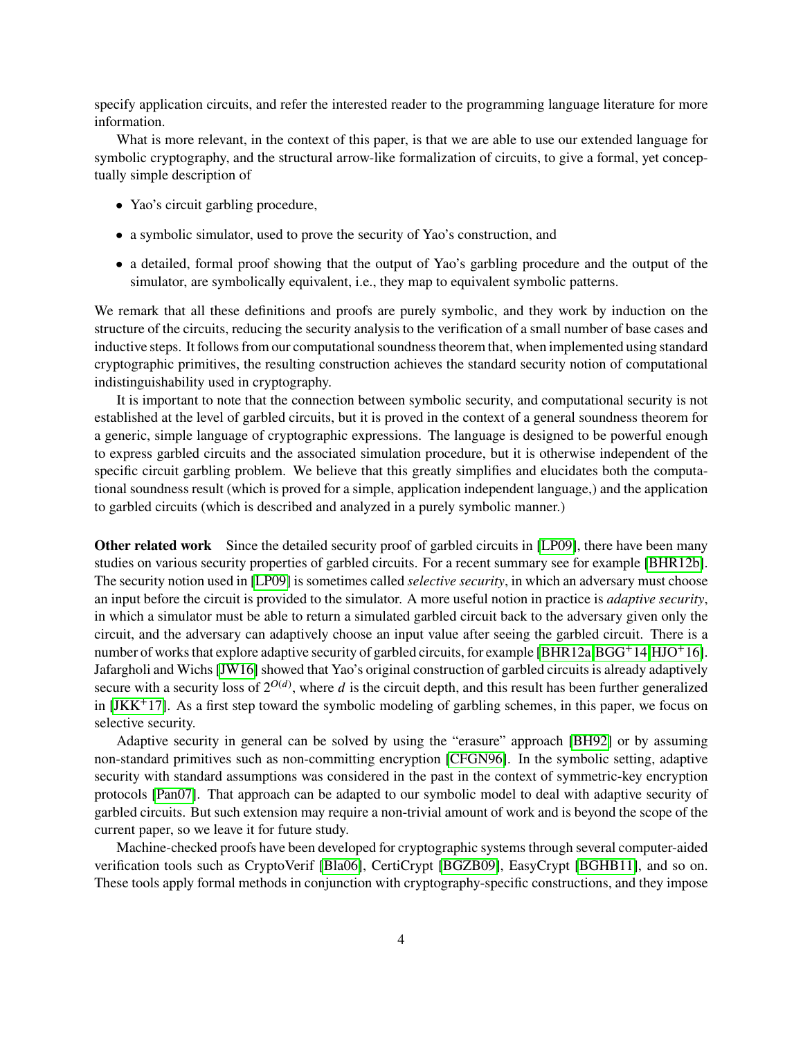specify application circuits, and refer the interested reader to the programming language literature for more information.

What is more relevant, in the context of this paper, is that we are able to use our extended language for symbolic cryptography, and the structural arrow-like formalization of circuits, to give a formal, yet conceptually simple description of

- Yao's circuit garbling procedure,
- a symbolic simulator, used to prove the security of Yao's construction, and
- a detailed, formal proof showing that the output of Yao's garbling procedure and the output of the simulator, are symbolically equivalent, i.e., they map to equivalent symbolic patterns.

We remark that all these definitions and proofs are purely symbolic, and they work by induction on the structure of the circuits, reducing the security analysis to the verification of a small number of base cases and inductive steps. It follows from our computational soundness theorem that, when implemented using standard cryptographic primitives, the resulting construction achieves the standard security notion of computational indistinguishability used in cryptography.

It is important to note that the connection between symbolic security, and computational security is not established at the level of garbled circuits, but it is proved in the context of a general soundness theorem for a generic, simple language of cryptographic expressions. The language is designed to be powerful enough to express garbled circuits and the associated simulation procedure, but it is otherwise independent of the specific circuit garbling problem. We believe that this greatly simplifies and elucidates both the computational soundness result (which is proved for a simple, application independent language,) and the application to garbled circuits (which is described and analyzed in a purely symbolic manner.)

**Other related work** Since the detailed security proof of garbled circuits in [LP09], there have been many studies on various security properties of garbled circuits. For a recent summary see for example [BHR12b]. The security notion used in [LP09] is sometimes called *selective security*, in which an adversary must choose an input before the circuit is provided to the simulator. A more useful notion in practice is *adaptive security*, in which a simulator must be able to return a simulated garbled circuit back to the adversary given only the circuit, and the adversary can adaptively choose an input value after seeing the garbled circuit. There is a number of works that explore adaptive security of garbled circuits, for example [BHR12a, BGG+14, HJO+16]. Jafargholi and Wichs [JW16] showed that Yao's original construction of garbled circuits is already adaptively secure with a security loss of $2^{O(d)}$, where $d$ is the circuit depth, and this result has been further generalized in [JKK+17]. As a first step toward the symbolic modeling of garbling schemes, in this paper, we focus on selective security.

Adaptive security in general can be solved by using the "erasure" approach [BH92] or by assuming non-standard primitives such as non-committing encryption [CFGN96]. In the symbolic setting, adaptive security with standard assumptions was considered in the past in the context of symmetric-key encryption protocols [Pan07]. That approach can be adapted to our symbolic model to deal with adaptive security of garbled circuits. But such extension may require a non-trivial amount of work and is beyond the scope of the current paper, so we leave it for future study.

Machine-checked proofs have been developed for cryptographic systems through several computer-aided verification tools such as CryptoVerif [Bla06], CertiCrypt [BGZB09], EasyCrypt [BGHB11], and so on. These tools apply formal methods in conjunction with cryptography-specific constructions, and they impose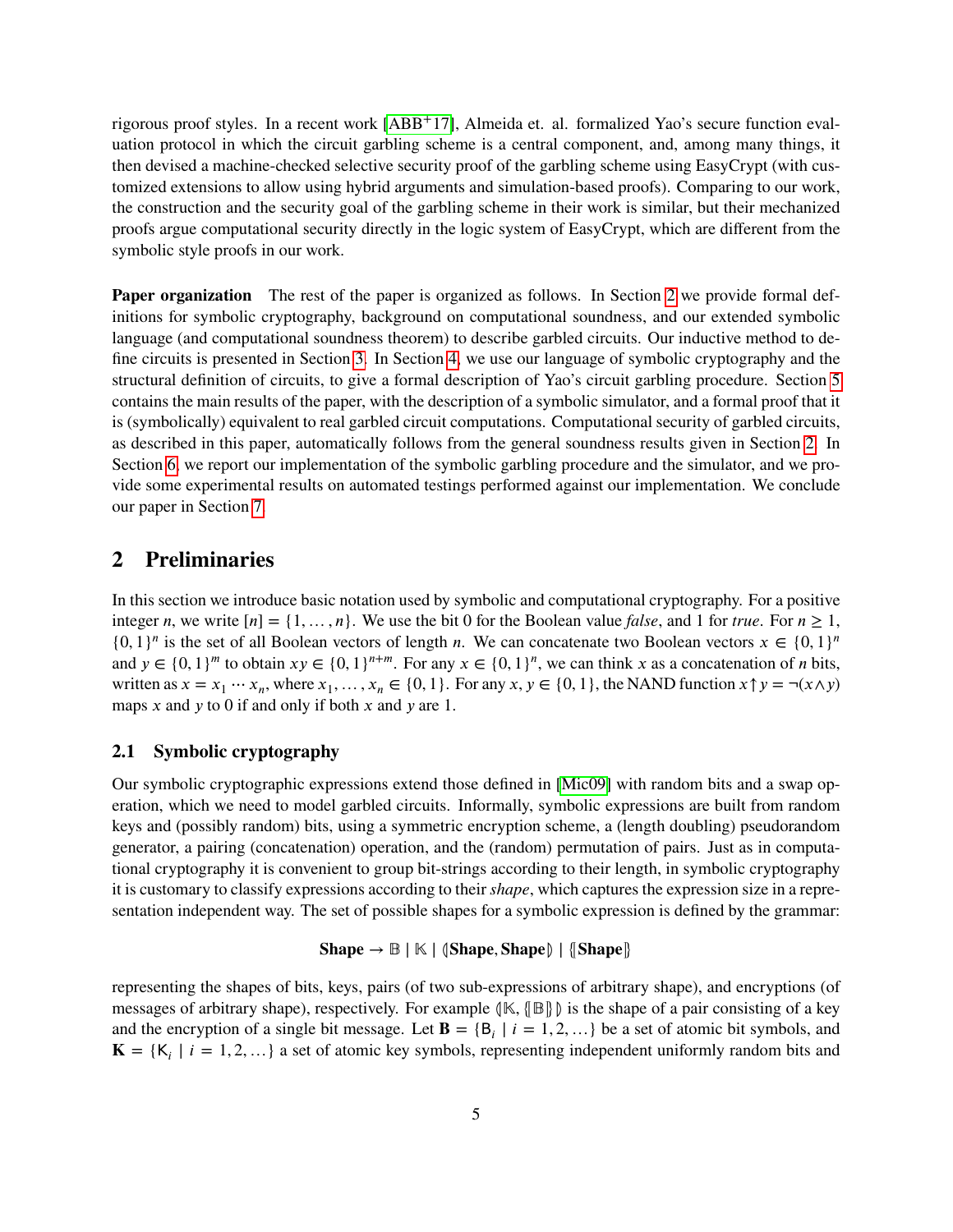rigorous proof styles. In a recent work [ABB+17], Almeida et. al. formalized Yao's secure function evaluation protocol in which the circuit garbling scheme is a central component, and, among many things, it then devised a machine-checked selective security proof of the garbling scheme using EasyCrypt (with customized extensions to allow using hybrid arguments and simulation-based proofs). Comparing to our work, the construction and the security goal of the garbling scheme in their work is similar, but their mechanized proofs argue computational security directly in the logic system of EasyCrypt, which are different from the symbolic style proofs in our work.

**Paper organization** The rest of the paper is organized as follows. In Section 2 we provide formal definitions for symbolic cryptography, background on computational soundness, and our extended symbolic language (and computational soundness theorem) to describe garbled circuits. Our inductive method to define circuits is presented in Section 3. In Section 4, we use our language of symbolic cryptography and the structural definition of circuits, to give a formal description of Yao's circuit garbling procedure. Section 5 contains the main results of the paper, with the description of a symbolic simulator, and a formal proof that it is (symbolically) equivalent to real garbled circuit computations. Computational security of garbled circuits, as described in this paper, automatically follows from the general soundness results given in Section 2. In Section 6, we report our implementation of the symbolic garbling procedure and the simulator, and we provide some experimental results on automated testings performed against our implementation. We conclude our paper in Section 7.

## 2 Preliminaries

In this section we introduce basic notation used by symbolic and computational cryptography. For a positive integer $n$, we write $[n] = \{1, \dots, n\}$. We use the bit 0 for the Boolean value *false*, and 1 for *true*. For $n \geq 1$, $\{0,1\}^n$ is the set of all Boolean vectors of length $n$. We can concatenate two Boolean vectors $x \in \{0,1\}^n$ and $y \in \{0,1\}^m$ to obtain $xy \in \{0,1\}^{n+m}$. For any $x \in \{0,1\}^n$, we can think $x$ as a concatenation of $n$ bits, written as $x = x_1 \cdots x_n$, where $x_1, \dots, x_n \in \{0,1\}$. For any $x, y \in \{0,1\}$, the NAND function $x \uparrow y = \neg(x \wedge y)$ maps $x$ and $y$ to 0 if and only if both $x$ and $y$ are 1.

### 2.1 Symbolic cryptography

Our symbolic cryptographic expressions extend those defined in [Mic09] with random bits and a swap operation, which we need to model garbled circuits. Informally, symbolic expressions are built from random keys and (possibly random) bits, using a symmetric encryption scheme, a (length doubling) pseudorandom generator, a pairing (concatenation) operation, and the (random) permutation of pairs. Just as in computational cryptography it is convenient to group bit-strings according to their length, in symbolic cryptography it is customary to classify expressions according to their *shape*, which captures the expression size in a representation independent way. The set of possible shapes for a symbolic expression is defined by the grammar:

$$\mathbf{Shape} \rightarrow \mathbb{B} \mid \mathbb{K} \mid (\!|\mathbf{Shape}, \mathbf{Shape}|\!) \mid \{\!|\mathbf{Shape}|\!\}$$

representing the shapes of bits, keys, pairs (of two sub-expressions of arbitrary shape), and encryptions (of messages of arbitrary shape), respectively. For example $(\!|\mathbb{K}, \{\!|\mathbb{B}|\!\}|\!)$ is the shape of a pair consisting of a key and the encryption of a single bit message. Let $\mathbf{B} = \{\mathsf{B}_i \mid i = 1, 2, \dots\}$ be a set of atomic bit symbols, and $\mathbf{K} = \{\mathsf{K}_i \mid i = 1, 2, \dots\}$ a set of atomic key symbols, representing independent uniformly random bits and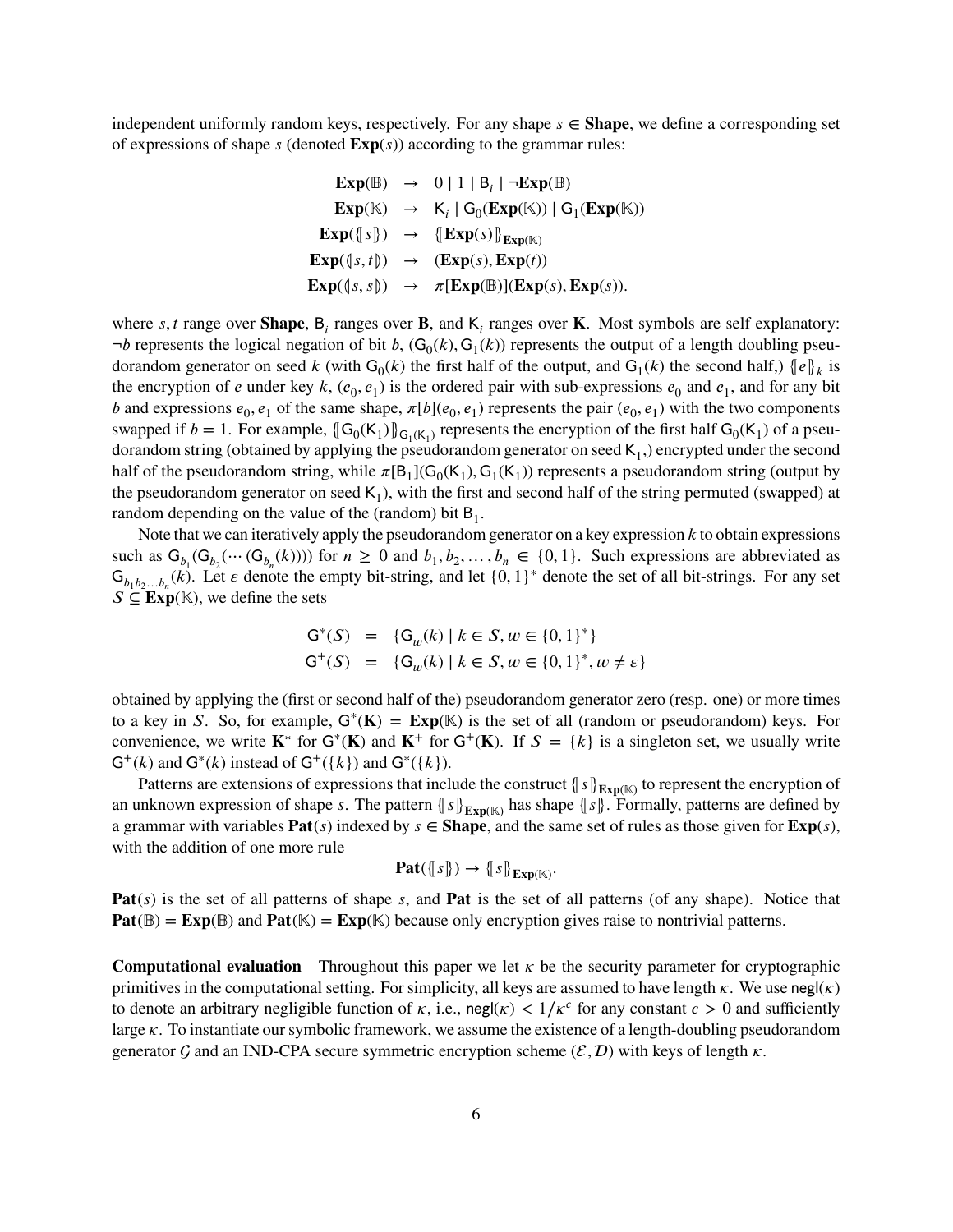independent uniformly random keys, respectively. For any shape $s \in \mathbf{Shape}$, we define a corresponding set of expressions of shape $s$ (denoted $\mathbf{Exp}(s)$) according to the grammar rules:

$$
\begin{array}{rcl}
\mathbf{Exp}(\mathbb{B}) & \to & 0 \mid 1 \mid \mathsf{B}_i \mid \neg\mathbf{Exp}(\mathbb{B}) \\
\mathbf{Exp}(\mathbb{K}) & \to & \mathsf{K}_i \mid \mathsf{G}_0(\mathbf{Exp}(\mathbb{K})) \mid \mathsf{G}_1(\mathbf{Exp}(\mathbb{K})) \\
\mathbf{Exp}(\{\!|s|\!\}) & \to & \{\!|\mathbf{Exp}(s)|\!\}_{\mathbf{Exp}(\mathbb{K})} \\
\mathbf{Exp}((\!|s,t|\!)) & \to & (\mathbf{Exp}(s), \mathbf{Exp}(t)) \\
\mathbf{Exp}((\!|s,s|\!)) & \to & \pi[\mathbf{Exp}(\mathbb{B})](\mathbf{Exp}(s), \mathbf{Exp}(s)).
\end{array}
$$

where $s, t$ range over $\mathbf{Shape}$, $\mathsf{B}_i$ ranges over $\mathbf{B}$, and $\mathsf{K}_i$ ranges over $\mathbf{K}$. Most symbols are self explanatory: $\neg b$ represents the logical negation of bit $b$, $(\mathsf{G}_0(k), \mathsf{G}_1(k))$ represents the output of a length doubling pseudorandom generator on seed $k$ (with $\mathsf{G}_0(k)$ the first half of the output, and $\mathsf{G}_1(k)$ the second half,) $\{\!|e|\!\}_k$ is the encryption of $e$ under key $k$, $(e_0, e_1)$ is the ordered pair with sub-expressions $e_0$ and $e_1$, and for any bit $b$ and expressions $e_0, e_1$ of the same shape, $\pi[b](e_0, e_1)$ represents the pair $(e_0, e_1)$ with the two components swapped if $b = 1$. For example, $\{\!|\mathsf{G}_0(\mathsf{K}_1)|\!\}_{\mathsf{G}_1(\mathsf{K}_1)}$ represents the encryption of the first half $\mathsf{G}_0(\mathsf{K}_1)$ of a pseudorandom string (obtained by applying the pseudorandom generator on seed $\mathsf{K}_1$,) encrypted under the second half of the pseudorandom string, while $\pi[\mathsf{B}_1](\mathsf{G}_0(\mathsf{K}_1), \mathsf{G}_1(\mathsf{K}_1))$ represents a pseudorandom string (output by the pseudorandom generator on seed $\mathsf{K}_1$), with the first and second half of the string permuted (swapped) at random depending on the value of the (random) bit $\mathsf{B}_1$.

Note that we can iteratively apply the pseudorandom generator on a key expression $k$ to obtain expressions such as $\mathsf{G}_{b_1}(\mathsf{G}_{b_2}(\cdots(\mathsf{G}_{b_n}(k))))$ for $n \geq 0$ and $b_1, b_2, \ldots, b_n \in \{0,1\}$. Such expressions are abbreviated as $\mathsf{G}_{b_1 b_2 \ldots b_n}(k)$. Let $\varepsilon$ denote the empty bit-string, and let $\{0,1\}^*$ denote the set of all bit-strings. For any set $S \subseteq \mathbf{Exp}(\mathbb{K})$, we define the sets

$$
\begin{array}{rcl}
\mathsf{G}^*(S) & = & \{\mathsf{G}_w(k) \mid k \in S, w \in \{0,1\}^*\} \\
\mathsf{G}^+(S) & = & \{\mathsf{G}_w(k) \mid k \in S, w \in \{0,1\}^*, w \neq \varepsilon\}
\end{array}
$$

obtained by applying the (first or second half of the) pseudorandom generator zero (resp. one) or more times to a key in $S$. So, for example, $\mathsf{G}^*(\mathbf{K}) = \mathbf{Exp}(\mathbb{K})$ is the set of all (random or pseudorandom) keys. For convenience, we write $\mathbf{K}^*$ for $\mathsf{G}^*(\mathbf{K})$ and $\mathbf{K}^+$ for $\mathsf{G}^+(\mathbf{K})$. If $S = \{k\}$ is a singleton set, we usually write $\mathsf{G}^+(k)$ and $\mathsf{G}^*(k)$ instead of $\mathsf{G}^+(\{k\})$ and $\mathsf{G}^*(\{k\})$.

Patterns are extensions of expressions that include the construct $\{\!|s|\!\}_{\mathbf{Exp}(\mathbb{K})}$ to represent the encryption of an unknown expression of shape $s$. The pattern $\{\!|s|\!\}_{\mathbf{Exp}(\mathbb{K})}$ has shape $\{\!|s|\!\}$. Formally, patterns are defined by a grammar with variables $\mathbf{Pat}(s)$ indexed by $s \in \mathbf{Shape}$, and the same set of rules as those given for $\mathbf{Exp}(s)$, with the addition of one more rule

$$
\mathbf{Pat}(\{\!|s|\!\}) \to \{\!|s|\!\}_{\mathbf{Exp}(\mathbb{K})}.
$$

$\mathbf{Pat}(s)$ is the set of all patterns of shape $s$, and $\mathbf{Pat}$ is the set of all patterns (of any shape). Notice that $\mathbf{Pat}(\mathbb{B}) = \mathbf{Exp}(\mathbb{B})$ and $\mathbf{Pat}(\mathbb{K}) = \mathbf{Exp}(\mathbb{K})$ because only encryption gives raise to nontrivial patterns.

**Computational evaluation** Throughout this paper we let $\kappa$ be the security parameter for cryptographic primitives in the computational setting. For simplicity, all keys are assumed to have length $\kappa$. We use $\mathsf{negl}(\kappa)$ to denote an arbitrary negligible function of $\kappa$, i.e., $\mathsf{negl}(\kappa) < 1/\kappa^c$ for any constant $c > 0$ and sufficiently large $\kappa$. To instantiate our symbolic framework, we assume the existence of a length-doubling pseudorandom generator $\mathcal{G}$ and an IND-CPA secure symmetric encryption scheme $(\mathcal{E}, \mathcal{D})$ with keys of length $\kappa$.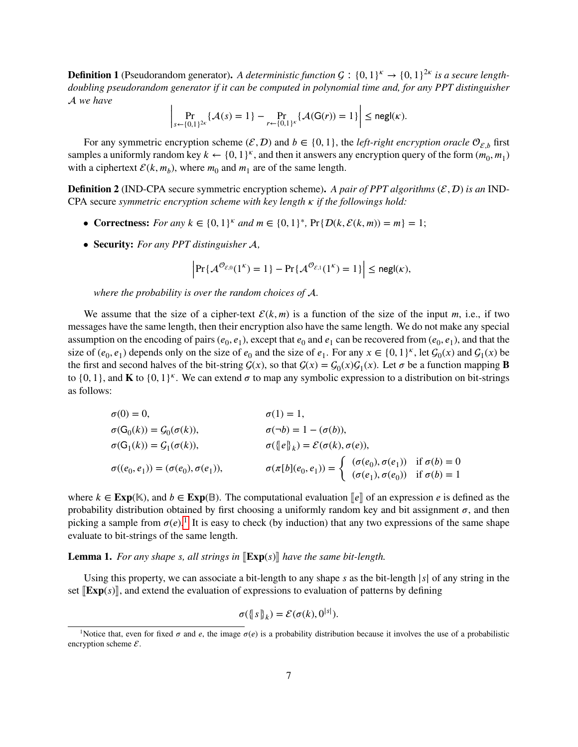**Definition 1** (Pseudorandom generator)**.** *A deterministic function $\mathcal{G} : \{0,1\}^\kappa \to \{0,1\}^{2\kappa}$ is a secure length-doubling pseudorandom generator if it can be computed in polynomial time and, for any PPT distinguisher $\mathcal{A}$ we have*

$$\left| \Pr_{s \leftarrow \{0,1\}^{2\kappa}} \{\mathcal{A}(s) = 1\} - \Pr_{r \leftarrow \{0,1\}^{\kappa}} \{\mathcal{A}(\mathsf{G}(r)) = 1\} \right| \le \mathsf{negl}(\kappa).$$

For any symmetric encryption scheme $(\mathcal{E}, \mathcal{D})$ and $b \in \{0,1\}$, the *left-right encryption oracle* $\mathcal{O}_{\mathcal{E},b}$ first samples a uniformly random key $k \leftarrow \{0,1\}^\kappa$, and then it answers any encryption query of the form $(m_0, m_1)$ with a ciphertext $\mathcal{E}(k, m_b)$, where $m_0$ and $m_1$ are of the same length.

**Definition 2** (IND-CPA secure symmetric encryption scheme)**.** *A pair of PPT algorithms $(\mathcal{E}, \mathcal{D})$ is an* IND-CPA secure *symmetric encryption scheme with key length $\kappa$ if the followings hold:*

- **Correctness:** *For any $k \in \{0,1\}^\kappa$ and $m \in \{0,1\}^*$, $\Pr\{\mathcal{D}(k, \mathcal{E}(k,m)) = m\} = 1$;*
- **Security:** *For any PPT distinguisher $\mathcal{A}$,*

$$\left| \Pr\{\mathcal{A}^{\mathcal{O}_{\mathcal{E},0}}(1^\kappa) = 1\} - \Pr\{\mathcal{A}^{\mathcal{O}_{\mathcal{E},1}}(1^\kappa) = 1\} \right| \le \mathsf{negl}(\kappa),$$

*where the probability is over the random choices of $\mathcal{A}$.*

We assume that the size of a cipher-text $\mathcal{E}(k,m)$ is a function of the size of the input $m$, i.e., if two messages have the same length, then their encryption also have the same length. We do not make any special assumption on the encoding of pairs $(e_0, e_1)$, except that $e_0$ and $e_1$ can be recovered from $(e_0, e_1)$, and that the size of $(e_0, e_1)$ depends only on the size of $e_0$ and the size of $e_1$. For any $x \in \{0,1\}^\kappa$, let $\mathcal{G}_0(x)$ and $\mathcal{G}_1(x)$ be the first and second halves of the bit-string $\mathcal{G}(x)$, so that $\mathcal{G}(x) = \mathcal{G}_0(x)\mathcal{G}_1(x)$. Let $\sigma$ be a function mapping $\mathbf{B}$ to $\{0,1\}$, and $\mathbf{K}$ to $\{0,1\}^\kappa$. We can extend $\sigma$ to map any symbolic expression to a distribution on bit-strings as follows:

$$\begin{aligned}
&\sigma(0) = 0, && \sigma(1) = 1, \\
&\sigma(\mathsf{G}_0(k)) = \mathcal{G}_0(\sigma(k)), && \sigma(\neg b) = 1 - (\sigma(b)), \\
&\sigma(\mathsf{G}_1(k)) = \mathcal{G}_1(\sigma(k)), && \sigma(\{\!\!\{e\}\!\!\}_k) = \mathcal{E}(\sigma(k), \sigma(e)), \\
&\sigma((e_0, e_1)) = (\sigma(e_0), \sigma(e_1)), && \sigma(\pi[b](e_0, e_1)) = \begin{cases} (\sigma(e_0), \sigma(e_1)) & \text{if } \sigma(b) = 0 \\ (\sigma(e_1), \sigma(e_0)) & \text{if } \sigma(b) = 1 \end{cases}
\end{aligned}$$

where $k \in \mathbf{Exp}(\mathbb{K})$, and $b \in \mathbf{Exp}(\mathbb{B})$. The computational evaluation $[\![e]\!]$ of an expression $e$ is defined as the probability distribution obtained by first choosing a uniformly random key and bit assignment $\sigma$, and then picking a sample from $\sigma(e)$.[1] It is easy to check (by induction) that any two expressions of the same shape evaluate to bit-strings of the same length.

**Lemma 1.** *For any shape $s$, all strings in $[\![\mathbf{Exp}(s)]\!]$ have the same bit-length.*

Using this property, we can associate a bit-length to any shape $s$ as the bit-length $|s|$ of any string in the set $[\![\mathbf{Exp}(s)]\!]$, and extend the evaluation of expressions to evaluation of patterns by defining

$$\sigma(\{\!\!\{s\}\!\!\}_k) = \mathcal{E}(\sigma(k), 0^{|s|}).$$

[1] Notice that, even for fixed $\sigma$ and $e$, the image $\sigma(e)$ is a probability distribution because it involves the use of a probabilistic encryption scheme $\mathcal{E}$.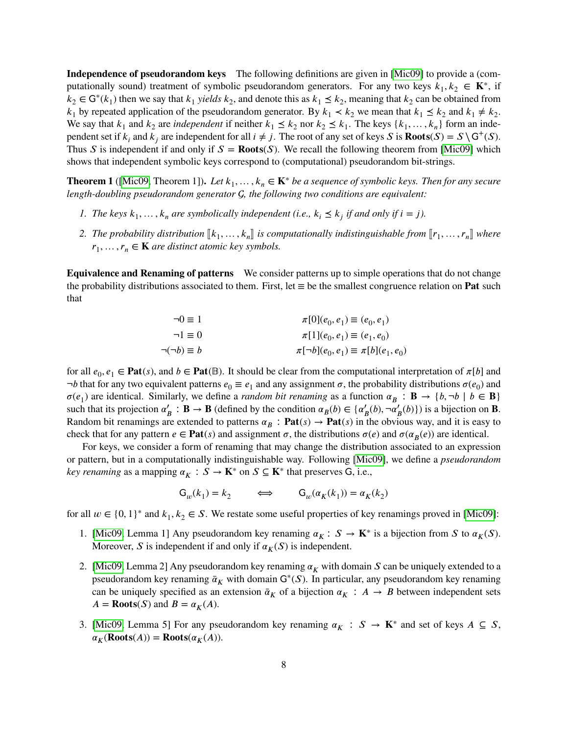**Independence of pseudorandom keys** The following definitions are given in [Mic09] to provide a (computationally sound) treatment of symbolic pseudorandom generators. For any two keys $k_1, k_2 \in \mathbf{K}^*$, if $k_2 \in \mathsf{G}^*(k_1)$ then we say that $k_1$ *yields* $k_2$, and denote this as $k_1 \preceq k_2$, meaning that $k_2$ can be obtained from $k_1$ by repeated application of the pseudorandom generator. By $k_1 \prec k_2$ we mean that $k_1 \preceq k_2$ and $k_1 \neq k_2$. We say that $k_1$ and $k_2$ are *independent* if neither $k_1 \preceq k_2$ nor $k_2 \preceq k_1$. The keys $\{k_1, \ldots, k_n\}$ form an independent set if $k_i$ and $k_j$ are independent for all $i \neq j$. The root of any set of keys $S$ is $\mathbf{Roots}(S) = S \setminus \mathsf{G}^+(S)$. Thus $S$ is independent if and only if $S = \mathbf{Roots}(S)$. We recall the following theorem from [Mic09] which shows that independent symbolic keys correspond to (computational) pseudorandom bit-strings.

**Theorem 1** ([Mic09, Theorem 1]). *Let $k_1, \ldots, k_n \in \mathbf{K}^*$ be a sequence of symbolic keys. Then for any secure length-doubling pseudorandom generator $\mathcal{G}$, the following two conditions are equivalent:*

1. *The keys $k_1, \ldots, k_n$ are symbolically independent (i.e., $k_i \preceq k_j$ if and only if $i = j$).*
2. *The probability distribution $[\![k_1, \ldots, k_n]\!]$ is computationally indistinguishable from $[\![r_1, \ldots, r_n]\!]$ where $r_1, \ldots, r_n \in \mathbf{K}$ are distinct atomic key symbols.*

**Equivalence and Renaming of patterns** We consider patterns up to simple operations that do not change the probability distributions associated to them. First, let $\equiv$ be the smallest congruence relation on $\mathbf{Pat}$ such that

$$\begin{aligned}
\neg 0 &\equiv 1 & \pi[0](e_0, e_1) &\equiv (e_0, e_1) \\
\neg 1 &\equiv 0 & \pi[1](e_0, e_1) &\equiv (e_1, e_0) \\
\neg(\neg b) &\equiv b & \pi[\neg b](e_0, e_1) &\equiv \pi[b](e_1, e_0)
\end{aligned}$$

for all $e_0, e_1 \in \mathbf{Pat}(s)$, and $b \in \mathbf{Pat}(\mathbb{B})$. It should be clear from the computational interpretation of $\pi[b]$ and $\neg b$ that for any two equivalent patterns $e_0 \equiv e_1$ and any assignment $\sigma$, the probability distributions $\sigma(e_0)$ and $\sigma(e_1)$ are identical. Similarly, we define a *random bit renaming* as a function $\alpha_B : \mathbf{B} \to \{b, \neg b \mid b \in \mathbf{B}\}$ such that its projection $\alpha'_B : \mathbf{B} \to \mathbf{B}$ (defined by the condition $\alpha_B(b) \in \{\alpha'_B(b), \neg\alpha'_B(b)\}$) is a bijection on $\mathbf{B}$. Random bit renamings are extended to patterns $\alpha_B : \mathbf{Pat}(s) \to \mathbf{Pat}(s)$ in the obvious way, and it is easy to check that for any pattern $e \in \mathbf{Pat}(s)$ and assignment $\sigma$, the distributions $\sigma(e)$ and $\sigma(\alpha_B(e))$ are identical.

For keys, we consider a form of renaming that may change the distribution associated to an expression or pattern, but in a computationally indistinguishable way. Following [Mic09], we define a *pseudorandom key renaming* as a mapping $\alpha_K : S \to \mathbf{K}^*$ on $S \subseteq \mathbf{K}^*$ that preserves $\mathsf{G}$, i.e.,

$$\mathsf{G}_w(k_1) = k_2 \qquad \Longleftrightarrow \qquad \mathsf{G}_w(\alpha_K(k_1)) = \alpha_K(k_2)$$

for all $w \in \{0,1\}^*$ and $k_1, k_2 \in S$. We restate some useful properties of key renamings proved in [Mic09]:

1. [Mic09, Lemma 1] Any pseudorandom key renaming $\alpha_K : S \to \mathbf{K}^*$ is a bijection from $S$ to $\alpha_K(S)$. Moreover, $S$ is independent if and only if $\alpha_K(S)$ is independent.
2. [Mic09, Lemma 2] Any pseudorandom key renaming $\alpha_K$ with domain $S$ can be uniquely extended to a pseudorandom key renaming $\bar{\alpha}_K$ with domain $\mathsf{G}^*(S)$. In particular, any pseudorandom key renaming can be uniquely specified as an extension $\bar{\alpha}_K$ of a bijection $\alpha_K : A \to B$ between independent sets $A = \mathbf{Roots}(S)$ and $B = \alpha_K(A)$.
3. [Mic09, Lemma 5] For any pseudorandom key renaming $\alpha_K : S \to \mathbf{K}^*$ and set of keys $A \subseteq S$, $\alpha_K(\mathbf{Roots}(A)) = \mathbf{Roots}(\alpha_K(A))$.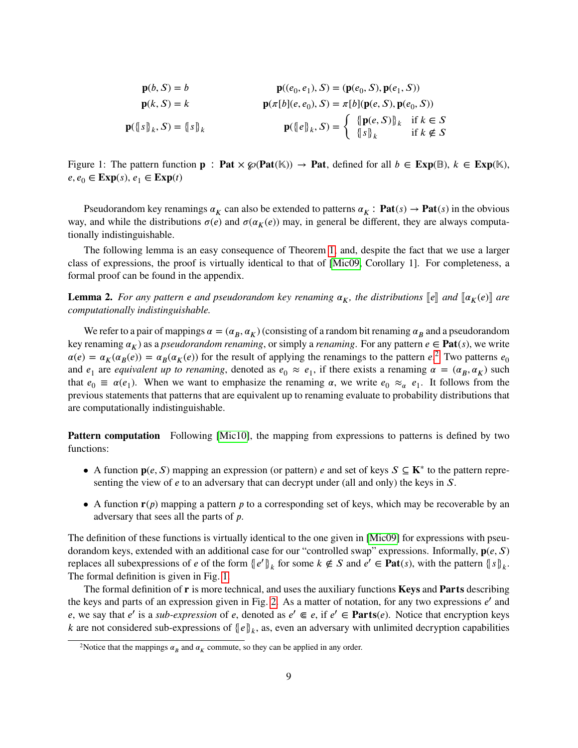$$
\begin{aligned}
\mathbf{p}(b, S) &= b & \mathbf{p}((e_0, e_1), S) &= (\mathbf{p}(e_0, S), \mathbf{p}(e_1, S)) \\
\mathbf{p}(k, S) &= k & \mathbf{p}(\pi[b](e, e_0), S) &= \pi[b](\mathbf{p}(e, S), \mathbf{p}(e_0, S)) \\
\mathbf{p}(\{\!\!\{ s \}\!\!\}_k, S) &= \{\!\!\{ s \}\!\!\}_k & \mathbf{p}(\{\!\!\{ e \}\!\!\}_k, S) &= \begin{cases} \{\!\!\{ \mathbf{p}(e, S) \}\!\!\}_k & \text{if } k \in S \\ \{\!\!\{ s \}\!\!\}_k & \text{if } k \notin S \end{cases}
\end{aligned}
$$

Figure 1: The pattern function $\mathbf{p} : \mathbf{Pat} \times \wp(\mathbf{Pat}(\mathbb{K})) \to \mathbf{Pat}$, defined for all $b \in \mathbf{Exp}(\mathbb{B})$, $k \in \mathbf{Exp}(\mathbb{K})$, $e, e_0 \in \mathbf{Exp}(s)$, $e_1 \in \mathbf{Exp}(t)$

Pseudorandom key renamings $\alpha_K$ can also be extended to patterns $\alpha_K : \mathbf{Pat}(s) \to \mathbf{Pat}(s)$ in the obvious way, and while the distributions $\sigma(e)$ and $\sigma(\alpha_K(e))$ may, in general be different, they are always computationally indistinguishable.

The following lemma is an easy consequence of Theorem 1, and, despite the fact that we use a larger class of expressions, the proof is virtually identical to that of [Mic09, Corollary 1]. For completeness, a formal proof can be found in the appendix.

**Lemma 2.** *For any pattern $e$ and pseudorandom key renaming $\alpha_K$, the distributions $[\![e]\!]$ and $[\![\alpha_K(e)]\!]$ are computationally indistinguishable.*

We refer to a pair of mappings $\alpha = (\alpha_B, \alpha_K)$ (consisting of a random bit renaming $\alpha_B$ and a pseudorandom key renaming $\alpha_K$) as a *pseudorandom renaming*, or simply a *renaming*. For any pattern $e \in \mathbf{Pat}(s)$, we write $\alpha(e) = \alpha_K(\alpha_B(e)) = \alpha_B(\alpha_K(e))$ for the result of applying the renamings to the pattern $e$.[2] Two patterns $e_0$ and $e_1$ are *equivalent up to renaming*, denoted as $e_0 \approx e_1$, if there exists a renaming $\alpha = (\alpha_B, \alpha_K)$ such that $e_0 \equiv \alpha(e_1)$. When we want to emphasize the renaming $\alpha$, we write $e_0 \approx_\alpha e_1$. It follows from the previous statements that patterns that are equivalent up to renaming evaluate to probability distributions that are computationally indistinguishable.

**Pattern computation** Following [Mic10], the mapping from expressions to patterns is defined by two functions:

- A function $\mathbf{p}(e, S)$ mapping an expression (or pattern) $e$ and set of keys $S \subseteq \mathbf{K}^*$ to the pattern representing the view of $e$ to an adversary that can decrypt under (all and only) the keys in $S$.
- A function $\mathbf{r}(p)$ mapping a pattern $p$ to a corresponding set of keys, which may be recoverable by an adversary that sees all the parts of $p$.

The definition of these functions is virtually identical to the one given in [Mic09] for expressions with pseudorandom keys, extended with an additional case for our "controlled swap" expressions. Informally, $\mathbf{p}(e, S)$ replaces all subexpressions of $e$ of the form $\{\!\!\{ e' \}\!\!\}_k$ for some $k \notin S$ and $e' \in \mathbf{Pat}(s)$, with the pattern $\{\!\!\{ s \}\!\!\}_k$. The formal definition is given in Fig. 1.

The formal definition of $\mathbf{r}$ is more technical, and uses the auxiliary functions **Keys** and **Parts** describing the keys and parts of an expression given in Fig. 2. As a matter of notation, for any two expressions $e'$ and $e$, we say that $e'$ is a *sub-expression* of $e$, denoted as $e' \Subset e$, if $e' \in \mathbf{Parts}(e)$. Notice that encryption keys $k$ are not considered sub-expressions of $\{\!\!\{ e \}\!\!\}_k$, as, even an adversary with unlimited decryption capabilities

[2] Notice that the mappings $\alpha_B$ and $\alpha_K$ commute, so they can be applied in any order.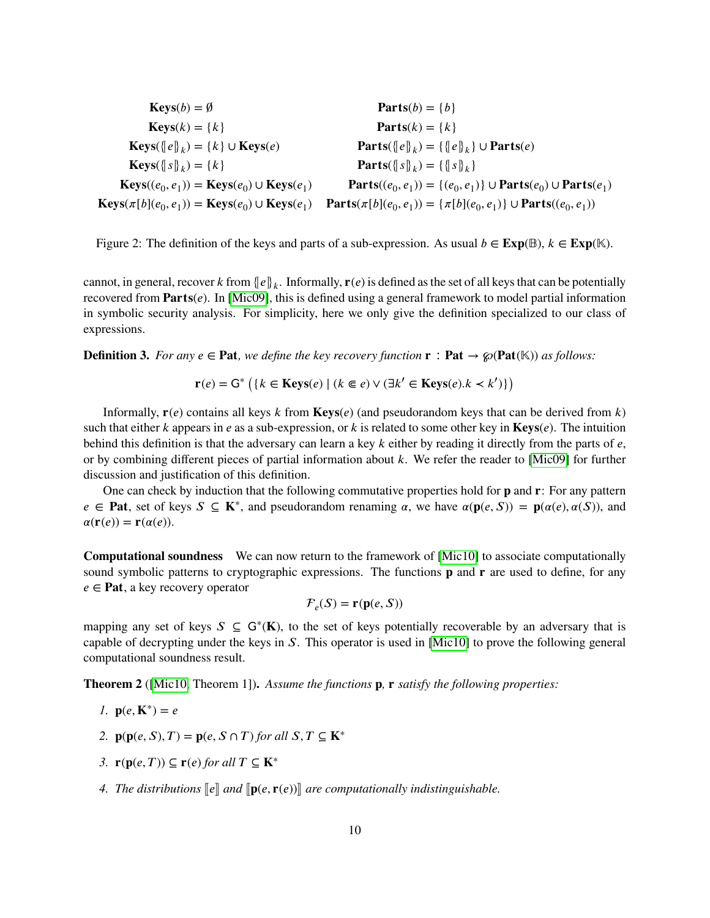$$
\begin{aligned}
\mathbf{Keys}(b) &= \emptyset & \mathbf{Parts}(b) &= \{b\} \\
\mathbf{Keys}(k) &= \{k\} & \mathbf{Parts}(k) &= \{k\} \\
\mathbf{Keys}(\{\!|e|\!\}_k) &= \{k\} \cup \mathbf{Keys}(e) & \mathbf{Parts}(\{\!|e|\!\}_k) &= \{\{\!|e|\!\}_k\} \cup \mathbf{Parts}(e) \\
\mathbf{Keys}(\{\!|s|\!\}_k) &= \{k\} & \mathbf{Parts}(\{\!|s|\!\}_k) &= \{\{\!|s|\!\}_k\} \\
\mathbf{Keys}((e_0, e_1)) &= \mathbf{Keys}(e_0) \cup \mathbf{Keys}(e_1) & \mathbf{Parts}((e_0, e_1)) &= \{(e_0, e_1)\} \cup \mathbf{Parts}(e_0) \cup \mathbf{Parts}(e_1) \\
\mathbf{Keys}(\pi[b](e_0, e_1)) &= \mathbf{Keys}(e_0) \cup \mathbf{Keys}(e_1) & \mathbf{Parts}(\pi[b](e_0, e_1)) &= \{\pi[b](e_0, e_1)\} \cup \mathbf{Parts}((e_0, e_1))
\end{aligned}
$$

Figure 2: The definition of the keys and parts of a sub-expression. As usual $b \in \mathbf{Exp}(\mathbb{B})$, $k \in \mathbf{Exp}(\mathbb{K})$.

cannot, in general, recover $k$ from $\{\!|e|\!\}_k$. Informally, $\mathbf{r}(e)$ is defined as the set of all keys that can be potentially recovered from $\mathbf{Parts}(e)$. In [Mic09], this is defined using a general framework to model partial information in symbolic security analysis. For simplicity, here we only give the definition specialized to our class of expressions.

**Definition 3.** *For any $e \in \mathbf{Pat}$, we define the key recovery function $\mathbf{r} : \mathbf{Pat} \to \wp(\mathbf{Pat}(\mathbb{K}))$ as follows:*

$$
\mathbf{r}(e) = \mathsf{G}^*\left(\{k \in \mathbf{Keys}(e) \mid (k \Subset e) \vee (\exists k' \in \mathbf{Keys}(e).k \prec k')\}\right)
$$

Informally, $\mathbf{r}(e)$ contains all keys $k$ from $\mathbf{Keys}(e)$ (and pseudorandom keys that can be derived from $k$) such that either $k$ appears in $e$ as a sub-expression, or $k$ is related to some other key in $\mathbf{Keys}(e)$. The intuition behind this definition is that the adversary can learn a key $k$ either by reading it directly from the parts of $e$, or by combining different pieces of partial information about $k$. We refer the reader to [Mic09] for further discussion and justification of this definition.

One can check by induction that the following commutative properties hold for $\mathbf{p}$ and $\mathbf{r}$: For any pattern $e \in \mathbf{Pat}$, set of keys $S \subseteq \mathbf{K}^*$, and pseudorandom renaming $\alpha$, we have $\alpha(\mathbf{p}(e, S)) = \mathbf{p}(\alpha(e), \alpha(S))$, and $\alpha(\mathbf{r}(e)) = \mathbf{r}(\alpha(e))$.

**Computational soundness** We can now return to the framework of [Mic10] to associate computationally sound symbolic patterns to cryptographic expressions. The functions $\mathbf{p}$ and $\mathbf{r}$ are used to define, for any $e \in \mathbf{Pat}$, a key recovery operator

$$
\mathcal{F}_e(S) = \mathbf{r}(\mathbf{p}(e, S))
$$

mapping any set of keys $S \subseteq \mathsf{G}^*(\mathbf{K})$, to the set of keys potentially recoverable by an adversary that is capable of decrypting under the keys in $S$. This operator is used in [Mic10] to prove the following general computational soundness result.

**Theorem 2** ([Mic10, Theorem 1]). *Assume the functions $\mathbf{p}$, $\mathbf{r}$ satisfy the following properties:*

1. $\mathbf{p}(e, \mathbf{K}^*) = e$
2. $\mathbf{p}(\mathbf{p}(e, S), T) = \mathbf{p}(e, S \cap T)$ *for all* $S, T \subseteq \mathbf{K}^*$
3. $\mathbf{r}(\mathbf{p}(e, T)) \subseteq \mathbf{r}(e)$ *for all* $T \subseteq \mathbf{K}^*$
4. *The distributions* $[\![e]\!]$ *and* $[\![\mathbf{p}(e, \mathbf{r}(e))]\!]$ *are computationally indistinguishable.*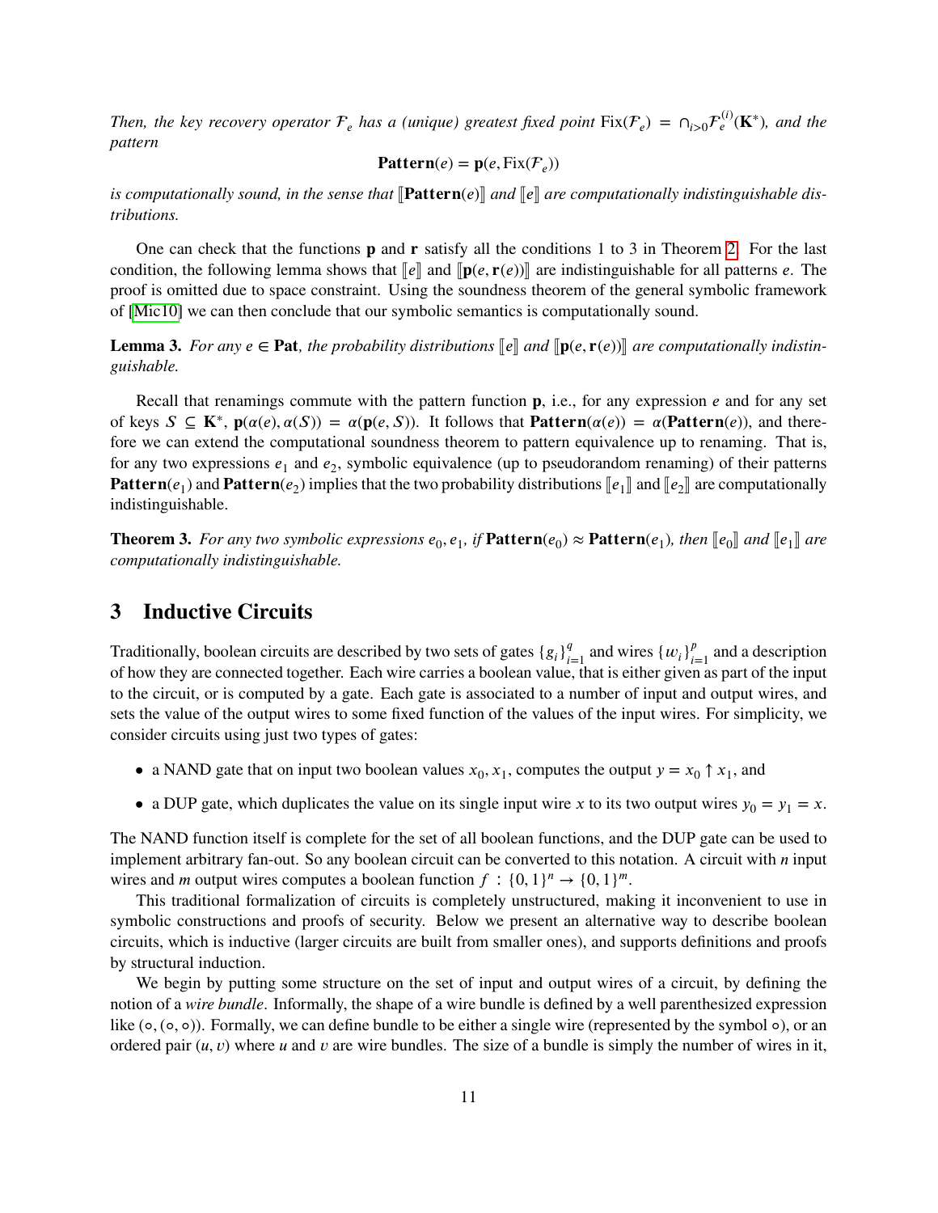*Then, the key recovery operator $\mathcal{F}_e$ has a (unique) greatest fixed point $\text{Fix}(\mathcal{F}_e) = \cap_{i>0}\mathcal{F}_e^{(i)}(\mathbf{K}^*)$, and the pattern*

$$\mathbf{Pattern}(e) = \mathbf{p}(e, \text{Fix}(\mathcal{F}_e))$$

*is computationally sound, in the sense that $[\![\mathbf{Pattern}(e)]\!]$ and $[\![e]\!]$ are computationally indistinguishable distributions.*

One can check that the functions $\mathbf{p}$ and $\mathbf{r}$ satisfy all the conditions 1 to 3 in Theorem 2. For the last condition, the following lemma shows that $[\![e]\!]$ and $[\![\mathbf{p}(e, \mathbf{r}(e))]\!]$ are indistinguishable for all patterns $e$. The proof is omitted due to space constraint. Using the soundness theorem of the general symbolic framework of [Mic10] we can then conclude that our symbolic semantics is computationally sound.

**Lemma 3.** *For any $e \in \mathbf{Pat}$, the probability distributions $[\![e]\!]$ and $[\![\mathbf{p}(e, \mathbf{r}(e))]\!]$ are computationally indistinguishable.*

Recall that renamings commute with the pattern function $\mathbf{p}$, i.e., for any expression $e$ and for any set of keys $S \subseteq \mathbf{K}^*$, $\mathbf{p}(\alpha(e), \alpha(S)) = \alpha(\mathbf{p}(e, S))$. It follows that $\mathbf{Pattern}(\alpha(e)) = \alpha(\mathbf{Pattern}(e))$, and therefore we can extend the computational soundness theorem to pattern equivalence up to renaming. That is, for any two expressions $e_1$ and $e_2$, symbolic equivalence (up to pseudorandom renaming) of their patterns $\mathbf{Pattern}(e_1)$ and $\mathbf{Pattern}(e_2)$ implies that the two probability distributions $[\![e_1]\!]$ and $[\![e_2]\!]$ are computationally indistinguishable.

**Theorem 3.** *For any two symbolic expressions $e_0, e_1$, if $\mathbf{Pattern}(e_0) \approx \mathbf{Pattern}(e_1)$, then $[\![e_0]\!]$ and $[\![e_1]\!]$ are computationally indistinguishable.*

## 3 Inductive Circuits

Traditionally, boolean circuits are described by two sets of gates $\{g_i\}_{i=1}^q$ and wires $\{w_i\}_{i=1}^p$ and a description of how they are connected together. Each wire carries a boolean value, that is either given as part of the input to the circuit, or is computed by a gate. Each gate is associated to a number of input and output wires, and sets the value of the output wires to some fixed function of the values of the input wires. For simplicity, we consider circuits using just two types of gates:

- a NAND gate that on input two boolean values $x_0, x_1$, computes the output $y = x_0 \uparrow x_1$, and
- a DUP gate, which duplicates the value on its single input wire $x$ to its two output wires $y_0 = y_1 = x$.

The NAND function itself is complete for the set of all boolean functions, and the DUP gate can be used to implement arbitrary fan-out. So any boolean circuit can be converted to this notation. A circuit with $n$ input wires and $m$ output wires computes a boolean function $f : \{0, 1\}^n \to \{0, 1\}^m$.

This traditional formalization of circuits is completely unstructured, making it inconvenient to use in symbolic constructions and proofs of security. Below we present an alternative way to describe boolean circuits, which is inductive (larger circuits are built from smaller ones), and supports definitions and proofs by structural induction.

We begin by putting some structure on the set of input and output wires of a circuit, by defining the notion of a *wire bundle*. Informally, the shape of a wire bundle is defined by a well parenthesized expression like $(\circ, (\circ, \circ))$. Formally, we can define bundle to be either a single wire (represented by the symbol $\circ$), or an ordered pair $(u, v)$ where $u$ and $v$ are wire bundles. The size of a bundle is simply the number of wires in it,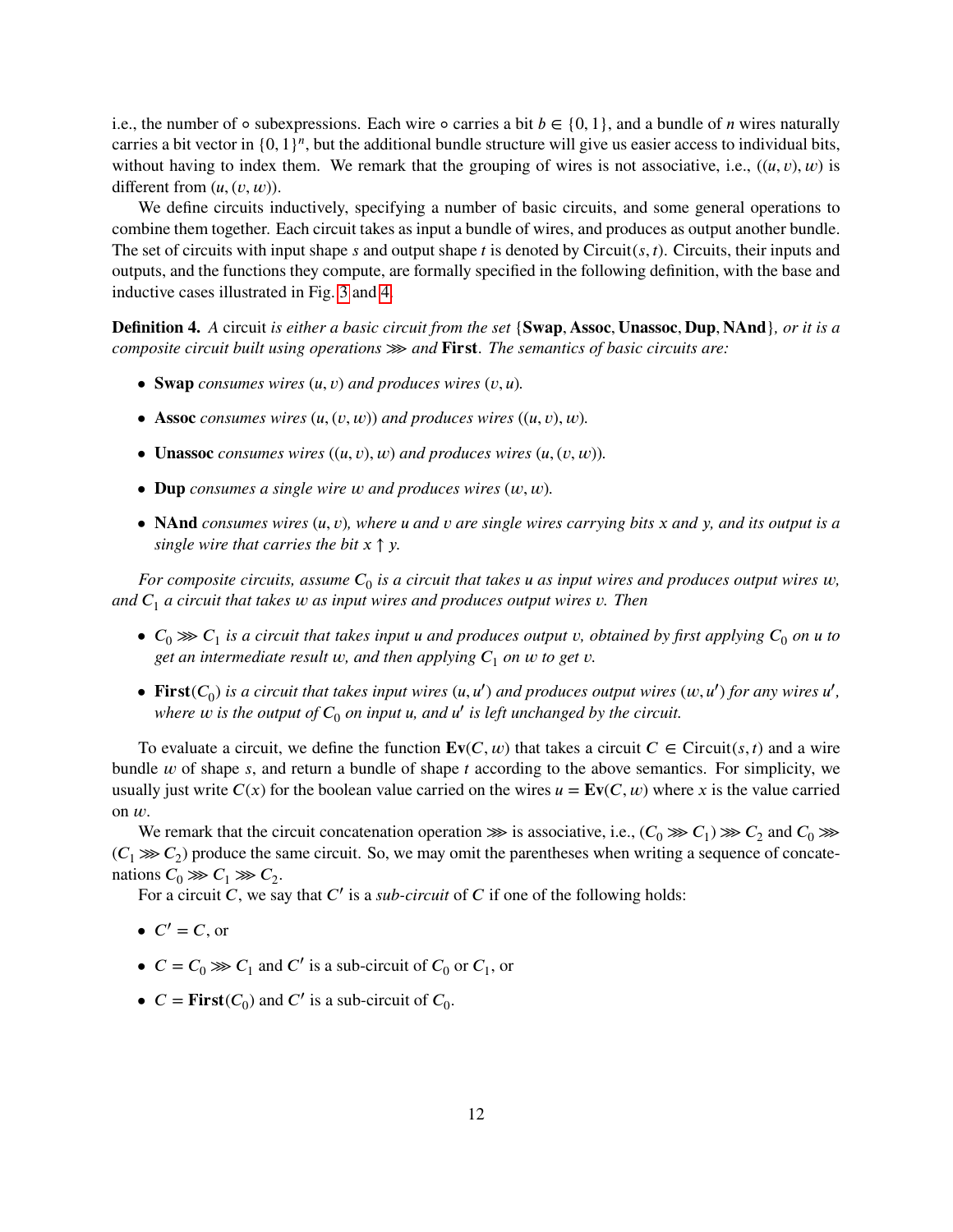i.e., the number of $\circ$ subexpressions. Each wire $\circ$ carries a bit $b \in \{0, 1\}$, and a bundle of $n$ wires naturally carries a bit vector in $\{0, 1\}^n$, but the additional bundle structure will give us easier access to individual bits, without having to index them. We remark that the grouping of wires is not associative, i.e., $((u, v), w)$ is different from $(u, (v, w))$.

We define circuits inductively, specifying a number of basic circuits, and some general operations to combine them together. Each circuit takes as input a bundle of wires, and produces as output another bundle. The set of circuits with input shape $s$ and output shape $t$ is denoted by $\mathrm{Circuit}(s, t)$. Circuits, their inputs and outputs, and the functions they compute, are formally specified in the following definition, with the base and inductive cases illustrated in Fig. 3 and 4.

**Definition 4.** *A* circuit *is either a basic circuit from the set* {**Swap**, **Assoc**, **Unassoc**, **Dup**, **NAnd**}*, or it is a composite circuit built using operations* $\ggg$ *and* **First**. *The semantics of basic circuits are:*

- **Swap** *consumes wires* $(u, v)$ *and produces wires* $(v, u)$*.*
- **Assoc** *consumes wires* $(u, (v, w))$ *and produces wires* $((u, v), w)$*.*
- **Unassoc** *consumes wires* $((u, v), w)$ *and produces wires* $(u, (v, w))$*.*
- **Dup** *consumes a single wire* $w$ *and produces wires* $(w, w)$*.*
- **NAnd** *consumes wires* $(u, v)$*, where* $u$ *and* $v$ *are single wires carrying bits* $x$ *and* $y$*, and its output is a single wire that carries the bit* $x \uparrow y$*.*

*For composite circuits, assume* $\boldsymbol{C}_0$ *is a circuit that takes* $u$ *as input wires and produces output wires* $w$*, and* $\boldsymbol{C}_1$ *a circuit that takes* $w$ *as input wires and produces output wires* $v$*. Then*

- $\boldsymbol{C}_0 \ggg \boldsymbol{C}_1$ *is a circuit that takes input* $u$ *and produces output* $v$*, obtained by first applying* $\boldsymbol{C}_0$ *on* $u$ *to get an intermediate result* $w$*, and then applying* $\boldsymbol{C}_1$ *on* $w$ *to get* $v$*.*
- $\mathbf{First}(\boldsymbol{C}_0)$ *is a circuit that takes input wires* $(u, u')$ *and produces output wires* $(w, u')$ *for any wires* $u'$*, where* $w$ *is the output of* $\boldsymbol{C}_0$ *on input* $u$*, and* $u'$ *is left unchanged by the circuit.*

To evaluate a circuit, we define the function $\mathbf{Ev}(\boldsymbol{C}, w)$ that takes a circuit $\boldsymbol{C} \in \mathrm{Circuit}(s, t)$ and a wire bundle $w$ of shape $s$, and return a bundle of shape $t$ according to the above semantics. For simplicity, we usually just write $\boldsymbol{C}(x)$ for the boolean value carried on the wires $u = \mathbf{Ev}(\boldsymbol{C}, w)$ where $x$ is the value carried on $w$.

We remark that the circuit concatenation operation $\ggg$ is associative, i.e., $(\boldsymbol{C}_0 \ggg \boldsymbol{C}_1) \ggg \boldsymbol{C}_2$ and $\boldsymbol{C}_0 \ggg (\boldsymbol{C}_1 \ggg \boldsymbol{C}_2)$ produce the same circuit. So, we may omit the parentheses when writing a sequence of concatenations $\boldsymbol{C}_0 \ggg \boldsymbol{C}_1 \ggg \boldsymbol{C}_2$.

For a circuit $\boldsymbol{C}$, we say that $\boldsymbol{C}'$ is a *sub-circuit* of $\boldsymbol{C}$ if one of the following holds:

- $\boldsymbol{C}' = \boldsymbol{C}$, or
- $\boldsymbol{C} = \boldsymbol{C}_0 \ggg \boldsymbol{C}_1$ and $\boldsymbol{C}'$ is a sub-circuit of $\boldsymbol{C}_0$ or $\boldsymbol{C}_1$, or
- $\boldsymbol{C} = \mathbf{First}(\boldsymbol{C}_0)$ and $\boldsymbol{C}'$ is a sub-circuit of $\boldsymbol{C}_0$.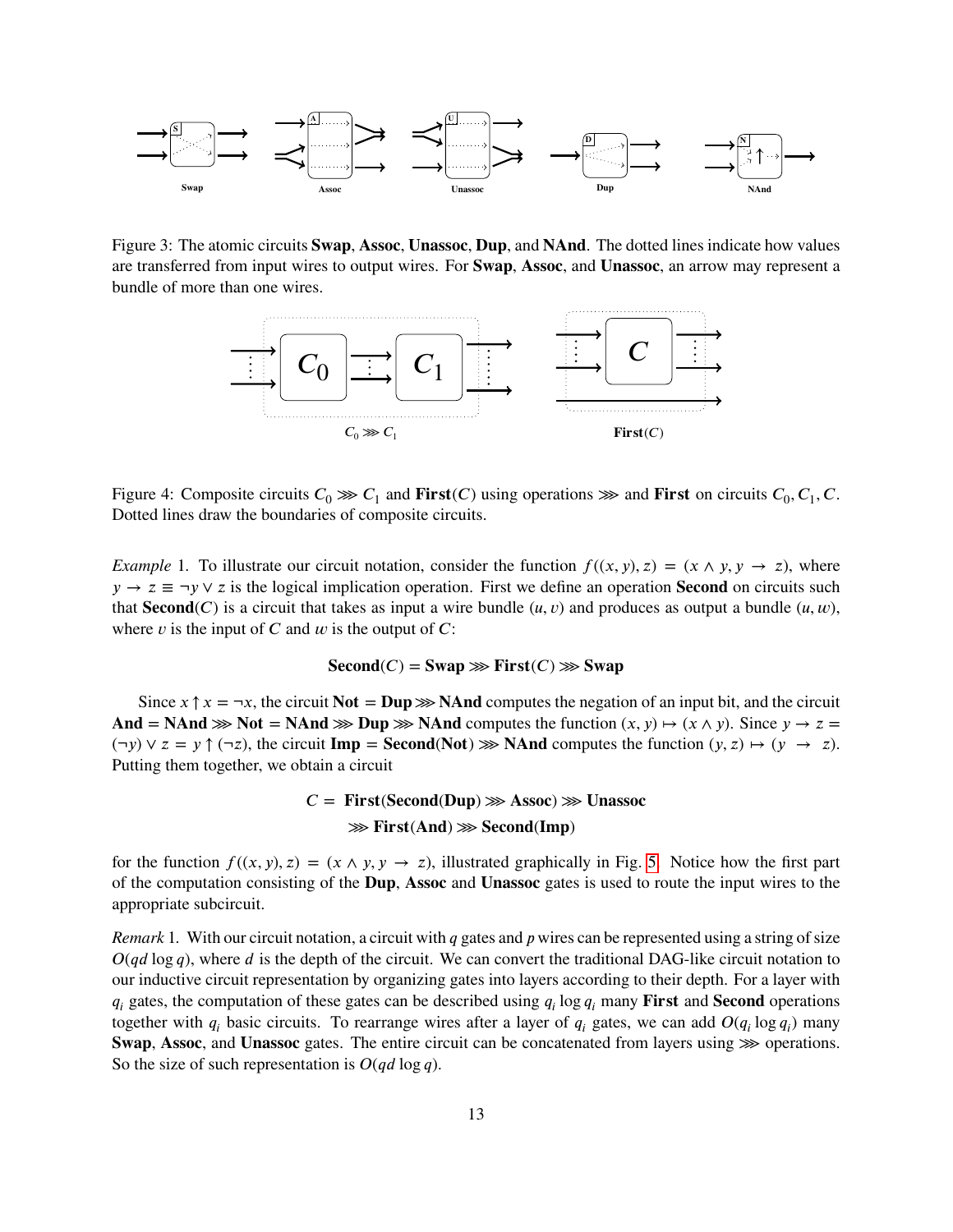Figure 3: The atomic circuits **Swap**, **Assoc**, **Unassoc**, **Dup**, and **NAnd**. The dotted lines indicate how values are transferred from input wires to output wires. For **Swap**, **Assoc**, and **Unassoc**, an arrow may represent a bundle of more than one wires.

Figure 4: Composite circuits $C_0 \ggg C_1$ and **First**$(C)$ using operations $\ggg$ and **First** on circuits $C_0, C_1, C$. Dotted lines draw the boundaries of composite circuits.

*Example* 1. To illustrate our circuit notation, consider the function $f((x, y), z) = (x \wedge y, y \to z)$, where $y \to z \equiv \neg y \vee z$ is the logical implication operation. First we define an operation **Second** on circuits such that **Second**$(C)$ is a circuit that takes as input a wire bundle $(u, v)$ and produces as output a bundle $(u, w)$, where $v$ is the input of $C$ and $w$ is the output of $C$:

$$\mathbf{Second}(C) = \mathbf{Swap} \ggg \mathbf{First}(C) \ggg \mathbf{Swap}$$

Since $x \uparrow x = \neg x$, the circuit $\mathbf{Not} = \mathbf{Dup} \ggg \mathbf{NAnd}$ computes the negation of an input bit, and the circuit $\mathbf{And} = \mathbf{NAnd} \ggg \mathbf{Not} = \mathbf{NAnd} \ggg \mathbf{Dup} \ggg \mathbf{NAnd}$ computes the function $(x, y) \mapsto (x \wedge y)$. Since $y \to z = (\neg y) \vee z = y \uparrow (\neg z)$, the circuit $\mathbf{Imp} = \mathbf{Second}(\mathbf{Not}) \ggg \mathbf{NAnd}$ computes the function $(y, z) \mapsto (y \to z)$. Putting them together, we obtain a circuit

$$\begin{aligned} C = \ & \mathbf{First}(\mathbf{Second}(\mathbf{Dup}) \ggg \mathbf{Assoc}) \ggg \mathbf{Unassoc} \\ & \ggg \mathbf{First}(\mathbf{And}) \ggg \mathbf{Second}(\mathbf{Imp}) \end{aligned}$$

for the function $f((x, y), z) = (x \wedge y, y \to z)$, illustrated graphically in Fig. 5. Notice how the first part of the computation consisting of the **Dup**, **Assoc** and **Unassoc** gates is used to route the input wires to the appropriate subcircuit.

*Remark* 1. With our circuit notation, a circuit with $q$ gates and $p$ wires can be represented using a string of size $O(qd \log q)$, where $d$ is the depth of the circuit. We can convert the traditional DAG-like circuit notation to our inductive circuit representation by organizing gates into layers according to their depth. For a layer with $q_i$ gates, the computation of these gates can be described using $q_i \log q_i$ many **First** and **Second** operations together with $q_i$ basic circuits. To rearrange wires after a layer of $q_i$ gates, we can add $O(q_i \log q_i)$ many **Swap**, **Assoc**, and **Unassoc** gates. The entire circuit can be concatenated from layers using $\ggg$ operations. So the size of such representation is $O(qd \log q)$.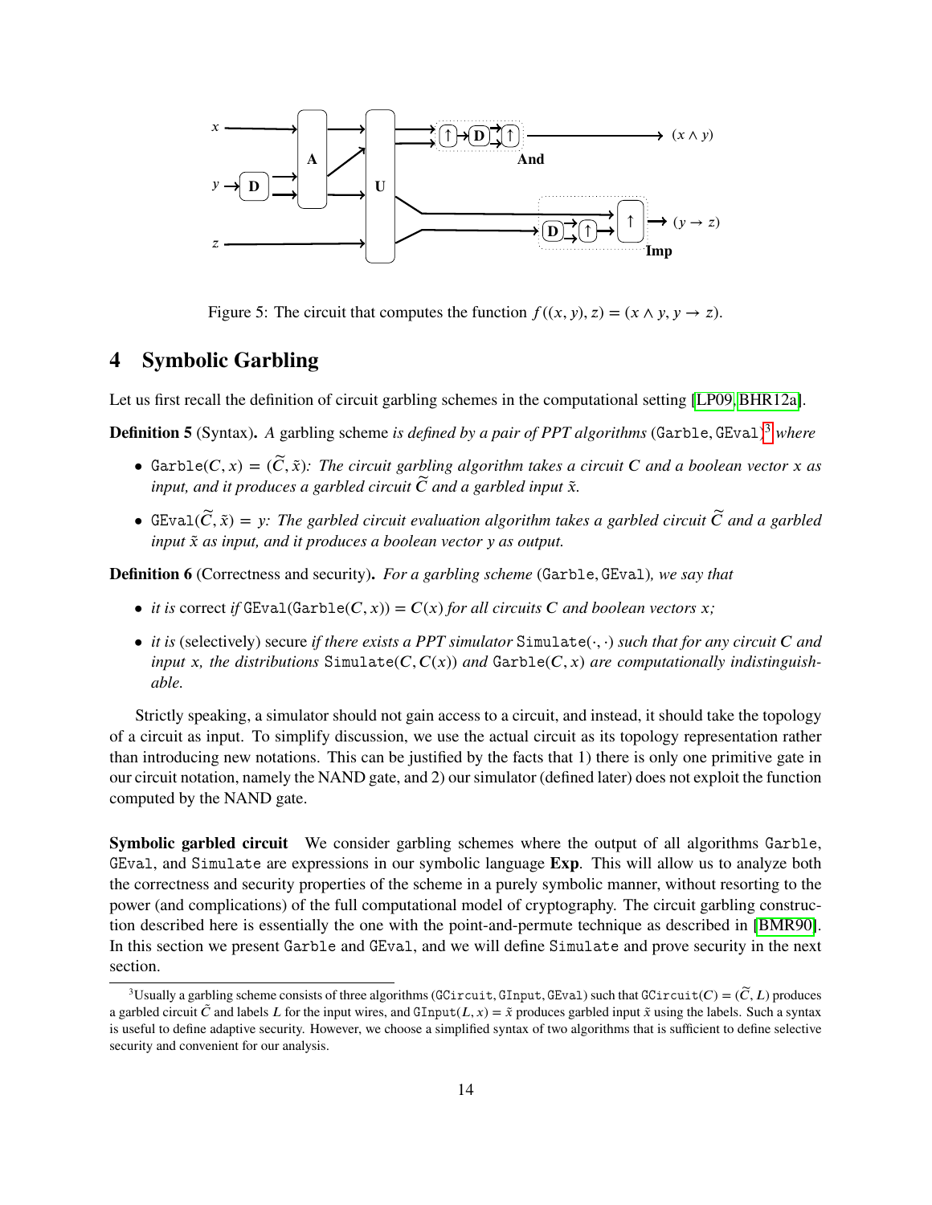Figure 5: The circuit that computes the function $f((x, y), z) = (x \wedge y, y \rightarrow z)$.

## 4 Symbolic Garbling

Let us first recall the definition of circuit garbling schemes in the computational setting [LP09, BHR12a].

**Definition 5** (Syntax)**.** *A* garbling scheme *is defined by a pair of PPT algorithms* (`Garble`, `GEval`)[3] *where*

- $\texttt{Garble}(C, x) = (\widetilde{C}, \tilde{x})$*: The circuit garbling algorithm takes a circuit* $C$ *and a boolean vector* $x$ *as input, and it produces a garbled circuit* $\widetilde{C}$ *and a garbled input* $\tilde{x}$*.*
- $\texttt{GEval}(\widetilde{C}, \tilde{x}) = y$*: The garbled circuit evaluation algorithm takes a garbled circuit* $\widetilde{C}$ *and a garbled input* $\tilde{x}$ *as input, and it produces a boolean vector* $y$ *as output.*

**Definition 6** (Correctness and security)**.** *For a garbling scheme* (`Garble`, `GEval`)*, we say that*

- *it is* correct *if* $\texttt{GEval}(\texttt{Garble}(C, x)) = C(x)$ *for all circuits* $C$ *and boolean vectors* $x$*;*
- *it is* (selectively) secure *if there exists a PPT simulator* $\texttt{Simulate}(\cdot, \cdot)$ *such that for any circuit* $C$ *and input* $x$*, the distributions* $\texttt{Simulate}(C, C(x))$ *and* $\texttt{Garble}(C, x)$ *are computationally indistinguishable.*

Strictly speaking, a simulator should not gain access to a circuit, and instead, it should take the topology of a circuit as input. To simplify discussion, we use the actual circuit as its topology representation rather than introducing new notations. This can be justified by the facts that 1) there is only one primitive gate in our circuit notation, namely the NAND gate, and 2) our simulator (defined later) does not exploit the function computed by the NAND gate.

**Symbolic garbled circuit** We consider garbling schemes where the output of all algorithms `Garble`, `GEval`, and `Simulate` are expressions in our symbolic language **Exp**. This will allow us to analyze both the correctness and security properties of the scheme in a purely symbolic manner, without resorting to the power (and complications) of the full computational model of cryptography. The circuit garbling construction described here is essentially the one with the point-and-permute technique as described in [BMR90]. In this section we present `Garble` and `GEval`, and we will define `Simulate` and prove security in the next section.

[3] Usually a garbling scheme consists of three algorithms (`GCircuit`, `GInput`, `GEval`) such that $\texttt{GCircuit}(C) = (\widetilde{C}, L)$ produces a garbled circuit $\tilde{C}$ and labels $L$ for the input wires, and $\texttt{GInput}(L, x) = \tilde{x}$ produces garbled input $\tilde{x}$ using the labels. Such a syntax is useful to define adaptive security. However, we choose a simplified syntax of two algorithms that is sufficient to define selective security and convenient for our analysis.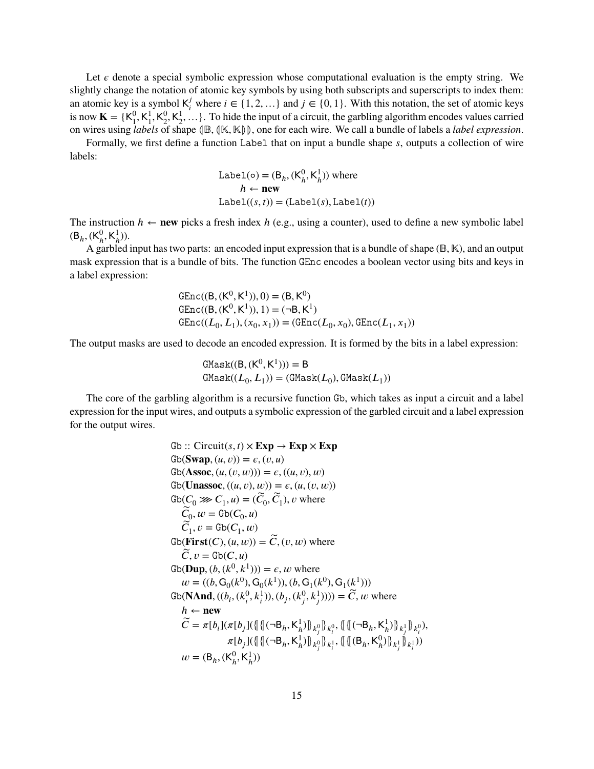Let $\epsilon$ denote a special symbolic expression whose computational evaluation is the empty string. We slightly change the notation of atomic key symbols by using both subscripts and superscripts to index them: an atomic key is a symbol $\mathsf{K}_i^j$ where $i \in \{1, 2, \dots\}$ and $j \in \{0, 1\}$. With this notation, the set of atomic keys is now $\mathbf{K} = \{\mathsf{K}_1^0, \mathsf{K}_1^1, \mathsf{K}_2^0, \mathsf{K}_2^1, \dots\}$. To hide the input of a circuit, the garbling algorithm encodes values carried on wires using *labels* of shape $(\!|\mathbb{B}, (\!|\mathbb{K}, \mathbb{K}|\!)|\!)$, one for each wire. We call a bundle of labels a *label expression*.

Formally, we first define a function Label that on input a bundle shape $s$, outputs a collection of wire labels:

$$
\begin{aligned}
&\texttt{Label}(\circ) = (\mathsf{B}_h, (\mathsf{K}_h^0, \mathsf{K}_h^1)) \text{ where} \\
&\quad h \leftarrow \mathbf{new} \\
&\texttt{Label}((s, t)) = (\texttt{Label}(s), \texttt{Label}(t))
\end{aligned}
$$

The instruction $h \leftarrow \mathbf{new}$ picks a fresh index $h$ (e.g., using a counter), used to define a new symbolic label $(\mathsf{B}_h, (\mathsf{K}_h^0, \mathsf{K}_h^1))$.

A garbled input has two parts: an encoded input expression that is a bundle of shape $(\mathbb{B}, \mathbb{K})$, and an output mask expression that is a bundle of bits. The function GEnc encodes a boolean vector using bits and keys in a label expression:

$$
\begin{aligned}
&\texttt{GEnc}((\mathsf{B}, (\mathsf{K}^0, \mathsf{K}^1)), 0) = (\mathsf{B}, \mathsf{K}^0) \\
&\texttt{GEnc}((\mathsf{B}, (\mathsf{K}^0, \mathsf{K}^1)), 1) = (\neg\mathsf{B}, \mathsf{K}^1) \\
&\texttt{GEnc}((L_0, L_1), (x_0, x_1)) = (\texttt{GEnc}(L_0, x_0), \texttt{GEnc}(L_1, x_1))
\end{aligned}
$$

The output masks are used to decode an encoded expression. It is formed by the bits in a label expression:

$$
\begin{aligned}
&\texttt{GMask}((\mathsf{B}, (\mathsf{K}^0, \mathsf{K}^1))) = \mathsf{B} \\
&\texttt{GMask}((L_0, L_1)) = (\texttt{GMask}(L_0), \texttt{GMask}(L_1))
\end{aligned}
$$

The core of the garbling algorithm is a recursive function Gb, which takes as input a circuit and a label expression for the input wires, and outputs a symbolic expression of the garbled circuit and a label expression for the output wires.

$$
\begin{aligned}
&\texttt{Gb} :: \text{Circuit}(s, t) \times \mathbf{Exp} \to \mathbf{Exp} \times \mathbf{Exp} \\
&\texttt{Gb}(\mathbf{Swap}, (u, v)) = \epsilon, (v, u) \\
&\texttt{Gb}(\mathbf{Assoc}, (u, (v, w))) = \epsilon, ((u, v), w) \\
&\texttt{Gb}(\mathbf{Unassoc}, ((u, v), w)) = \epsilon, (u, (v, w)) \\
&\texttt{Gb}(C_0 \ggg C_1, u) = (\widetilde{C}_0, \widetilde{C}_1), v \text{ where} \\
&\quad \widetilde{C}_0, w = \texttt{Gb}(C_0, u) \\
&\quad \widetilde{C}_1, v = \texttt{Gb}(C_1, w) \\
&\texttt{Gb}(\mathbf{First}(C), (u, w)) = \widetilde{C}, (v, w) \text{ where} \\
&\quad \widetilde{C}, v = \texttt{Gb}(C, u) \\
&\texttt{Gb}(\mathbf{Dup}, (b, (k^0, k^1))) = \epsilon, w \text{ where} \\
&\quad w = ((b, \mathsf{G}_0(k^0), \mathsf{G}_0(k^1)), (b, \mathsf{G}_1(k^0), \mathsf{G}_1(k^1))) \\
&\texttt{Gb}(\mathbf{NAnd}, ((b_i, (k_i^0, k_i^1)), (b_j, (k_j^0, k_j^1)))) = \widetilde{C}, w \text{ where} \\
&\quad h \leftarrow \mathbf{new} \\
&\quad \widetilde{C} = \pi[b_i](\pi[b_j](\{\!|\{\!|(\neg\mathsf{B}_h, \mathsf{K}_h^1)|\!\}_{k_j^0}|\!\}_{k_i^0}, \{\!|\{\!|(\neg\mathsf{B}_h, \mathsf{K}_h^1)|\!\}_{k_j^1}|\!\}_{k_i^0}), \\
&\qquad\qquad \pi[b_j](\{\!|\{\!|(\neg\mathsf{B}_h, \mathsf{K}_h^1)|\!\}_{k_j^0}|\!\}_{k_i^1}, \{\!|\{\!|(\mathsf{B}_h, \mathsf{K}_h^0)|\!\}_{k_j^1}|\!\}_{k_i^1})) \\
&\quad w = (\mathsf{B}_h, (\mathsf{K}_h^0, \mathsf{K}_h^1))
\end{aligned}
$$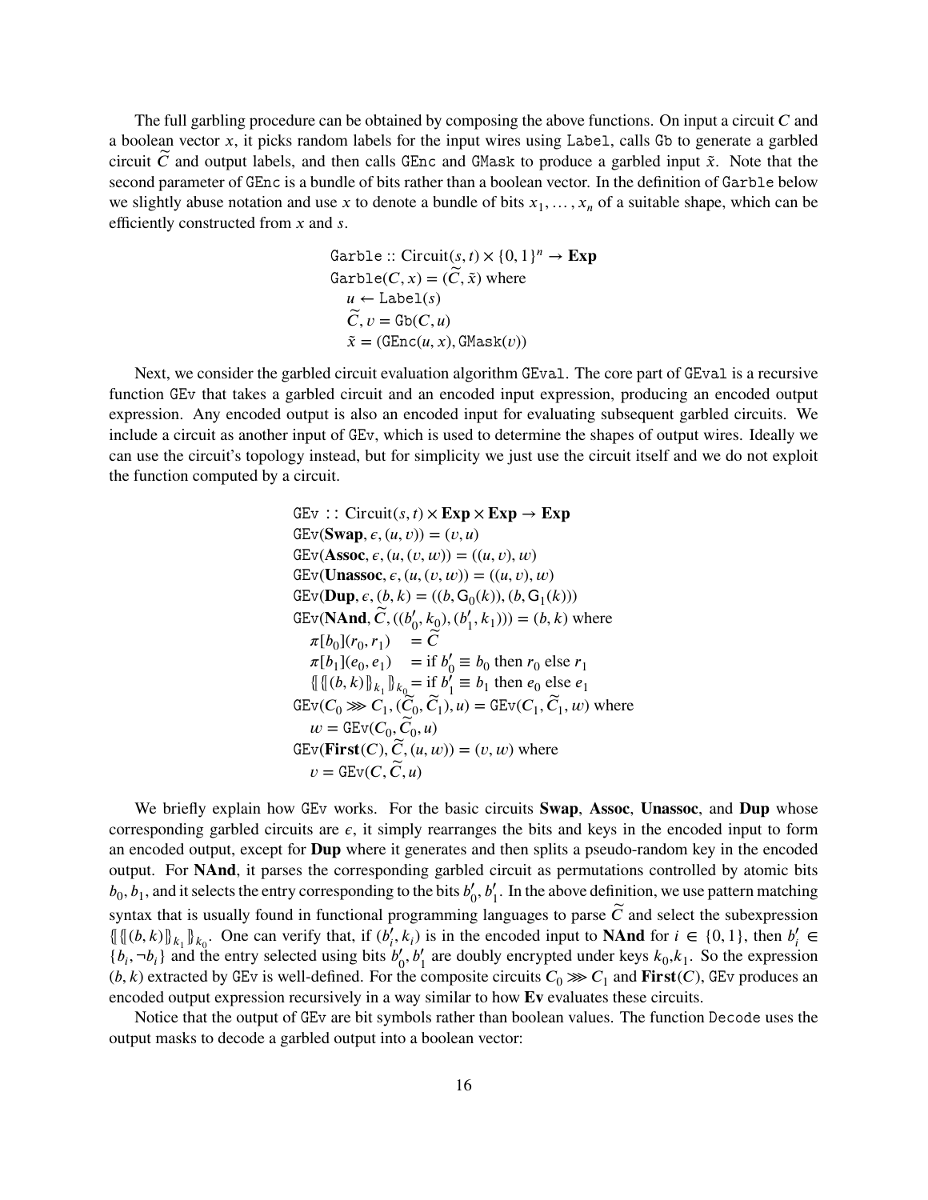The full garbling procedure can be obtained by composing the above functions. On input a circuit $C$ and a boolean vector $x$, it picks random labels for the input wires using `Label`, calls `Gb` to generate a garbled circuit $\widetilde{C}$ and output labels, and then calls `GEnc` and `GMask` to produce a garbled input $\tilde{x}$. Note that the second parameter of `GEnc` is a bundle of bits rather than a boolean vector. In the definition of `Garble` below we slightly abuse notation and use $x$ to denote a bundle of bits $x_1, \ldots, x_n$ of a suitable shape, which can be efficiently constructed from $x$ and $s$.

$$
\begin{aligned}
&\texttt{Garble} :: \text{Circuit}(s,t) \times \{0,1\}^n \to \mathbf{Exp} \\
&\texttt{Garble}(C, x) = (\widetilde{C}, \tilde{x}) \text{ where} \\
&\quad u \leftarrow \texttt{Label}(s) \\
&\quad \widetilde{C}, v = \texttt{Gb}(C, u) \\
&\quad \tilde{x} = (\texttt{GEnc}(u, x), \texttt{GMask}(v))
\end{aligned}
$$

Next, we consider the garbled circuit evaluation algorithm `GEval`. The core part of `GEval` is a recursive function `GEv` that takes a garbled circuit and an encoded input expression, producing an encoded output expression. Any encoded output is also an encoded input for evaluating subsequent garbled circuits. We include a circuit as another input of `GEv`, which is used to determine the shapes of output wires. Ideally we can use the circuit's topology instead, but for simplicity we just use the circuit itself and we do not exploit the function computed by a circuit.

$$
\begin{aligned}
&\texttt{GEv} :: \text{Circuit}(s,t) \times \mathbf{Exp} \times \mathbf{Exp} \to \mathbf{Exp} \\
&\texttt{GEv}(\mathbf{Swap}, \epsilon, (u, v)) = (v, u) \\
&\texttt{GEv}(\mathbf{Assoc}, \epsilon, (u, (v, w))) = ((u, v), w) \\
&\texttt{GEv}(\mathbf{Unassoc}, \epsilon, (u, (v, w))) = ((u, v), w) \\
&\texttt{GEv}(\mathbf{Dup}, \epsilon, (b, k) = ((b, \mathsf{G}_0(k)), (b, \mathsf{G}_1(k))) \\
&\texttt{GEv}(\mathbf{NAnd}, \widetilde{C}, ((b_0', k_0), (b_1', k_1))) = (b, k) \text{ where} \\
&\quad \pi[b_0](r_0, r_1) \quad = \widetilde{C} \\
&\quad \pi[b_1](e_0, e_1) \quad = \text{if } b_0' \equiv b_0 \text{ then } r_0 \text{ else } r_1 \\
&\quad \{\!\!\{ \{\!\!\{ (b, k) \}\!\!\}_{k_1} \}\!\!\}_{k_0} = \text{if } b_1' \equiv b_1 \text{ then } e_0 \text{ else } e_1 \\
&\texttt{GEv}(C_0 \ggg C_1, (\widetilde{C}_0, \widetilde{C}_1), u) = \texttt{GEv}(C_1, \widetilde{C}_1, w) \text{ where} \\
&\quad w = \texttt{GEv}(C_0, \widetilde{C}_0, u) \\
&\texttt{GEv}(\mathbf{First}(C), \widetilde{C}, (u, w)) = (v, w) \text{ where} \\
&\quad v = \texttt{GEv}(C, \widetilde{C}, u)
\end{aligned}
$$

We briefly explain how `GEv` works. For the basic circuits **Swap**, **Assoc**, **Unassoc**, and **Dup** whose corresponding garbled circuits are $\epsilon$, it simply rearranges the bits and keys in the encoded input to form an encoded output, except for **Dup** where it generates and then splits a pseudo-random key in the encoded output. For **NAnd**, it parses the corresponding garbled circuit as permutations controlled by atomic bits $b_0, b_1$, and it selects the entry corresponding to the bits $b_0', b_1'$. In the above definition, we use pattern matching syntax that is usually found in functional programming languages to parse $\widetilde{C}$ and select the subexpression $\{\!\!\{ \{\!\!\{ (b, k) \}\!\!\}_{k_1} \}\!\!\}_{k_0}$. One can verify that, if $(b_i', k_i)$ is in the encoded input to **NAnd** for $i \in \{0, 1\}$, then $b_i' \in \{b_i, \neg b_i\}$ and the entry selected using bits $b_0', b_1'$ are doubly encrypted under keys $k_0$,$k_1$. So the expression $(b, k)$ extracted by `GEv` is well-defined. For the composite circuits $C_0 \ggg C_1$ and $\mathbf{First}(C)$, `GEv` produces an encoded output expression recursively in a way similar to how **Ev** evaluates these circuits.

Notice that the output of `GEv` are bit symbols rather than boolean values. The function `Decode` uses the output masks to decode a garbled output into a boolean vector: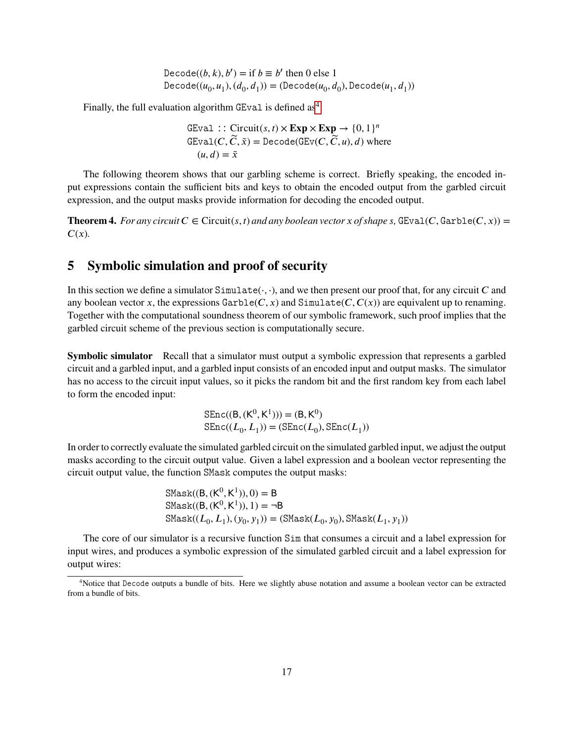$$\texttt{Decode}((b, k), b') = \text{if } b \equiv b' \text{ then } 0 \text{ else } 1$$
$$\texttt{Decode}((u_0, u_1), (d_0, d_1)) = (\texttt{Decode}(u_0, d_0), \texttt{Decode}(u_1, d_1))$$

Finally, the full evaluation algorithm GEval is defined as[4]

$$\begin{aligned}
&\texttt{GEval} :: \text{Circuit}(s, t) \times \textbf{Exp} \times \textbf{Exp} \to \{0, 1\}^n \\
&\texttt{GEval}(C, \widetilde{C}, \tilde{x}) = \texttt{Decode}(\texttt{GEv}(C, \widetilde{C}, u), d) \text{ where} \\
&\quad (u, d) = \tilde{x}
\end{aligned}$$

The following theorem shows that our garbling scheme is correct. Briefly speaking, the encoded input expressions contain the sufficient bits and keys to obtain the encoded output from the garbled circuit expression, and the output masks provide information for decoding the encoded output.

**Theorem 4.** *For any circuit $C \in \text{Circuit}(s, t)$ and any boolean vector $x$ of shape $s$,* $\texttt{GEval}(C, \texttt{Garble}(C, x)) = C(x)$*.*

## 5 Symbolic simulation and proof of security

In this section we define a simulator $\texttt{Simulate}(\cdot, \cdot)$, and we then present our proof that, for any circuit $C$ and any boolean vector $x$, the expressions $\texttt{Garble}(C, x)$ and $\texttt{Simulate}(C, C(x))$ are equivalent up to renaming. Together with the computational soundness theorem of our symbolic framework, such proof implies that the garbled circuit scheme of the previous section is computationally secure.

**Symbolic simulator** Recall that a simulator must output a symbolic expression that represents a garbled circuit and a garbled input, and a garbled input consists of an encoded input and output masks. The simulator has no access to the circuit input values, so it picks the random bit and the first random key from each label to form the encoded input:

$$\texttt{SEnc}((\mathsf{B}, (\mathsf{K}^0, \mathsf{K}^1))) = (\mathsf{B}, \mathsf{K}^0)$$
$$\texttt{SEnc}((L_0, L_1)) = (\texttt{SEnc}(L_0), \texttt{SEnc}(L_1))$$

In order to correctly evaluate the simulated garbled circuit on the simulated garbled input, we adjust the output masks according to the circuit output value. Given a label expression and a boolean vector representing the circuit output value, the function SMask computes the output masks:

$$\texttt{SMask}((\mathsf{B}, (\mathsf{K}^0, \mathsf{K}^1)), 0) = \mathsf{B}$$
$$\texttt{SMask}((\mathsf{B}, (\mathsf{K}^0, \mathsf{K}^1)), 1) = \neg\mathsf{B}$$
$$\texttt{SMask}((L_0, L_1), (y_0, y_1)) = (\texttt{SMask}(L_0, y_0), \texttt{SMask}(L_1, y_1))$$

The core of our simulator is a recursive function Sim that consumes a circuit and a label expression for input wires, and produces a symbolic expression of the simulated garbled circuit and a label expression for output wires:

[4] Notice that Decode outputs a bundle of bits. Here we slightly abuse notation and assume a boolean vector can be extracted from a bundle of bits.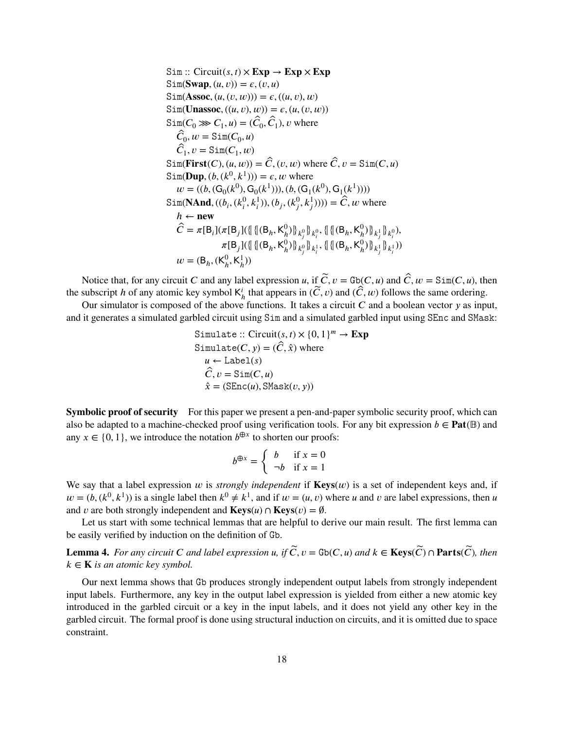$$
\begin{aligned}
&\texttt{Sim} :: \text{Circuit}(s,t) \times \mathbf{Exp} \to \mathbf{Exp} \times \mathbf{Exp} \\
&\texttt{Sim}(\mathbf{Swap}, (u, v)) = \epsilon, (v, u) \\
&\texttt{Sim}(\mathbf{Assoc}, (u, (v, w))) = \epsilon, ((u, v), w) \\
&\texttt{Sim}(\mathbf{Unassoc}, ((u, v), w)) = \epsilon, (u, (v, w)) \\
&\texttt{Sim}(C_0 \ggg C_1, u) = (\widehat{C}_0, \widehat{C}_1), v \text{ where} \\
&\quad \widehat{C}_0, w = \texttt{Sim}(C_0, u) \\
&\quad \widehat{C}_1, v = \texttt{Sim}(C_1, w) \\
&\texttt{Sim}(\mathbf{First}(C), (u, w)) = \widehat{C}, (v, w) \text{ where } \widehat{C}, v = \texttt{Sim}(C, u) \\
&\texttt{Sim}(\mathbf{Dup}, (b, (k^0, k^1))) = \epsilon, w \text{ where} \\
&\quad w = ((b, (\mathsf{G}_0(k^0), \mathsf{G}_0(k^1))), (b, (\mathsf{G}_1(k^0), \mathsf{G}_1(k^1)))) \\
&\texttt{Sim}(\mathbf{NAnd}, ((b_i, (k_i^0, k_i^1)), (b_j, (k_j^0, k_j^1)))) = \widehat{C}, w \text{ where} \\
&\quad h \leftarrow \mathbf{new} \\
&\quad \widehat{C} = \pi[\mathsf{B}_i](\pi[\mathsf{B}_j](\{\!\{ \{\!\{(\mathsf{B}_h, \mathsf{K}_h^0)\}\!\}_{k_j^0} \}\!\}_{k_i^0}, \{\!\{ \{\!\{(\mathsf{B}_h, \mathsf{K}_h^0)\}\!\}_{k_j^1} \}\!\}_{k_i^0}), \\
&\qquad\qquad \pi[\mathsf{B}_j](\{\!\{ \{\!\{(\mathsf{B}_h, \mathsf{K}_h^0)\}\!\}_{k_j^0} \}\!\}_{k_i^1}, \{\!\{ \{\!\{(\mathsf{B}_h, \mathsf{K}_h^0)\}\!\}_{k_j^1} \}\!\}_{k_i^1})) \\
&\quad w = (\mathsf{B}_h, (\mathsf{K}_h^0, \mathsf{K}_h^1))
\end{aligned}
$$

Notice that, for any circuit $C$ and any label expression $u$, if $\widetilde{C}, v = \texttt{Gb}(C, u)$ and $\widehat{C}, w = \texttt{Sim}(C, u)$, then the subscript $h$ of any atomic key symbol $\mathsf{K}_h^i$ that appears in $(\widetilde{C}, v)$ and $(\widehat{C}, w)$ follows the same ordering.

Our simulator is composed of the above functions. It takes a circuit $C$ and a boolean vector $y$ as input, and it generates a simulated garbled circuit using Sim and a simulated garbled input using SEnc and SMask:

$$
\begin{aligned}
&\texttt{Simulate} :: \text{Circuit}(s,t) \times \{0,1\}^m \to \mathbf{Exp} \\
&\texttt{Simulate}(C, y) = (\widehat{C}, \hat{x}) \text{ where} \\
&\quad u \leftarrow \texttt{Label}(s) \\
&\quad \widehat{C}, v = \texttt{Sim}(C, u) \\
&\quad \hat{x} = (\texttt{SEnc}(u), \texttt{SMask}(v, y))
\end{aligned}
$$

**Symbolic proof of security** For this paper we present a pen-and-paper symbolic security proof, which can also be adapted to a machine-checked proof using verification tools. For any bit expression $b \in \mathbf{Pat}(\mathbb{B})$ and any $x \in \{0, 1\}$, we introduce the notation $b^{\oplus x}$ to shorten our proofs:

$$
b^{\oplus x} = \begin{cases} b & \text{if } x = 0 \\ \neg b & \text{if } x = 1 \end{cases}
$$

We say that a label expression $w$ is *strongly independent* if $\mathbf{Keys}(w)$ is a set of independent keys and, if $w = (b, (k^0, k^1))$ is a single label then $k^0 \neq k^1$, and if $w = (u, v)$ where $u$ and $v$ are label expressions, then $u$ and $v$ are both strongly independent and $\mathbf{Keys}(u) \cap \mathbf{Keys}(v) = \emptyset$.

Let us start with some technical lemmas that are helpful to derive our main result. The first lemma can be easily verified by induction on the definition of Gb.

**Lemma 4.** *For any circuit $C$ and label expression $u$, if $\widetilde{C}, v = \texttt{Gb}(C, u)$ and $k \in \mathbf{Keys}(\widetilde{C}) \cap \mathbf{Parts}(\widetilde{C})$, then $k \in \mathbf{K}$ is an atomic key symbol.*

Our next lemma shows that Gb produces strongly independent output labels from strongly independent input labels. Furthermore, any key in the output label expression is yielded from either a new atomic key introduced in the garbled circuit or a key in the input labels, and it does not yield any other key in the garbled circuit. The formal proof is done using structural induction on circuits, and it is omitted due to space constraint.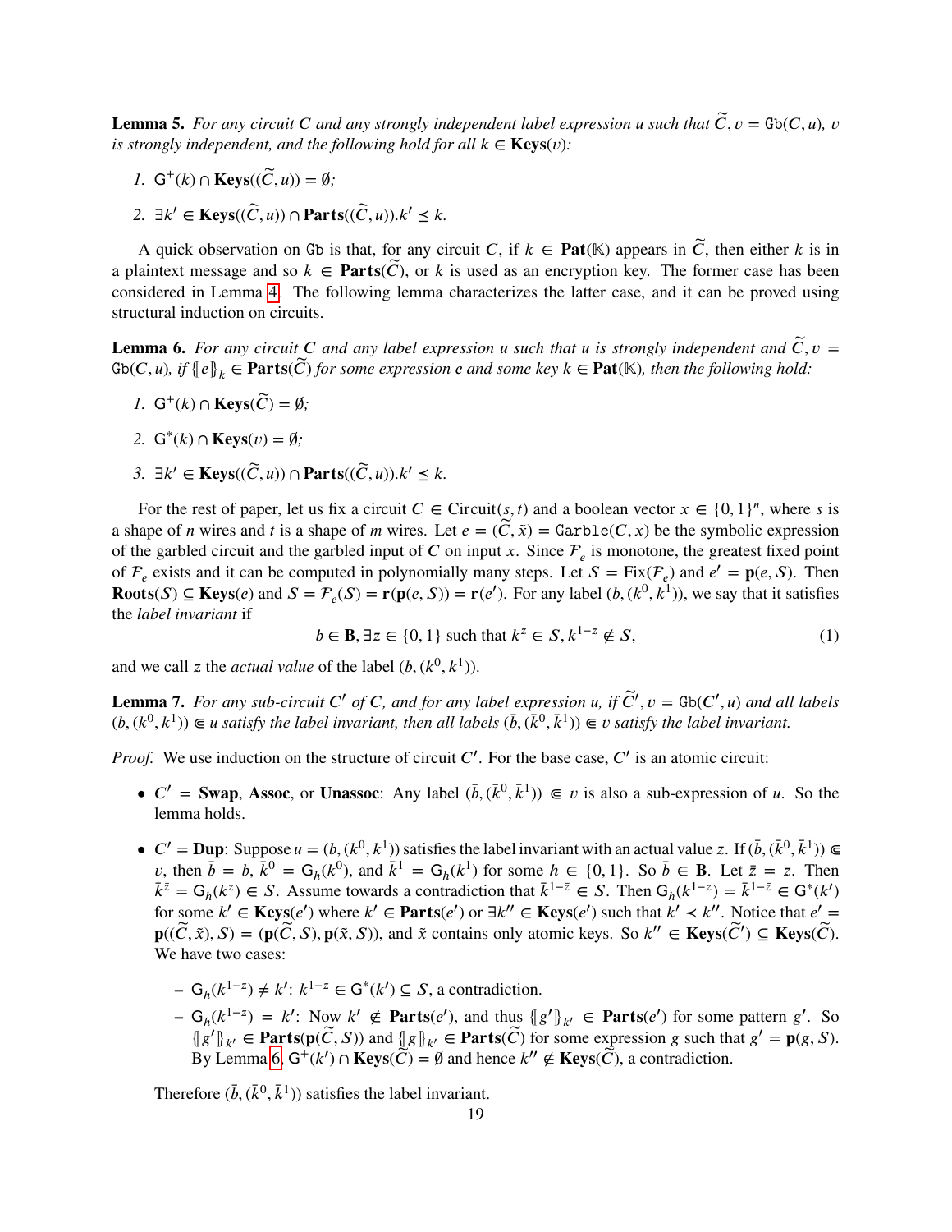**Lemma 5.** *For any circuit $C$ and any strongly independent label expression $u$ such that $\widetilde{C}, v = \mathtt{Gb}(C, u)$, $v$ is strongly independent, and the following hold for all $k \in \mathbf{Keys}(v)$:*

1. $\mathsf{G}^{+}(k) \cap \mathbf{Keys}((\widetilde{C}, u)) = \emptyset$;
2. $\exists k' \in \mathbf{Keys}((\widetilde{C}, u)) \cap \mathbf{Parts}((\widetilde{C}, u)).k' \preceq k$.

A quick observation on Gb is that, for any circuit $C$, if $k \in \mathbf{Pat}(\mathbb{K})$ appears in $\widetilde{C}$, then either $k$ is in a plaintext message and so $k \in \mathbf{Parts}(\widetilde{C})$, or $k$ is used as an encryption key. The former case has been considered in Lemma 4. The following lemma characterizes the latter case, and it can be proved using structural induction on circuits.

**Lemma 6.** *For any circuit $C$ and any label expression $u$ such that $u$ is strongly independent and $\widetilde{C}, v = \mathtt{Gb}(C, u)$, if $\{\!|e|\!\}_k \in \mathbf{Parts}(\widetilde{C})$ for some expression $e$ and some key $k \in \mathbf{Pat}(\mathbb{K})$, then the following hold:*

1. $\mathsf{G}^{+}(k) \cap \mathbf{Keys}(\widetilde{C}) = \emptyset$;
2. $\mathsf{G}^{*}(k) \cap \mathbf{Keys}(v) = \emptyset$;
3. $\exists k' \in \mathbf{Keys}((\widetilde{C}, u)) \cap \mathbf{Parts}((\widetilde{C}, u)).k' \preceq k$.

For the rest of paper, let us fix a circuit $C \in \mathrm{Circuit}(s, t)$ and a boolean vector $x \in \{0, 1\}^n$, where $s$ is a shape of $n$ wires and $t$ is a shape of $m$ wires. Let $e = (\widetilde{C}, \tilde{x}) = \mathtt{Garble}(C, x)$ be the symbolic expression of the garbled circuit and the garbled input of $C$ on input $x$. Since $\mathcal{F}_e$ is monotone, the greatest fixed point of $\mathcal{F}_e$ exists and it can be computed in polynomially many steps. Let $S = \mathrm{Fix}(\mathcal{F}_e)$ and $e' = \mathbf{p}(e, S)$. Then $\mathbf{Roots}(S) \subseteq \mathbf{Keys}(e)$ and $S = \mathcal{F}_e(S) = \mathbf{r}(\mathbf{p}(e, S)) = \mathbf{r}(e')$. For any label $(b, (k^0, k^1))$, we say that it satisfies the *label invariant* if

$$b \in \mathbf{B}, \exists z \in \{0, 1\} \text{ such that } k^z \in S, k^{1-z} \notin S, \tag{1}$$

and we call $z$ the *actual value* of the label $(b, (k^0, k^1))$.

**Lemma 7.** *For any sub-circuit $C'$ of $C$, and for any label expression $u$, if $\widetilde{C'}, v = \mathtt{Gb}(C', u)$ and all labels $(b, (k^0, k^1)) \Subset u$ satisfy the label invariant, then all labels $(\bar{b}, (\bar{k}^0, \bar{k}^1)) \Subset v$ satisfy the label invariant.*

*Proof.* We use induction on the structure of circuit $C'$. For the base case, $C'$ is an atomic circuit:

- $C' = \mathbf{Swap}$, $\mathbf{Assoc}$, or $\mathbf{Unassoc}$: Any label $(\bar{b}, (\bar{k}^0, \bar{k}^1)) \Subset v$ is also a sub-expression of $u$. So the lemma holds.
- $C' = \mathbf{Dup}$: Suppose $u = (b, (k^0, k^1))$ satisfies the label invariant with an actual value $z$. If $(\bar{b}, (\bar{k}^0, \bar{k}^1)) \Subset v$, then $\bar{b} = b$, $\bar{k}^0 = \mathsf{G}_h(k^0)$, and $\bar{k}^1 = \mathsf{G}_h(k^1)$ for some $h \in \{0, 1\}$. So $\bar{b} \in \mathbf{B}$. Let $\bar{z} = z$. Then $\bar{k}^{\bar{z}} = \mathsf{G}_h(k^z) \in S$. Assume towards a contradiction that $\bar{k}^{1-\bar{z}} \in S$. Then $\mathsf{G}_h(k^{1-z}) = \bar{k}^{1-\bar{z}} \in \mathsf{G}^{*}(k')$ for some $k' \in \mathbf{Keys}(e')$ where $k' \in \mathbf{Parts}(e')$ or $\exists k'' \in \mathbf{Keys}(e')$ such that $k' \prec k''$. Notice that $e' = \mathbf{p}((\widetilde{C}, \tilde{x}), S) = (\mathbf{p}(\widetilde{C}, S), \mathbf{p}(\tilde{x}, S))$, and $\tilde{x}$ contains only atomic keys. So $k'' \in \mathbf{Keys}(\widetilde{C'}) \subseteq \mathbf{Keys}(\widetilde{C})$. We have two cases:
  - $\mathsf{G}_h(k^{1-z}) \neq k'$: $k^{1-z} \in \mathsf{G}^{*}(k') \subseteq S$, a contradiction.
  - $\mathsf{G}_h(k^{1-z}) = k'$: Now $k' \notin \mathbf{Parts}(e')$, and thus $\{\!|g'|\!\}_{k'} \in \mathbf{Parts}(e')$ for some pattern $g'$. So $\{\!|g'|\!\}_{k'} \in \mathbf{Parts}(\mathbf{p}(\widetilde{C}, S))$ and $\{\!|g|\!\}_{k'} \in \mathbf{Parts}(\widetilde{C})$ for some expression $g$ such that $g' = \mathbf{p}(g, S)$. By Lemma 6, $\mathsf{G}^{+}(k') \cap \mathbf{Keys}(\widetilde{C}) = \emptyset$ and hence $k'' \notin \mathbf{Keys}(\widetilde{C})$, a contradiction.

  Therefore $(\bar{b}, (\bar{k}^0, \bar{k}^1))$ satisfies the label invariant.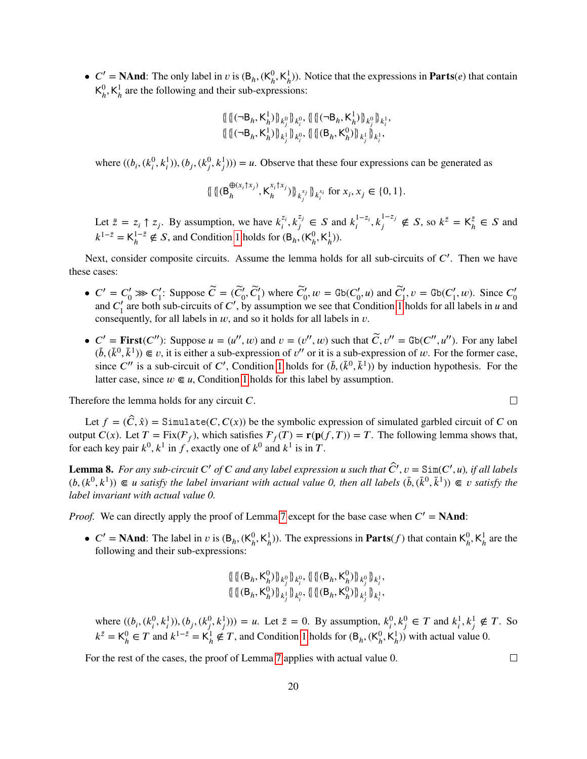- $C' = \mathbf{NAnd}$: The only label in $v$ is $(\mathsf{B}_h, (\mathsf{K}_h^0, \mathsf{K}_h^1))$. Notice that the expressions in $\mathbf{Parts}(e)$ that contain $\mathsf{K}_h^0, \mathsf{K}_h^1$ are the following and their sub-expressions:

$$\{\!\!\{\,\{\!\!\{(\neg\mathsf{B}_h, \mathsf{K}_h^1)\}\!\!\}_{k_j^0}\}\!\!\}_{k_i^0},\ \{\!\!\{\,\{\!\!\{(\neg\mathsf{B}_h, \mathsf{K}_h^1)\}\!\!\}_{k_j^0}\}\!\!\}_{k_i^1},$$
$$\{\!\!\{\,\{\!\!\{(\neg\mathsf{B}_h, \mathsf{K}_h^1)\}\!\!\}_{k_j^1}\}\!\!\}_{k_i^0},\ \{\!\!\{\,\{\!\!\{(\mathsf{B}_h, \mathsf{K}_h^0)\}\!\!\}_{k_j^1}\}\!\!\}_{k_i^1},$$

where $((b_i, (k_i^0, k_i^1)), (b_j, (k_j^0, k_j^1))) = u$. Observe that these four expressions can be generated as

$$\{\!\!\{\,\{\!\!\{(\mathsf{B}_h^{\oplus(x_i \uparrow x_j)}, \mathsf{K}_h^{x_i \uparrow x_j})\}\!\!\}_{k_j^{x_j}}\}\!\!\}_{k_i^{x_i}} \text{ for } x_i, x_j \in \{0, 1\}.$$

Let $\bar{z} = z_i \uparrow z_j$. By assumption, we have $k_i^{z_i}, k_j^{z_j} \in S$ and $k_i^{1-z_i}, k_j^{1-z_j} \notin S$, so $k^{\bar{z}} = \mathsf{K}_h^{\bar{z}} \in S$ and $k^{1-\bar{z}} = \mathsf{K}_h^{1-\bar{z}} \notin S$, and Condition 1 holds for $(\mathsf{B}_h, (\mathsf{K}_h^0, \mathsf{K}_h^1))$.

Next, consider composite circuits. Assume the lemma holds for all sub-circuits of $C'$. Then we have these cases:

- $C' = C_0' \ggg C_1'$: Suppose $\widetilde{C} = (\widetilde{C}_0', \widetilde{C}_1')$ where $\widetilde{C}_0', w = \mathtt{Gb}(C_0', u)$ and $\widetilde{C}_1', v = \mathtt{Gb}(C_1', w)$. Since $C_0'$ and $C_1'$ are both sub-circuits of $C'$, by assumption we see that Condition 1 holds for all labels in $u$ and consequently, for all labels in $w$, and so it holds for all labels in $v$.
- $C' = \mathbf{First}(C'')$: Suppose $u = (u'', w)$ and $v = (v'', w)$ such that $\widetilde{C}, v'' = \mathtt{Gb}(C'', u'')$. For any label $(\bar{b}, (\bar{k}^0, \bar{k}^1)) \Subset v$, it is either a sub-expression of $v''$ or it is a sub-expression of $w$. For the former case, since $C''$ is a sub-circuit of $C'$, Condition 1 holds for $(\bar{b}, (\bar{k}^0, \bar{k}^1))$ by induction hypothesis. For the latter case, since $w \Subset u$, Condition 1 holds for this label by assumption.

Therefore the lemma holds for any circuit $C$. □

Let $f = (\widehat{C}, \hat{x}) = \mathtt{Simulate}(C, C(x))$ be the symbolic expression of simulated garbled circuit of $C$ on output $C(x)$. Let $T = \mathrm{Fix}(\mathcal{F}_f)$, which satisfies $\mathcal{F}_f(T) = \mathbf{r}(\mathbf{p}(f, T)) = T$. The following lemma shows that, for each key pair $k^0, k^1$ in $f$, exactly one of $k^0$ and $k^1$ is in $T$.

**Lemma 8.** *For any sub-circuit $C'$ of $C$ and any label expression $u$ such that $\widehat{C}', v = \mathtt{Sim}(C', u)$, if all labels $(b, (k^0, k^1)) \Subset u$ satisfy the label invariant with actual value 0, then all labels $(\bar{b}, (\bar{k}^0, \bar{k}^1)) \Subset v$ satisfy the label invariant with actual value 0.*

*Proof.* We can directly apply the proof of Lemma 7 except for the base case when $C' = \mathbf{NAnd}$:

- $C' = \mathbf{NAnd}$: The label in $v$ is $(\mathsf{B}_h, (\mathsf{K}_h^0, \mathsf{K}_h^1))$. The expressions in $\mathbf{Parts}(f)$ that contain $\mathsf{K}_h^0, \mathsf{K}_h^1$ are the following and their sub-expressions:

$$\{\!\!\{\,\{\!\!\{(\mathsf{B}_h, \mathsf{K}_h^0)\}\!\!\}_{k_j^0}\}\!\!\}_{k_i^0},\ \{\!\!\{\,\{\!\!\{(\mathsf{B}_h, \mathsf{K}_h^0)\}\!\!\}_{k_j^0}\}\!\!\}_{k_i^1},$$
$$\{\!\!\{\,\{\!\!\{(\mathsf{B}_h, \mathsf{K}_h^0)\}\!\!\}_{k_j^1}\}\!\!\}_{k_i^0},\ \{\!\!\{\,\{\!\!\{(\mathsf{B}_h, \mathsf{K}_h^0)\}\!\!\}_{k_j^1}\}\!\!\}_{k_i^1},$$

where $((b_i, (k_i^0, k_i^1)), (b_j, (k_j^0, k_j^1))) = u$. Let $\bar{z} = 0$. By assumption, $k_i^0, k_j^0 \in T$ and $k_i^1, k_j^1 \notin T$. So $k^{\bar{z}} = \mathsf{K}_h^0 \in T$ and $k^{1-\bar{z}} = \mathsf{K}_h^1 \notin T$, and Condition 1 holds for $(\mathsf{B}_h, (\mathsf{K}_h^0, \mathsf{K}_h^1))$ with actual value 0.

For the rest of the cases, the proof of Lemma 7 applies with actual value 0. □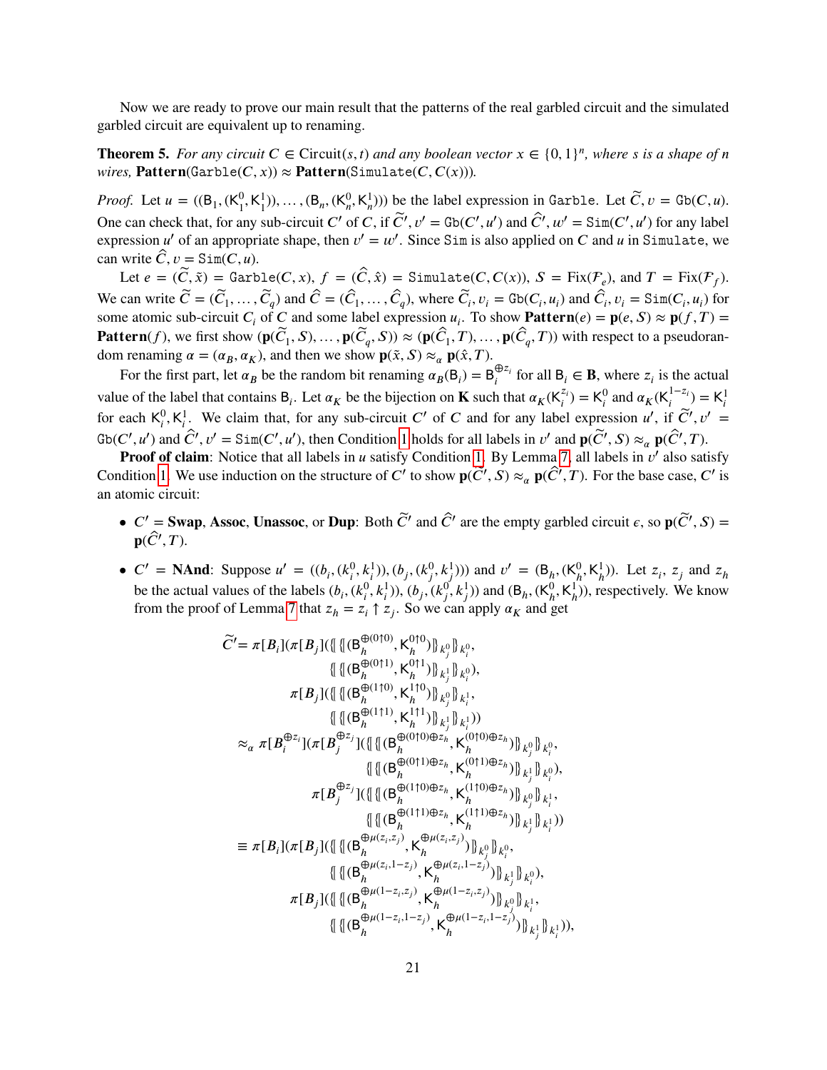Now we are ready to prove our main result that the patterns of the real garbled circuit and the simulated garbled circuit are equivalent up to renaming.

**Theorem 5.** *For any circuit $C \in \text{Circuit}(s,t)$ and any boolean vector $x \in \{0,1\}^n$, where $s$ is a shape of $n$ wires,* $\textbf{Pattern}(\texttt{Garble}(C,x)) \approx \textbf{Pattern}(\texttt{Simulate}(C, C(x)))$.

*Proof.* Let $u = ((\mathsf{B}_1, (\mathsf{K}_1^0, \mathsf{K}_1^1)), \ldots, (\mathsf{B}_n, (\mathsf{K}_n^0, \mathsf{K}_n^1)))$ be the label expression in Garble. Let $\widetilde{C}, v = \texttt{Gb}(C, u)$. One can check that, for any sub-circuit $C'$ of $C$, if $\widetilde{C}', v' = \texttt{Gb}(C', u')$ and $\widehat{C}', w' = \texttt{Sim}(C', u')$ for any label expression $u'$ of an appropriate shape, then $v' = w'$. Since Sim is also applied on $C$ and $u$ in Simulate, we can write $\widehat{C}, v = \texttt{Sim}(C, u)$.

Let $e = (\widetilde{C}, \tilde{x}) = \texttt{Garble}(C, x)$, $f = (\widehat{C}, \hat{x}) = \texttt{Simulate}(C, C(x))$, $S = \text{Fix}(\mathcal{F}_e)$, and $T = \text{Fix}(\mathcal{F}_f)$. We can write $\widetilde{C} = (\widetilde{C}_1, \ldots, \widetilde{C}_q)$ and $\widehat{C} = (\widehat{C}_1, \ldots, \widehat{C}_q)$, where $\widetilde{C}_i, v_i = \texttt{Gb}(C_i, u_i)$ and $\widehat{C}_i, v_i = \texttt{Sim}(C_i, u_i)$ for some atomic sub-circuit $C_i$ of $C$ and some label expression $u_i$. To show $\textbf{Pattern}(e) = \mathbf{p}(e, S) \approx \mathbf{p}(f, T) = \textbf{Pattern}(f)$, we first show $(\mathbf{p}(\widetilde{C}_1, S), \ldots, \mathbf{p}(\widetilde{C}_q, S)) \approx (\mathbf{p}(\widehat{C}_1, T), \ldots, \mathbf{p}(\widehat{C}_q, T))$ with respect to a pseudorandom renaming $\alpha = (\alpha_B, \alpha_K)$, and then we show $\mathbf{p}(\tilde{x}, S) \approx_\alpha \mathbf{p}(\hat{x}, T)$.

For the first part, let $\alpha_B$ be the random bit renaming $\alpha_B(\mathsf{B}_i) = \mathsf{B}_i^{\oplus z_i}$ for all $\mathsf{B}_i \in \mathbf{B}$, where $z_i$ is the actual value of the label that contains $\mathsf{B}_i$. Let $\alpha_K$ be the bijection on $\mathbf{K}$ such that $\alpha_K(\mathsf{K}_i^{z_i}) = \mathsf{K}_i^0$ and $\alpha_K(\mathsf{K}_i^{1-z_i}) = \mathsf{K}_i^1$ for each $\mathsf{K}_i^0, \mathsf{K}_i^1$. We claim that, for any sub-circuit $C'$ of $C$ and for any label expression $u'$, if $\widetilde{C}', v' = \texttt{Gb}(C', u')$ and $\widehat{C}', v' = \texttt{Sim}(C', u')$, then Condition 1 holds for all labels in $v'$ and $\mathbf{p}(\widetilde{C}', S) \approx_\alpha \mathbf{p}(\widehat{C}', T)$.

**Proof of claim**: Notice that all labels in $u$ satisfy Condition 1. By Lemma 7, all labels in $v'$ also satisfy Condition 1. We use induction on the structure of $C'$ to show $\mathbf{p}(\widetilde{C}', S) \approx_\alpha \mathbf{p}(\widehat{C}', T)$. For the base case, $C'$ is an atomic circuit:

- $C' = \textbf{Swap}, \textbf{Assoc}, \textbf{Unassoc}$, or $\textbf{Dup}$: Both $\widetilde{C}'$ and $\widehat{C}'$ are the empty garbled circuit $\epsilon$, so $\mathbf{p}(\widetilde{C}', S) = \mathbf{p}(\widehat{C}', T)$.
- $C' = \textbf{NAnd}$: Suppose $u' = ((b_i, (k_i^0, k_i^1)), (b_j, (k_j^0, k_j^1)))$ and $v' = (\mathsf{B}_h, (\mathsf{K}_h^0, \mathsf{K}_h^1))$. Let $z_i$, $z_j$ and $z_h$ be the actual values of the labels $(b_i, (k_i^0, k_i^1))$, $(b_j, (k_j^0, k_j^1))$ and $(\mathsf{B}_h, (\mathsf{K}_h^0, \mathsf{K}_h^1))$, respectively. We know from the proof of Lemma 7 that $z_h = z_i \uparrow z_j$. So we can apply $\alpha_K$ and get

$$
\begin{aligned}
\widetilde{C}' = \pi[B_i](&\pi[B_j](\{\!\!\{ \{\!\!\{(\mathsf{B}_h^{\oplus(0\uparrow 0)}, \mathsf{K}_h^{0\uparrow 0})\}\!\!\}_{k_j^0}\}\!\!\}_{k_i^0}, \\
&\qquad \{\!\!\{ \{\!\!\{(\mathsf{B}_h^{\oplus(0\uparrow 1)}, \mathsf{K}_h^{0\uparrow 1})\}\!\!\}_{k_j^1}\}\!\!\}_{k_i^0}), \\
&\pi[B_j](\{\!\!\{ \{\!\!\{(\mathsf{B}_h^{\oplus(1\uparrow 0)}, \mathsf{K}_h^{1\uparrow 0})\}\!\!\}_{k_j^0}\}\!\!\}_{k_i^1}, \\
&\qquad \{\!\!\{ \{\!\!\{(\mathsf{B}_h^{\oplus(1\uparrow 1)}, \mathsf{K}_h^{1\uparrow 1})\}\!\!\}_{k_j^1}\}\!\!\}_{k_i^1})) \\
\approx_\alpha \pi[B_i^{\oplus z_i}](&\pi[B_j^{\oplus z_j}](\{\!\!\{ \{\!\!\{(\mathsf{B}_h^{\oplus(0\uparrow 0)\oplus z_h}, \mathsf{K}_h^{(0\uparrow 0)\oplus z_h})\}\!\!\}_{k_j^0}\}\!\!\}_{k_i^0}, \\
&\qquad \{\!\!\{ \{\!\!\{(\mathsf{B}_h^{\oplus(0\uparrow 1)\oplus z_h}, \mathsf{K}_h^{(0\uparrow 1)\oplus z_h})\}\!\!\}_{k_j^1}\}\!\!\}_{k_i^0}), \\
&\pi[B_j^{\oplus z_j}](\{\!\!\{ \{\!\!\{(\mathsf{B}_h^{\oplus(1\uparrow 0)\oplus z_h}, \mathsf{K}_h^{(1\uparrow 0)\oplus z_h})\}\!\!\}_{k_j^0}\}\!\!\}_{k_i^1}, \\
&\qquad \{\!\!\{ \{\!\!\{(\mathsf{B}_h^{\oplus(1\uparrow 1)\oplus z_h}, \mathsf{K}_h^{(1\uparrow 1)\oplus z_h})\}\!\!\}_{k_j^1}\}\!\!\}_{k_i^1})) \\
\equiv \pi[B_i](&\pi[B_j](\{\!\!\{ \{\!\!\{(\mathsf{B}_h^{\oplus\mu(z_i,z_j)}, \mathsf{K}_h^{\oplus\mu(z_i,z_j)})\}\!\!\}_{k_j^0}\}\!\!\}_{k_i^0}, \\
&\qquad \{\!\!\{ \{\!\!\{(\mathsf{B}_h^{\oplus\mu(z_i,1-z_j)}, \mathsf{K}_h^{\oplus\mu(z_i,1-z_j)})\}\!\!\}_{k_j^1}\}\!\!\}_{k_i^0}), \\
&\pi[B_j](\{\!\!\{ \{\!\!\{(\mathsf{B}_h^{\oplus\mu(1-z_i,z_j)}, \mathsf{K}_h^{\oplus\mu(1-z_i,z_j)})\}\!\!\}_{k_j^0}\}\!\!\}_{k_i^1}, \\
&\qquad \{\!\!\{ \{\!\!\{(\mathsf{B}_h^{\oplus\mu(1-z_i,1-z_j)}, \mathsf{K}_h^{\oplus\mu(1-z_i,1-z_j)})\}\!\!\}_{k_j^1}\}\!\!\}_{k_i^1})),
\end{aligned}
$$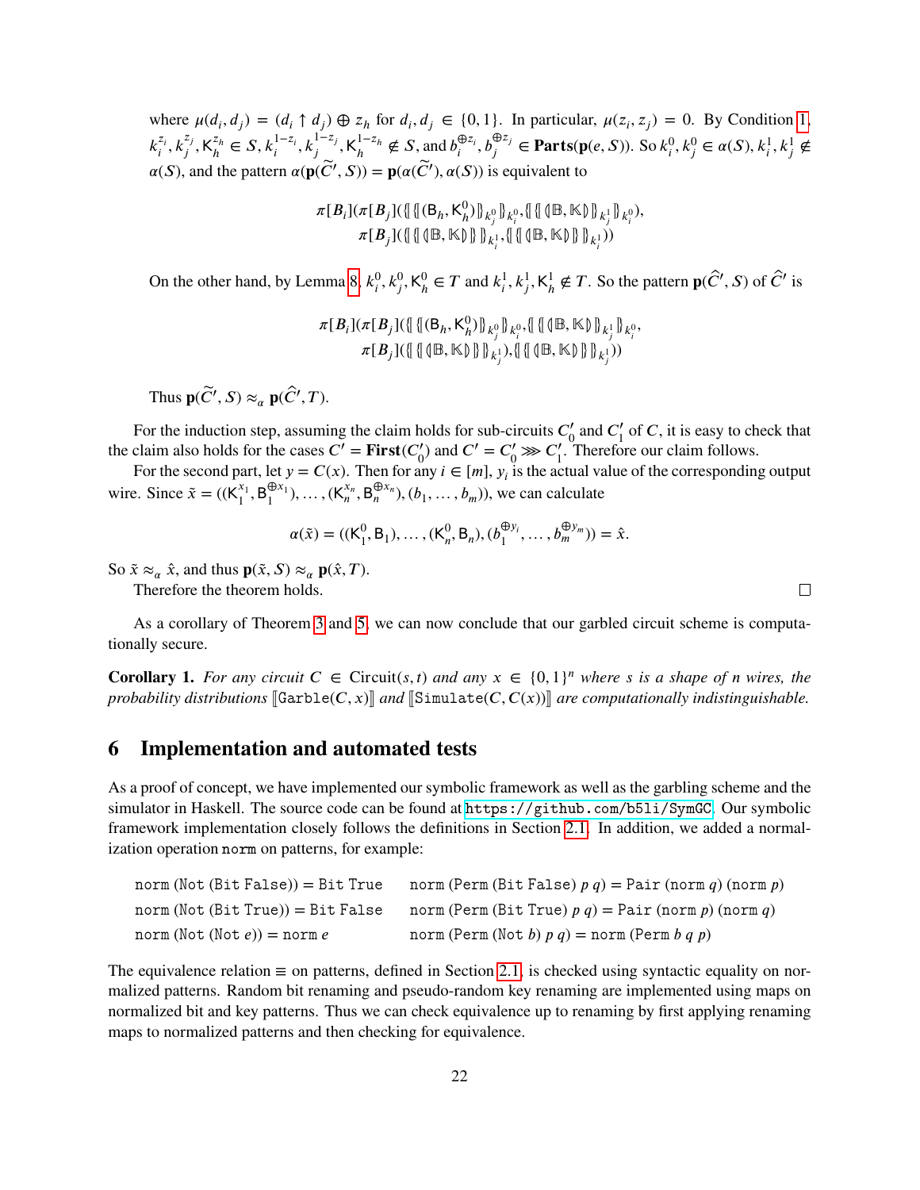where $\mu(d_i, d_j) = (d_i \uparrow d_j) \oplus z_h$ for $d_i, d_j \in \{0,1\}$. In particular, $\mu(z_i, z_j) = 0$. By Condition 1, $k_i^{z_i}, k_j^{z_j}, \mathsf{K}_h^{z_h} \in S$, $k_i^{1-z_i}, k_j^{1-z_j}, \mathsf{K}_h^{1-z_h} \notin S$, and $b_i^{\oplus z_i}, b_j^{\oplus z_j} \in \mathbf{Parts}(\mathbf{p}(e, S))$. So $k_i^0, k_j^0 \in \alpha(S)$, $k_i^1, k_j^1 \notin \alpha(S)$, and the pattern $\alpha(\mathbf{p}(\widetilde{C}', S)) = \mathbf{p}(\alpha(\widetilde{C}'), \alpha(S))$ is equivalent to

$$\pi[B_i](\pi[B_j](\{\!\{\{\!\{(\mathsf{B}_h, \mathsf{K}_h^0)\}\!\}_{k_j^0}\}\!\}_{k_i^0}, \{\!\{\{\!\{(\mathbb{B}, \mathbb{K})\}\!\}_{k_j^1}\}\!\}_{k_i^0}),$$
$$\pi[B_j](\{\!\{\{\!\{(\mathbb{B}, \mathbb{K})\}\!\}\}\!\}_{k_i^1}, \{\!\{\{\!\{(\mathbb{B}, \mathbb{K})\}\!\}\}\!\}_{k_i^1}))$$

On the other hand, by Lemma 8, $k_i^0, k_j^0, \mathsf{K}_h^0 \in T$ and $k_i^1, k_j^1, \mathsf{K}_h^1 \notin T$. So the pattern $\mathbf{p}(\widehat{C}', S)$ of $\widehat{C}'$ is

$$\pi[B_i](\pi[B_j](\{\!\{\{\!\{(\mathsf{B}_h, \mathsf{K}_h^0)\}\!\}_{k_j^0}\}\!\}_{k_i^0}, \{\!\{\{\!\{(\mathbb{B}, \mathbb{K})\}\!\}_{k_j^1}\}\!\}_{k_i^0},$$
$$\pi[B_j](\{\!\{\{\!\{(\mathbb{B}, \mathbb{K})\}\!\}\}\!\}_{k_j^1}), \{\!\{\{\!\{(\mathbb{B}, \mathbb{K})\}\!\}\}\!\}_{k_j^1}))$$

Thus $\mathbf{p}(\widetilde{C}', S) \approx_\alpha \mathbf{p}(\widehat{C}', T)$.

For the induction step, assuming the claim holds for sub-circuits $C_0'$ and $C_1'$ of $C$, it is easy to check that the claim also holds for the cases $C' = \mathbf{First}(C_0')$ and $C' = C_0' \ggg C_1'$. Therefore our claim follows.

For the second part, let $y = C(x)$. Then for any $i \in [m]$, $y_i$ is the actual value of the corresponding output wire. Since $\tilde{x} = ((\mathsf{K}_1^{x_1}, \mathsf{B}_1^{\oplus x_1}), \ldots, (\mathsf{K}_n^{x_n}, \mathsf{B}_n^{\oplus x_n}), (b_1, \ldots, b_m))$, we can calculate

$$\alpha(\tilde{x}) = ((\mathsf{K}_1^0, \mathsf{B}_1), \ldots, (\mathsf{K}_n^0, \mathsf{B}_n), (b_1^{\oplus y_i}, \ldots, b_m^{\oplus y_m})) = \hat{x}.$$

So $\tilde{x} \approx_\alpha \hat{x}$, and thus $\mathbf{p}(\tilde{x}, S) \approx_\alpha \mathbf{p}(\hat{x}, T)$.

Therefore the theorem holds. □

As a corollary of Theorem 3 and 5, we can now conclude that our garbled circuit scheme is computationally secure.

**Corollary 1.** *For any circuit $C \in \text{Circuit}(s,t)$ and any $x \in \{0,1\}^n$ where $s$ is a shape of $n$ wires, the probability distributions $[\![\texttt{Garble}(C, x)]\!]$ and $[\![\texttt{Simulate}(C, C(x))]\!]$ are computationally indistinguishable.*

## 6 Implementation and automated tests

As a proof of concept, we have implemented our symbolic framework as well as the garbling scheme and the simulator in Haskell. The source code can be found at https://github.com/b5li/SymGC. Our symbolic framework implementation closely follows the definitions in Section 2.1. In addition, we added a normalization operation `norm` on patterns, for example:

```
norm (Not (Bit False)) = Bit True      norm (Perm (Bit False) p q) = Pair (norm q) (norm p)
norm (Not (Bit True)) = Bit False      norm (Perm (Bit True) p q) = Pair (norm p) (norm q)
norm (Not (Not e)) = norm e            norm (Perm (Not b) p q) = norm (Perm b q p)
```

The equivalence relation $\equiv$ on patterns, defined in Section 2.1, is checked using syntactic equality on normalized patterns. Random bit renaming and pseudo-random key renaming are implemented using maps on normalized bit and key patterns. Thus we can check equivalence up to renaming by first applying renaming maps to normalized patterns and then checking for equivalence.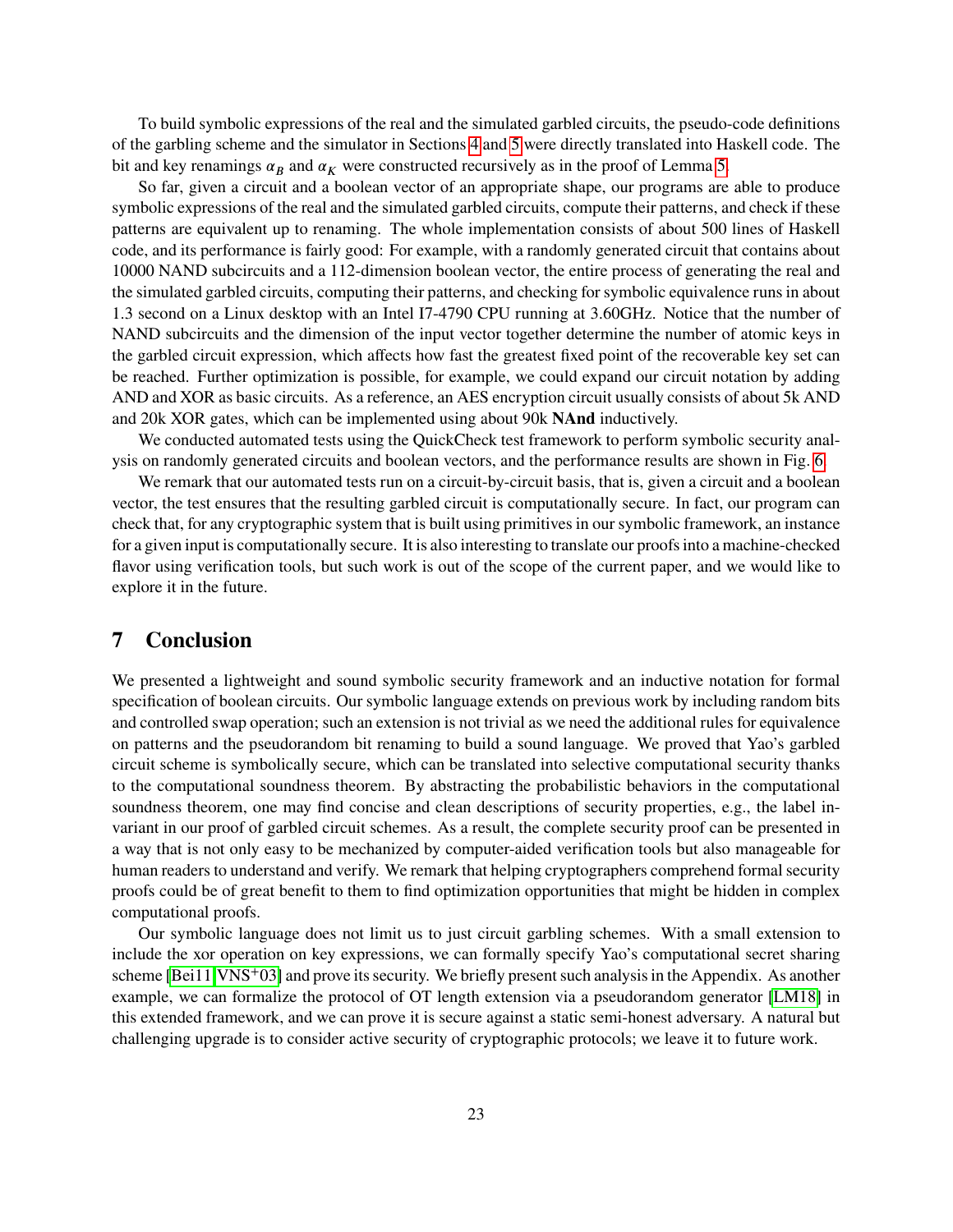To build symbolic expressions of the real and the simulated garbled circuits, the pseudo-code definitions of the garbling scheme and the simulator in Sections 4 and 5 were directly translated into Haskell code. The bit and key renamings $\alpha_B$ and $\alpha_K$ were constructed recursively as in the proof of Lemma 5.

So far, given a circuit and a boolean vector of an appropriate shape, our programs are able to produce symbolic expressions of the real and the simulated garbled circuits, compute their patterns, and check if these patterns are equivalent up to renaming. The whole implementation consists of about 500 lines of Haskell code, and its performance is fairly good: For example, with a randomly generated circuit that contains about 10000 NAND subcircuits and a 112-dimension boolean vector, the entire process of generating the real and the simulated garbled circuits, computing their patterns, and checking for symbolic equivalence runs in about 1.3 second on a Linux desktop with an Intel I7-4790 CPU running at 3.60GHz. Notice that the number of NAND subcircuits and the dimension of the input vector together determine the number of atomic keys in the garbled circuit expression, which affects how fast the greatest fixed point of the recoverable key set can be reached. Further optimization is possible, for example, we could expand our circuit notation by adding AND and XOR as basic circuits. As a reference, an AES encryption circuit usually consists of about 5k AND and 20k XOR gates, which can be implemented using about 90k **NAnd** inductively.

We conducted automated tests using the QuickCheck test framework to perform symbolic security analysis on randomly generated circuits and boolean vectors, and the performance results are shown in Fig. 6.

We remark that our automated tests run on a circuit-by-circuit basis, that is, given a circuit and a boolean vector, the test ensures that the resulting garbled circuit is computationally secure. In fact, our program can check that, for any cryptographic system that is built using primitives in our symbolic framework, an instance for a given input is computationally secure. It is also interesting to translate our proofs into a machine-checked flavor using verification tools, but such work is out of the scope of the current paper, and we would like to explore it in the future.

## 7 Conclusion

We presented a lightweight and sound symbolic security framework and an inductive notation for formal specification of boolean circuits. Our symbolic language extends on previous work by including random bits and controlled swap operation; such an extension is not trivial as we need the additional rules for equivalence on patterns and the pseudorandom bit renaming to build a sound language. We proved that Yao's garbled circuit scheme is symbolically secure, which can be translated into selective computational security thanks to the computational soundness theorem. By abstracting the probabilistic behaviors in the computational soundness theorem, one may find concise and clean descriptions of security properties, e.g., the label invariant in our proof of garbled circuit schemes. As a result, the complete security proof can be presented in a way that is not only easy to be mechanized by computer-aided verification tools but also manageable for human readers to understand and verify. We remark that helping cryptographers comprehend formal security proofs could be of great benefit to them to find optimization opportunities that might be hidden in complex computational proofs.

Our symbolic language does not limit us to just circuit garbling schemes. With a small extension to include the xor operation on key expressions, we can formally specify Yao's computational secret sharing scheme [Bei11, VNS+03] and prove its security. We briefly present such analysis in the Appendix. As another example, we can formalize the protocol of OT length extension via a pseudorandom generator [LM18] in this extended framework, and we can prove it is secure against a static semi-honest adversary. A natural but challenging upgrade is to consider active security of cryptographic protocols; we leave it to future work.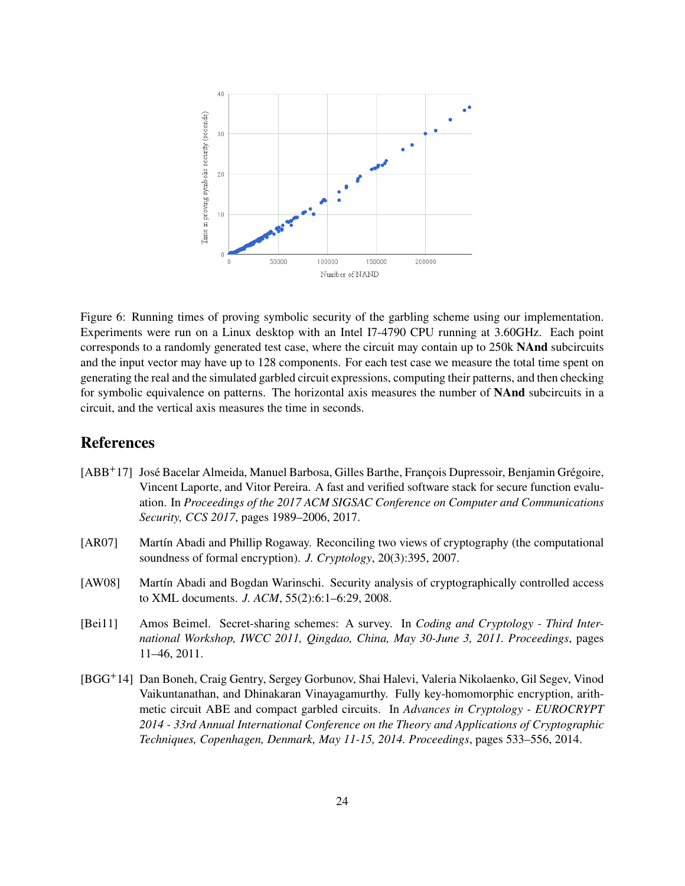Figure 6: Running times of proving symbolic security of the garbling scheme using our implementation. Experiments were run on a Linux desktop with an Intel I7-4790 CPU running at 3.60GHz. Each point corresponds to a randomly generated test case, where the circuit may contain up to 250k **NAnd** subcircuits and the input vector may have up to 128 components. For each test case we measure the total time spent on generating the real and the simulated garbled circuit expressions, computing their patterns, and then checking for symbolic equivalence on patterns. The horizontal axis measures the number of **NAnd** subcircuits in a circuit, and the vertical axis measures the time in seconds.

## References

[ABB+17] José Bacelar Almeida, Manuel Barbosa, Gilles Barthe, François Dupressoir, Benjamin Grégoire, Vincent Laporte, and Vitor Pereira. A fast and verified software stack for secure function evaluation. In *Proceedings of the 2017 ACM SIGSAC Conference on Computer and Communications Security, CCS 2017*, pages 1989–2006, 2017.

[AR07] Martín Abadi and Phillip Rogaway. Reconciling two views of cryptography (the computational soundness of formal encryption). *J. Cryptology*, 20(3):395, 2007.

[AW08] Martín Abadi and Bogdan Warinschi. Security analysis of cryptographically controlled access to XML documents. *J. ACM*, 55(2):6:1–6:29, 2008.

[Bei11] Amos Beimel. Secret-sharing schemes: A survey. In *Coding and Cryptology - Third International Workshop, IWCC 2011, Qingdao, China, May 30-June 3, 2011. Proceedings*, pages 11–46, 2011.

[BGG+14] Dan Boneh, Craig Gentry, Sergey Gorbunov, Shai Halevi, Valeria Nikolaenko, Gil Segev, Vinod Vaikuntanathan, and Dhinakaran Vinayagamurthy. Fully key-homomorphic encryption, arithmetic circuit ABE and compact garbled circuits. In *Advances in Cryptology - EUROCRYPT 2014 - 33rd Annual International Conference on the Theory and Applications of Cryptographic Techniques, Copenhagen, Denmark, May 11-15, 2014. Proceedings*, pages 533–556, 2014.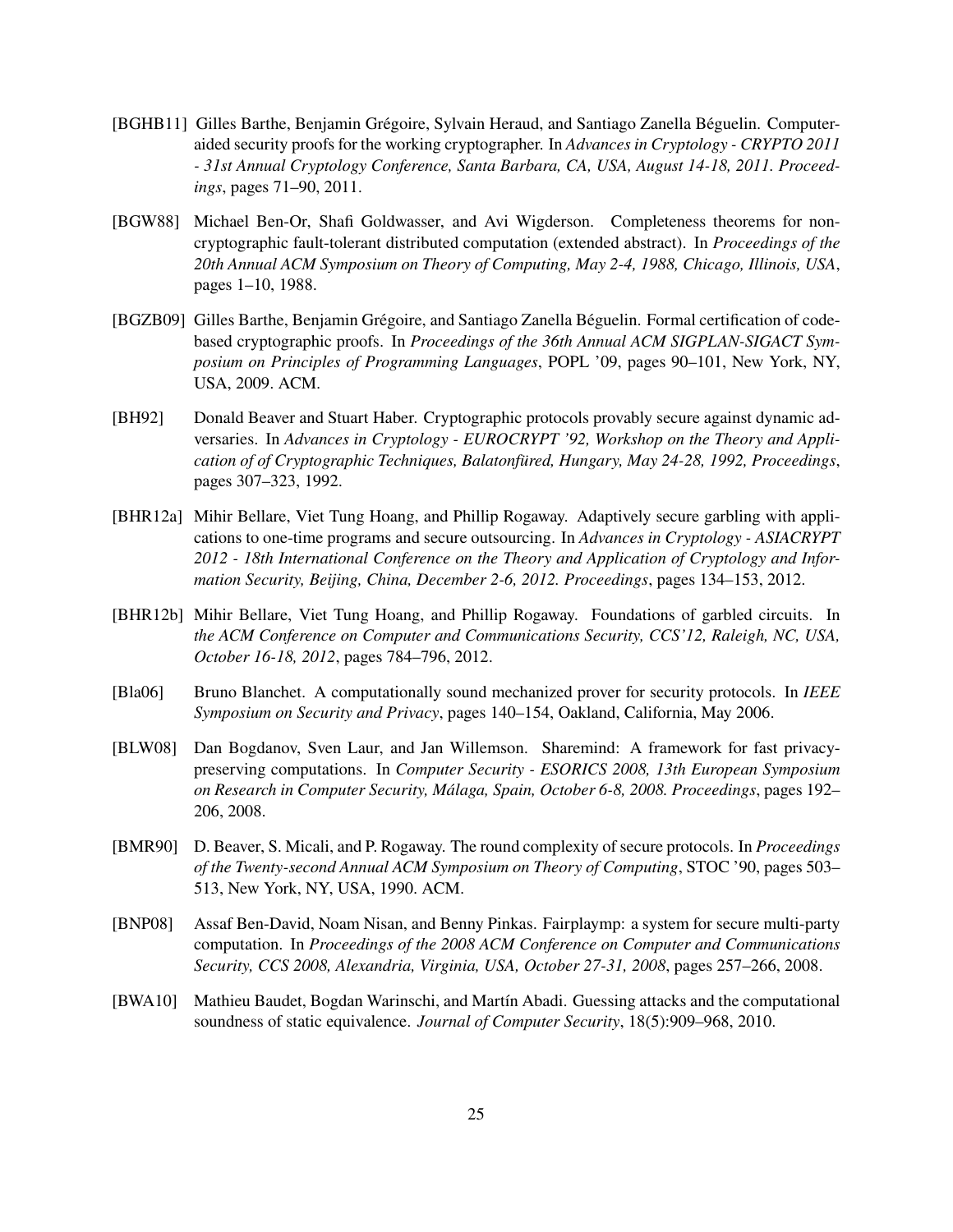- [BGHB11] Gilles Barthe, Benjamin Grégoire, Sylvain Heraud, and Santiago Zanella Béguelin. Computer-aided security proofs for the working cryptographer. In *Advances in Cryptology - CRYPTO 2011 - 31st Annual Cryptology Conference, Santa Barbara, CA, USA, August 14-18, 2011. Proceedings*, pages 71–90, 2011.

- [BGW88] Michael Ben-Or, Shafi Goldwasser, and Avi Wigderson. Completeness theorems for non-cryptographic fault-tolerant distributed computation (extended abstract). In *Proceedings of the 20th Annual ACM Symposium on Theory of Computing, May 2-4, 1988, Chicago, Illinois, USA*, pages 1–10, 1988.

- [BGZB09] Gilles Barthe, Benjamin Grégoire, and Santiago Zanella Béguelin. Formal certification of code-based cryptographic proofs. In *Proceedings of the 36th Annual ACM SIGPLAN-SIGACT Symposium on Principles of Programming Languages*, POPL '09, pages 90–101, New York, NY, USA, 2009. ACM.

- [BH92] Donald Beaver and Stuart Haber. Cryptographic protocols provably secure against dynamic adversaries. In *Advances in Cryptology - EUROCRYPT '92, Workshop on the Theory and Application of of Cryptographic Techniques, Balatonfüred, Hungary, May 24-28, 1992, Proceedings*, pages 307–323, 1992.

- [BHR12a] Mihir Bellare, Viet Tung Hoang, and Phillip Rogaway. Adaptively secure garbling with applications to one-time programs and secure outsourcing. In *Advances in Cryptology - ASIACRYPT 2012 - 18th International Conference on the Theory and Application of Cryptology and Information Security, Beijing, China, December 2-6, 2012. Proceedings*, pages 134–153, 2012.

- [BHR12b] Mihir Bellare, Viet Tung Hoang, and Phillip Rogaway. Foundations of garbled circuits. In *the ACM Conference on Computer and Communications Security, CCS'12, Raleigh, NC, USA, October 16-18, 2012*, pages 784–796, 2012.

- [Bla06] Bruno Blanchet. A computationally sound mechanized prover for security protocols. In *IEEE Symposium on Security and Privacy*, pages 140–154, Oakland, California, May 2006.

- [BLW08] Dan Bogdanov, Sven Laur, and Jan Willemson. Sharemind: A framework for fast privacy-preserving computations. In *Computer Security - ESORICS 2008, 13th European Symposium on Research in Computer Security, Málaga, Spain, October 6-8, 2008. Proceedings*, pages 192–206, 2008.

- [BMR90] D. Beaver, S. Micali, and P. Rogaway. The round complexity of secure protocols. In *Proceedings of the Twenty-second Annual ACM Symposium on Theory of Computing*, STOC '90, pages 503–513, New York, NY, USA, 1990. ACM.

- [BNP08] Assaf Ben-David, Noam Nisan, and Benny Pinkas. Fairplaymp: a system for secure multi-party computation. In *Proceedings of the 2008 ACM Conference on Computer and Communications Security, CCS 2008, Alexandria, Virginia, USA, October 27-31, 2008*, pages 257–266, 2008.

- [BWA10] Mathieu Baudet, Bogdan Warinschi, and Martín Abadi. Guessing attacks and the computational soundness of static equivalence. *Journal of Computer Security*, 18(5):909–968, 2010.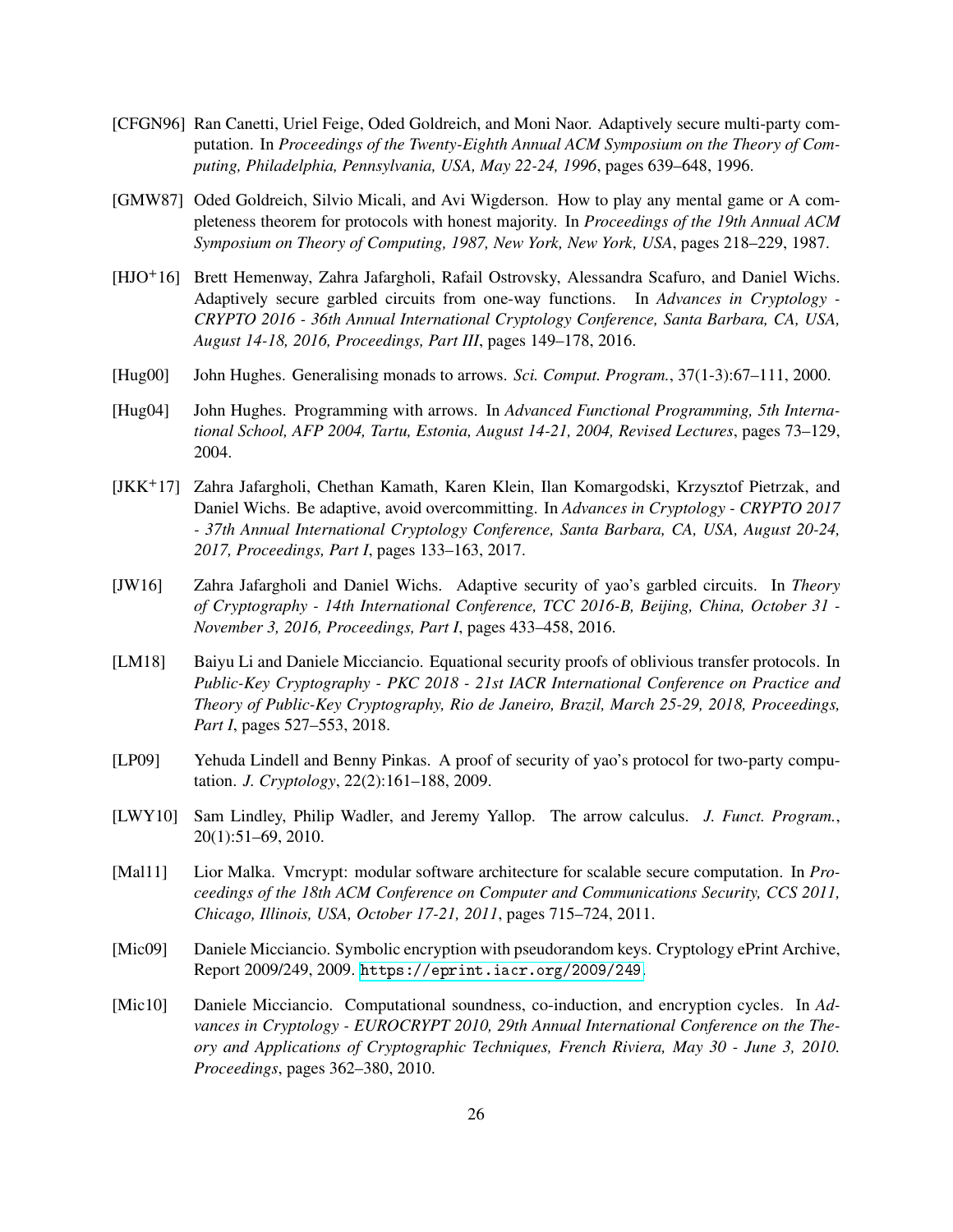[CFGN96] Ran Canetti, Uriel Feige, Oded Goldreich, and Moni Naor. Adaptively secure multi-party computation. In *Proceedings of the Twenty-Eighth Annual ACM Symposium on the Theory of Computing, Philadelphia, Pennsylvania, USA, May 22-24, 1996*, pages 639–648, 1996.

[GMW87] Oded Goldreich, Silvio Micali, and Avi Wigderson. How to play any mental game or A completeness theorem for protocols with honest majority. In *Proceedings of the 19th Annual ACM Symposium on Theory of Computing, 1987, New York, New York, USA*, pages 218–229, 1987.

[HJO$^+$16] Brett Hemenway, Zahra Jafargholi, Rafail Ostrovsky, Alessandra Scafuro, and Daniel Wichs. Adaptively secure garbled circuits from one-way functions. In *Advances in Cryptology - CRYPTO 2016 - 36th Annual International Cryptology Conference, Santa Barbara, CA, USA, August 14-18, 2016, Proceedings, Part III*, pages 149–178, 2016.

[Hug00] John Hughes. Generalising monads to arrows. *Sci. Comput. Program.*, 37(1-3):67–111, 2000.

[Hug04] John Hughes. Programming with arrows. In *Advanced Functional Programming, 5th International School, AFP 2004, Tartu, Estonia, August 14-21, 2004, Revised Lectures*, pages 73–129, 2004.

[JKK$^+$17] Zahra Jafargholi, Chethan Kamath, Karen Klein, Ilan Komargodski, Krzysztof Pietrzak, and Daniel Wichs. Be adaptive, avoid overcommitting. In *Advances in Cryptology - CRYPTO 2017 - 37th Annual International Cryptology Conference, Santa Barbara, CA, USA, August 20-24, 2017, Proceedings, Part I*, pages 133–163, 2017.

[JW16] Zahra Jafargholi and Daniel Wichs. Adaptive security of yao's garbled circuits. In *Theory of Cryptography - 14th International Conference, TCC 2016-B, Beijing, China, October 31 - November 3, 2016, Proceedings, Part I*, pages 433–458, 2016.

[LM18] Baiyu Li and Daniele Micciancio. Equational security proofs of oblivious transfer protocols. In *Public-Key Cryptography - PKC 2018 - 21st IACR International Conference on Practice and Theory of Public-Key Cryptography, Rio de Janeiro, Brazil, March 25-29, 2018, Proceedings, Part I*, pages 527–553, 2018.

[LP09] Yehuda Lindell and Benny Pinkas. A proof of security of yao's protocol for two-party computation. *J. Cryptology*, 22(2):161–188, 2009.

[LWY10] Sam Lindley, Philip Wadler, and Jeremy Yallop. The arrow calculus. *J. Funct. Program.*, 20(1):51–69, 2010.

[Mal11] Lior Malka. Vmcrypt: modular software architecture for scalable secure computation. In *Proceedings of the 18th ACM Conference on Computer and Communications Security, CCS 2011, Chicago, Illinois, USA, October 17-21, 2011*, pages 715–724, 2011.

[Mic09] Daniele Micciancio. Symbolic encryption with pseudorandom keys. Cryptology ePrint Archive, Report 2009/249, 2009. https://eprint.iacr.org/2009/249.

[Mic10] Daniele Micciancio. Computational soundness, co-induction, and encryption cycles. In *Advances in Cryptology - EUROCRYPT 2010, 29th Annual International Conference on the Theory and Applications of Cryptographic Techniques, French Riviera, May 30 - June 3, 2010. Proceedings*, pages 362–380, 2010.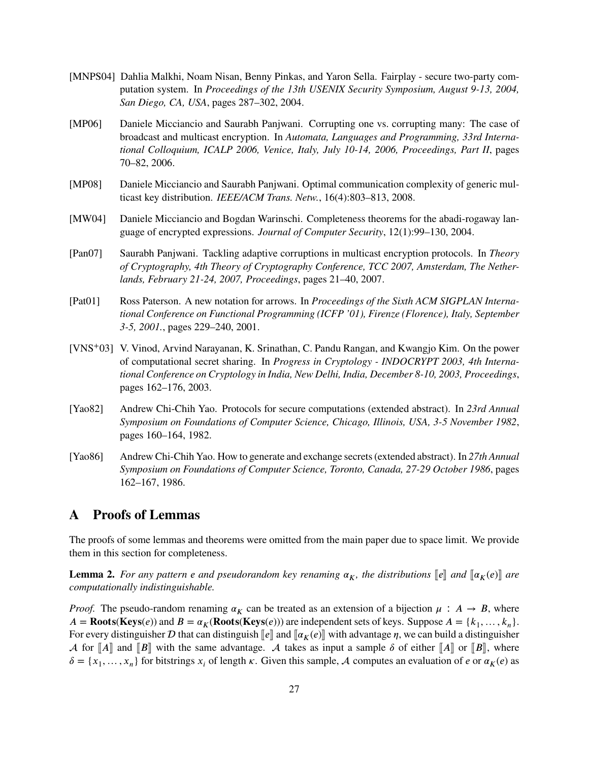[MNPS04] Dahlia Malkhi, Noam Nisan, Benny Pinkas, and Yaron Sella. Fairplay - secure two-party computation system. In *Proceedings of the 13th USENIX Security Symposium, August 9-13, 2004, San Diego, CA, USA*, pages 287–302, 2004.

[MP06] Daniele Micciancio and Saurabh Panjwani. Corrupting one vs. corrupting many: The case of broadcast and multicast encryption. In *Automata, Languages and Programming, 33rd International Colloquium, ICALP 2006, Venice, Italy, July 10-14, 2006, Proceedings, Part II*, pages 70–82, 2006.

[MP08] Daniele Micciancio and Saurabh Panjwani. Optimal communication complexity of generic multicast key distribution. *IEEE/ACM Trans. Netw.*, 16(4):803–813, 2008.

[MW04] Daniele Micciancio and Bogdan Warinschi. Completeness theorems for the abadi-rogaway language of encrypted expressions. *Journal of Computer Security*, 12(1):99–130, 2004.

[Pan07] Saurabh Panjwani. Tackling adaptive corruptions in multicast encryption protocols. In *Theory of Cryptography, 4th Theory of Cryptography Conference, TCC 2007, Amsterdam, The Netherlands, February 21-24, 2007, Proceedings*, pages 21–40, 2007.

[Pat01] Ross Paterson. A new notation for arrows. In *Proceedings of the Sixth ACM SIGPLAN International Conference on Functional Programming (ICFP '01), Firenze (Florence), Italy, September 3-5, 2001.*, pages 229–240, 2001.

[VNS+03] V. Vinod, Arvind Narayanan, K. Srinathan, C. Pandu Rangan, and Kwangjo Kim. On the power of computational secret sharing. In *Progress in Cryptology - INDOCRYPT 2003, 4th International Conference on Cryptology in India, New Delhi, India, December 8-10, 2003, Proceedings*, pages 162–176, 2003.

[Yao82] Andrew Chi-Chih Yao. Protocols for secure computations (extended abstract). In *23rd Annual Symposium on Foundations of Computer Science, Chicago, Illinois, USA, 3-5 November 1982*, pages 160–164, 1982.

[Yao86] Andrew Chi-Chih Yao. How to generate and exchange secrets (extended abstract). In *27th Annual Symposium on Foundations of Computer Science, Toronto, Canada, 27-29 October 1986*, pages 162–167, 1986.

# A Proofs of Lemmas

The proofs of some lemmas and theorems were omitted from the main paper due to space limit. We provide them in this section for completeness.

**Lemma 2.** *For any pattern $e$ and pseudorandom key renaming $\alpha_K$, the distributions $[\![e]\!]$ and $[\![\alpha_K(e)]\!]$ are computationally indistinguishable.*

*Proof.* The pseudo-random renaming $\alpha_K$ can be treated as an extension of a bijection $\mu : A \to B$, where $A = \mathbf{Roots}(\mathbf{Keys}(e))$ and $B = \alpha_K(\mathbf{Roots}(\mathbf{Keys}(e)))$ are independent sets of keys. Suppose $A = \{k_1, \ldots, k_n\}$. For every distinguisher $\mathcal{D}$ that can distinguish $[\![e]\!]$ and $[\![\alpha_K(e)]\!]$ with advantage $\eta$, we can build a distinguisher $\mathcal{A}$ for $[\![A]\!]$ and $[\![B]\!]$ with the same advantage. $\mathcal{A}$ takes as input a sample $\delta$ of either $[\![A]\!]$ or $[\![B]\!]$, where $\delta = \{x_1, \ldots, x_n\}$ for bitstrings $x_i$ of length $\kappa$. Given this sample, $\mathcal{A}$ computes an evaluation of $e$ or $\alpha_K(e)$ as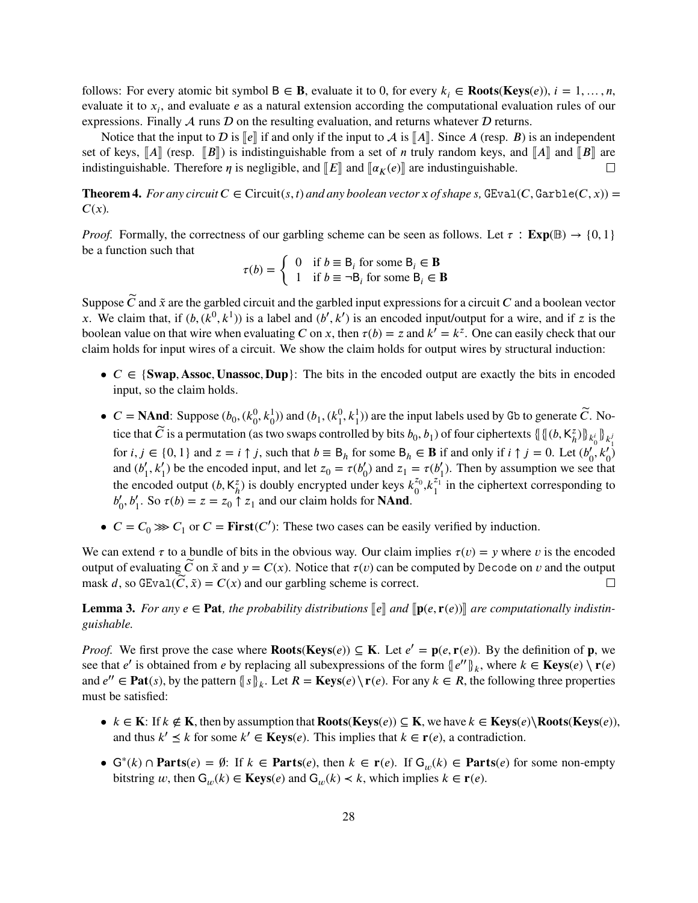follows: For every atomic bit symbol $\mathsf{B} \in \mathbf{B}$, evaluate it to 0, for every $k_i \in \mathbf{Roots}(\mathbf{Keys}(e))$, $i = 1, \ldots, n$, evaluate it to $x_i$, and evaluate $e$ as a natural extension according the computational evaluation rules of our expressions. Finally $\mathcal{A}$ runs $\mathcal{D}$ on the resulting evaluation, and returns whatever $\mathcal{D}$ returns.

Notice that the input to $\mathcal{D}$ is $[\![e]\!]$ if and only if the input to $\mathcal{A}$ is $[\![A]\!]$. Since $A$ (resp. $B$) is an independent set of keys, $[\![A]\!]$ (resp. $[\![B]\!]$) is indistinguishable from a set of $n$ truly random keys, and $[\![A]\!]$ and $[\![B]\!]$ are indistinguishable. Therefore $\eta$ is negligible, and $[\![E]\!]$ and $[\![\alpha_K(e)]\!]$ are industinguishable. □

**Theorem 4.** *For any circuit $C \in \mathrm{Circuit}(s,t)$ and any boolean vector $x$ of shape $s$, $\mathtt{GEval}(C, \mathtt{Garble}(C,x)) = C(x)$.*

*Proof.* Formally, the correctness of our garbling scheme can be seen as follows. Let $\tau : \mathbf{Exp}(\mathbb{B}) \to \{0,1\}$ be a function such that

$$\tau(b) = \begin{cases} 0 & \text{if } b \equiv \mathsf{B}_i \text{ for some } \mathsf{B}_i \in \mathbf{B} \\ 1 & \text{if } b \equiv \neg\mathsf{B}_i \text{ for some } \mathsf{B}_i \in \mathbf{B} \end{cases}$$

Suppose $\widetilde{C}$ and $\tilde{x}$ are the garbled circuit and the garbled input expressions for a circuit $C$ and a boolean vector $x$. We claim that, if $(b, (k^0, k^1))$ is a label and $(b', k')$ is an encoded input/output for a wire, and if $z$ is the boolean value on that wire when evaluating $C$ on $x$, then $\tau(b) = z$ and $k' = k^z$. One can easily check that our claim holds for input wires of a circuit. We show the claim holds for output wires by structural induction:

- $C \in \{\mathbf{Swap}, \mathbf{Assoc}, \mathbf{Unassoc}, \mathbf{Dup}\}$: The bits in the encoded output are exactly the bits in encoded input, so the claim holds.
- $C = \mathbf{NAnd}$: Suppose $(b_0, (k_0^0, k_0^1))$ and $(b_1, (k_1^0, k_1^1))$ are the input labels used by $\mathtt{Gb}$ to generate $\widetilde{C}$. Notice that $\widetilde{C}$ is a permutation (as two swaps controlled by bits $b_0, b_1$) of four ciphertexts $\{\!|\{\!|(b, \mathsf{K}_h^z)|\!\}_{k_0^i}|\!\}_{k_1^j}$ for $i, j \in \{0,1\}$ and $z = i \uparrow j$, such that $b \equiv \mathsf{B}_h$ for some $\mathsf{B}_h \in \mathbf{B}$ if and only if $i \uparrow j = 0$. Let $(b_0', k_0')$ and $(b_1', k_1')$ be the encoded input, and let $z_0 = \tau(b_0')$ and $z_1 = \tau(b_1')$. Then by assumption we see that the encoded output $(b, \mathsf{K}_h^z)$ is doubly encrypted under keys $k_0^{z_0}, k_1^{z_1}$ in the ciphertext corresponding to $b_0', b_1'$. So $\tau(b) = z = z_0 \uparrow z_1$ and our claim holds for $\mathbf{NAnd}$.
- $C = C_0 \ggg C_1$ or $C = \mathbf{First}(C')$: These two cases can be easily verified by induction.

We can extend $\tau$ to a bundle of bits in the obvious way. Our claim implies $\tau(v) = y$ where $v$ is the encoded output of evaluating $\widetilde{C}$ on $\tilde{x}$ and $y = C(x)$. Notice that $\tau(v)$ can be computed by $\mathtt{Decode}$ on $v$ and the output mask $d$, so $\mathtt{GEval}(\widetilde{C}, \tilde{x}) = C(x)$ and our garbling scheme is correct. □

**Lemma 3.** *For any $e \in \mathbf{Pat}$, the probability distributions $[\![e]\!]$ and $[\![\mathbf{p}(e, \mathbf{r}(e))]\!]$ are computationally indistinguishable.*

*Proof.* We first prove the case where $\mathbf{Roots}(\mathbf{Keys}(e)) \subseteq \mathbf{K}$. Let $e' = \mathbf{p}(e, \mathbf{r}(e))$. By the definition of $\mathbf{p}$, we see that $e'$ is obtained from $e$ by replacing all subexpressions of the form $\{\!|e''|\!\}_k$, where $k \in \mathbf{Keys}(e) \setminus \mathbf{r}(e)$ and $e'' \in \mathbf{Pat}(s)$, by the pattern $\{\!|s|\!\}_k$. Let $R = \mathbf{Keys}(e) \setminus \mathbf{r}(e)$. For any $k \in R$, the following three properties must be satisfied:

- $k \in \mathbf{K}$: If $k \notin \mathbf{K}$, then by assumption that $\mathbf{Roots}(\mathbf{Keys}(e)) \subseteq \mathbf{K}$, we have $k \in \mathbf{Keys}(e) \setminus \mathbf{Roots}(\mathbf{Keys}(e))$, and thus $k' \preceq k$ for some $k' \in \mathbf{Keys}(e)$. This implies that $k \in \mathbf{r}(e)$, a contradiction.
- $\mathsf{G}^*(k) \cap \mathbf{Parts}(e) = \emptyset$: If $k \in \mathbf{Parts}(e)$, then $k \in \mathbf{r}(e)$. If $\mathsf{G}_w(k) \in \mathbf{Parts}(e)$ for some non-empty bitstring $w$, then $\mathsf{G}_w(k) \in \mathbf{Keys}(e)$ and $\mathsf{G}_w(k) \prec k$, which implies $k \in \mathbf{r}(e)$.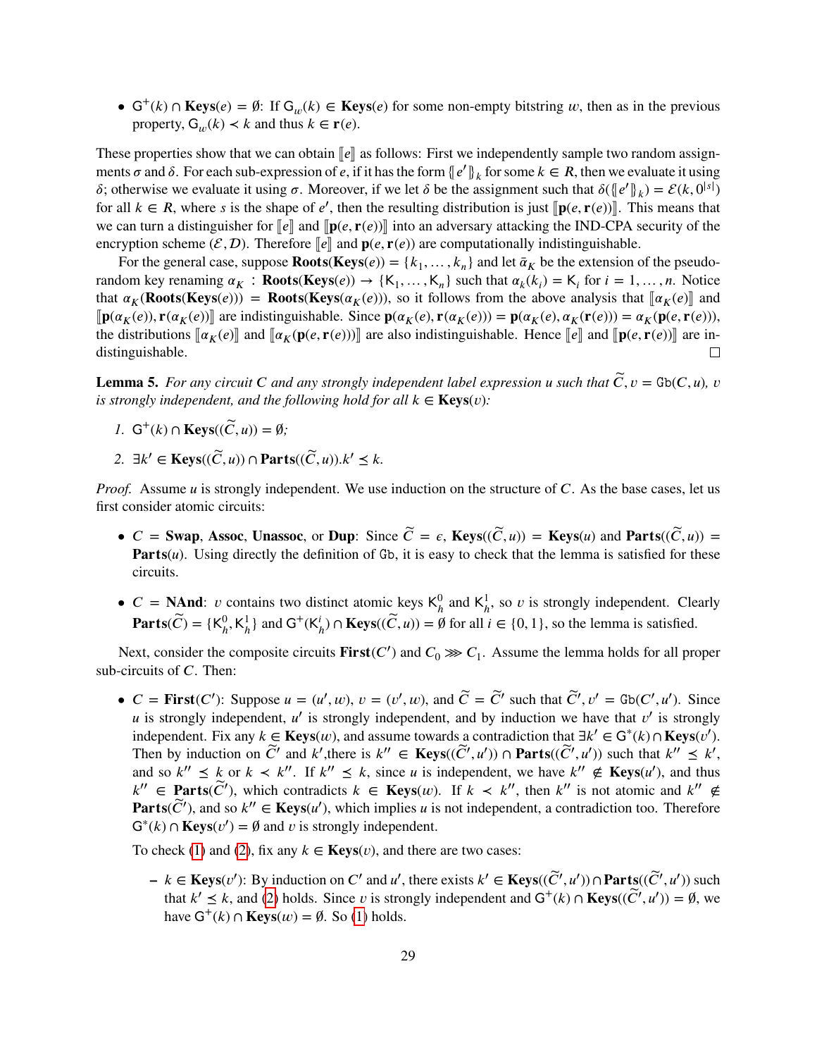- $\mathsf{G}^+(k) \cap \mathbf{Keys}(e) = \emptyset$: If $\mathsf{G}_w(k) \in \mathbf{Keys}(e)$ for some non-empty bitstring $w$, then as in the previous property, $\mathsf{G}_w(k) \prec k$ and thus $k \in \mathbf{r}(e)$.

These properties show that we can obtain $[\![e]\!]$ as follows: First we independently sample two random assignments $\sigma$ and $\delta$. For each sub-expression of $e$, if it has the form $\{\!|e'|\!\}_k$ for some $k \in R$, then we evaluate it using $\delta$; otherwise we evaluate it using $\sigma$. Moreover, if we let $\delta$ be the assignment such that $\delta(\{\!|e'|\!\}_k) = \mathcal{E}(k, 0^{|s|})$ for all $k \in R$, where $s$ is the shape of $e'$, then the resulting distribution is just $[\![\mathbf{p}(e, \mathbf{r}(e))]\!]$. This means that we can turn a distinguisher for $[\![e]\!]$ and $[\![\mathbf{p}(e, \mathbf{r}(e))]\!]$ into an adversary attacking the IND-CPA security of the encryption scheme $(\mathcal{E}, \mathcal{D})$. Therefore $[\![e]\!]$ and $\mathbf{p}(e, \mathbf{r}(e))$ are computationally indistinguishable.

For the general case, suppose $\mathbf{Roots}(\mathbf{Keys}(e)) = \{k_1, \ldots, k_n\}$ and let $\bar{\alpha}_K$ be the extension of the pseudo-random key renaming $\alpha_K : \mathbf{Roots}(\mathbf{Keys}(e)) \to \{\mathsf{K}_1, \ldots, \mathsf{K}_n\}$ such that $\alpha_k(k_i) = \mathsf{K}_i$ for $i = 1, \ldots, n$. Notice that $\alpha_K(\mathbf{Roots}(\mathbf{Keys}(e))) = \mathbf{Roots}(\mathbf{Keys}(\alpha_K(e)))$, so it follows from the above analysis that $[\![\alpha_K(e)]\!]$ and $[\![\mathbf{p}(\alpha_K(e)), \mathbf{r}(\alpha_K(e))]\!]$ are indistinguishable. Since $\mathbf{p}(\alpha_K(e), \mathbf{r}(\alpha_K(e))) = \mathbf{p}(\alpha_K(e), \alpha_K(\mathbf{r}(e))) = \alpha_K(\mathbf{p}(e, \mathbf{r}(e)))$, the distributions $[\![\alpha_K(e)]\!]$ and $[\![\alpha_K(\mathbf{p}(e, \mathbf{r}(e)))]\!]$ are also indistinguishable. Hence $[\![e]\!]$ and $[\![\mathbf{p}(e, \mathbf{r}(e))]\!]$ are indistinguishable. $\square$

**Lemma 5.** *For any circuit $C$ and any strongly independent label expression $u$ such that $\widetilde{C}, v = \mathtt{Gb}(C, u)$, $v$ is strongly independent, and the following hold for all $k \in \mathbf{Keys}(v)$:*

1. $\mathsf{G}^+(k) \cap \mathbf{Keys}((\widetilde{C}, u)) = \emptyset$;
2. $\exists k' \in \mathbf{Keys}((\widetilde{C}, u)) \cap \mathbf{Parts}((\widetilde{C}, u)). k' \preceq k$.

*Proof.* Assume $u$ is strongly independent. We use induction on the structure of $C$. As the base cases, let us first consider atomic circuits:

- $C = $ **Swap**, **Assoc**, **Unassoc**, or **Dup**: Since $\widetilde{C} = \epsilon$, $\mathbf{Keys}((\widetilde{C}, u)) = \mathbf{Keys}(u)$ and $\mathbf{Parts}((\widetilde{C}, u)) = \mathbf{Parts}(u)$. Using directly the definition of Gb, it is easy to check that the lemma is satisfied for these circuits.
- $C = $ **NAnd**: $v$ contains two distinct atomic keys $\mathsf{K}_h^0$ and $\mathsf{K}_h^1$, so $v$ is strongly independent. Clearly $\mathbf{Parts}(\widetilde{C}) = \{\mathsf{K}_h^0, \mathsf{K}_h^1\}$ and $\mathsf{G}^+(\mathsf{K}_h^i) \cap \mathbf{Keys}((\widetilde{C}, u)) = \emptyset$ for all $i \in \{0, 1\}$, so the lemma is satisfied.

Next, consider the composite circuits $\mathbf{First}(C')$ and $C_0 \ggg C_1$. Assume the lemma holds for all proper sub-circuits of $C$. Then:

- $C = \mathbf{First}(C')$: Suppose $u = (u', w)$, $v = (v', w)$, and $\widetilde{C} = \widetilde{C}'$ such that $\widetilde{C}', v' = \mathtt{Gb}(C', u')$. Since $u$ is strongly independent, $u'$ is strongly independent, and by induction we have that $v'$ is strongly independent. Fix any $k \in \mathbf{Keys}(w)$, and assume towards a contradiction that $\exists k' \in \mathsf{G}^*(k) \cap \mathbf{Keys}(v')$. Then by induction on $\widetilde{C}'$ and $k'$,there is $k'' \in \mathbf{Keys}((\widetilde{C}', u')) \cap \mathbf{Parts}((\widetilde{C}', u'))$ such that $k'' \preceq k'$, and so $k'' \preceq k$ or $k \prec k''$. If $k'' \preceq k$, since $u$ is independent, we have $k'' \notin \mathbf{Keys}(u')$, and thus $k'' \in \mathbf{Parts}(\widetilde{C}')$, which contradicts $k \in \mathbf{Keys}(w)$. If $k \prec k''$, then $k''$ is not atomic and $k'' \notin \mathbf{Parts}(\widetilde{C}')$, and so $k'' \in \mathbf{Keys}(u')$, which implies $u$ is not independent, a contradiction too. Therefore $\mathsf{G}^*(k) \cap \mathbf{Keys}(v') = \emptyset$ and $v$ is strongly independent.

  To check (1) and (2), fix any $k \in \mathbf{Keys}(v)$, and there are two cases:

  – $k \in \mathbf{Keys}(v')$: By induction on $C'$ and $u'$, there exists $k' \in \mathbf{Keys}((\widetilde{C}', u')) \cap \mathbf{Parts}((\widetilde{C}', u'))$ such that $k' \preceq k$, and (2) holds. Since $v$ is strongly independent and $\mathsf{G}^+(k) \cap \mathbf{Keys}((\widetilde{C}', u')) = \emptyset$, we have $\mathsf{G}^+(k) \cap \mathbf{Keys}(w) = \emptyset$. So (1) holds.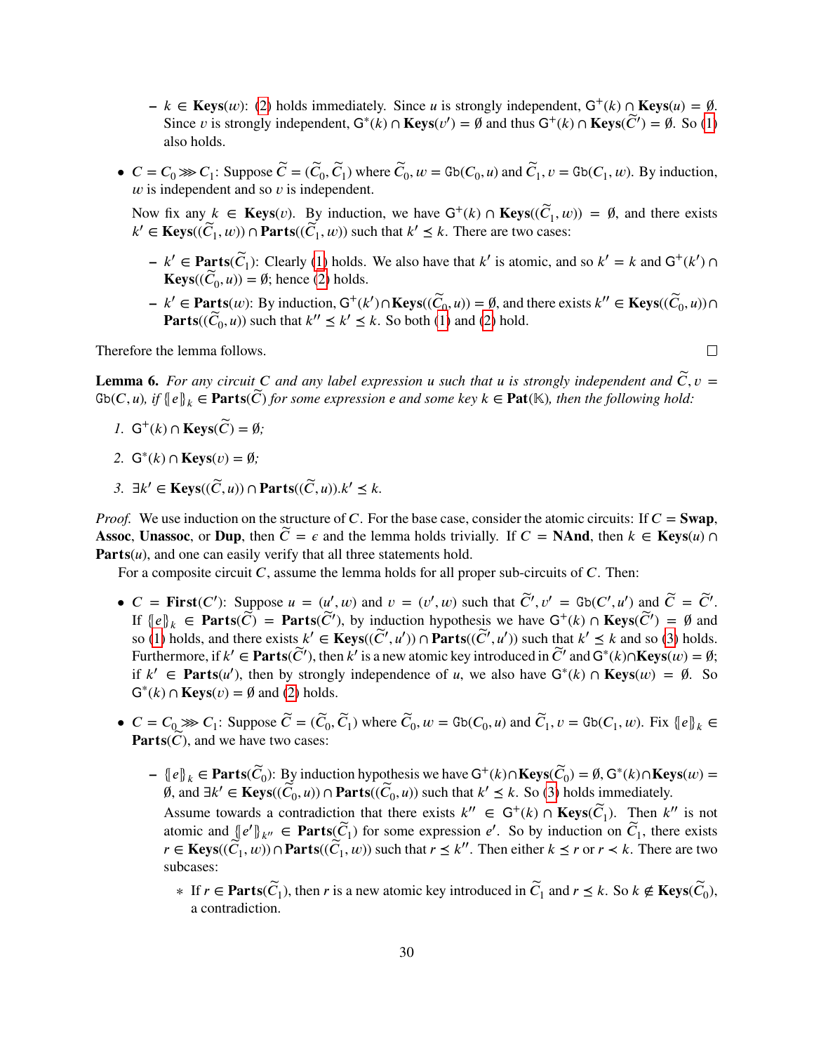- $k \in \mathbf{Keys}(w)$: (2) holds immediately. Since $u$ is strongly independent, $\mathsf{G}^{+}(k) \cap \mathbf{Keys}(u) = \emptyset$. Since $v$ is strongly independent, $\mathsf{G}^{*}(k) \cap \mathbf{Keys}(v') = \emptyset$ and thus $\mathsf{G}^{+}(k) \cap \mathbf{Keys}(\widetilde{C}') = \emptyset$. So (1) also holds.

- $C = C_0 \ggg C_1$: Suppose $\widetilde{C} = (\widetilde{C}_0, \widetilde{C}_1)$ where $\widetilde{C}_0, w = \mathtt{Gb}(C_0, u)$ and $\widetilde{C}_1, v = \mathtt{Gb}(C_1, w)$. By induction, $w$ is independent and so $v$ is independent.

  Now fix any $k \in \mathbf{Keys}(v)$. By induction, we have $\mathsf{G}^{+}(k) \cap \mathbf{Keys}((\widetilde{C}_1, w)) = \emptyset$, and there exists $k' \in \mathbf{Keys}((\widetilde{C}_1, w)) \cap \mathbf{Parts}((\widetilde{C}_1, w))$ such that $k' \preceq k$. There are two cases:

  - $k' \in \mathbf{Parts}(\widetilde{C}_1)$: Clearly (1) holds. We also have that $k'$ is atomic, and so $k' = k$ and $\mathsf{G}^{+}(k') \cap \mathbf{Keys}((\widetilde{C}_0, u)) = \emptyset$; hence (2) holds.
  - $k' \in \mathbf{Parts}(w)$: By induction, $\mathsf{G}^{+}(k') \cap \mathbf{Keys}((\widetilde{C}_0, u)) = \emptyset$, and there exists $k'' \in \mathbf{Keys}((\widetilde{C}_0, u)) \cap \mathbf{Parts}((\widetilde{C}_0, u))$ such that $k'' \preceq k' \preceq k$. So both (1) and (2) hold.

Therefore the lemma follows. □

**Lemma 6.** *For any circuit $C$ and any label expression $u$ such that $u$ is strongly independent and $\widetilde{C}, v = \mathtt{Gb}(C, u)$, if $\{\!\!\{e\}\!\!\}_k \in \mathbf{Parts}(\widetilde{C})$ for some expression $e$ and some key $k \in \mathbf{Pat}(\mathbb{K})$, then the following hold:*

1. $\mathsf{G}^{+}(k) \cap \mathbf{Keys}(\widetilde{C}) = \emptyset$;
2. $\mathsf{G}^{*}(k) \cap \mathbf{Keys}(v) = \emptyset$;
3. $\exists k' \in \mathbf{Keys}((\widetilde{C}, u)) \cap \mathbf{Parts}((\widetilde{C}, u)). k' \preceq k$.

*Proof.* We use induction on the structure of $C$. For the base case, consider the atomic circuits: If $C = \mathbf{Swap}$, $\mathbf{Assoc}$, $\mathbf{Unassoc}$, or $\mathbf{Dup}$, then $\widetilde{C} = \epsilon$ and the lemma holds trivially. If $C = \mathbf{NAnd}$, then $k \in \mathbf{Keys}(u) \cap \mathbf{Parts}(u)$, and one can easily verify that all three statements hold.

For a composite circuit $C$, assume the lemma holds for all proper sub-circuits of $C$. Then:

- $C = \mathbf{First}(C')$: Suppose $u = (u', w)$ and $v = (v', w)$ such that $\widetilde{C}', v' = \mathtt{Gb}(C', u')$ and $\widetilde{C} = \widetilde{C}'$. If $\{\!\!\{e\}\!\!\}_k \in \mathbf{Parts}(\widetilde{C}) = \mathbf{Parts}(\widetilde{C}')$, by induction hypothesis we have $\mathsf{G}^{+}(k) \cap \mathbf{Keys}(\widetilde{C}') = \emptyset$ and so (1) holds, and there exists $k' \in \mathbf{Keys}((\widetilde{C}', u')) \cap \mathbf{Parts}((\widetilde{C}', u'))$ such that $k' \preceq k$ and so (3) holds. Furthermore, if $k' \in \mathbf{Parts}(\widetilde{C}')$, then $k'$ is a new atomic key introduced in $\widetilde{C}'$ and $\mathsf{G}^{*}(k) \cap \mathbf{Keys}(w) = \emptyset$; if $k' \in \mathbf{Parts}(u')$, then by strongly independence of $u$, we also have $\mathsf{G}^{*}(k) \cap \mathbf{Keys}(w) = \emptyset$. So $\mathsf{G}^{*}(k) \cap \mathbf{Keys}(v) = \emptyset$ and (2) holds.

- $C = C_0 \ggg C_1$: Suppose $\widetilde{C} = (\widetilde{C}_0, \widetilde{C}_1)$ where $\widetilde{C}_0, w = \mathtt{Gb}(C_0, u)$ and $\widetilde{C}_1, v = \mathtt{Gb}(C_1, w)$. Fix $\{\!\!\{e\}\!\!\}_k \in \mathbf{Parts}(\widetilde{C})$, and we have two cases:

  - $\{\!\!\{e\}\!\!\}_k \in \mathbf{Parts}(\widetilde{C}_0)$: By induction hypothesis we have $\mathsf{G}^{+}(k) \cap \mathbf{Keys}(\widetilde{C}_0) = \emptyset$, $\mathsf{G}^{*}(k) \cap \mathbf{Keys}(w) = \emptyset$, and $\exists k' \in \mathbf{Keys}((\widetilde{C}_0, u)) \cap \mathbf{Parts}((\widetilde{C}_0, u))$ such that $k' \preceq k$. So (3) holds immediately.

    Assume towards a contradiction that there exists $k'' \in \mathsf{G}^{+}(k) \cap \mathbf{Keys}(\widetilde{C}_1)$. Then $k''$ is not atomic and $\{\!\!\{e'\}\!\!\}_{k''} \in \mathbf{Parts}(\widetilde{C}_1)$ for some expression $e'$. So by induction on $\widetilde{C}_1$, there exists $r \in \mathbf{Keys}((\widetilde{C}_1, w)) \cap \mathbf{Parts}((\widetilde{C}_1, w))$ such that $r \preceq k''$. Then either $k \preceq r$ or $r \prec k$. There are two subcases:

    * If $r \in \mathbf{Parts}(\widetilde{C}_1)$, then $r$ is a new atomic key introduced in $\widetilde{C}_1$ and $r \preceq k$. So $k \notin \mathbf{Keys}(\widetilde{C}_0)$, a contradiction.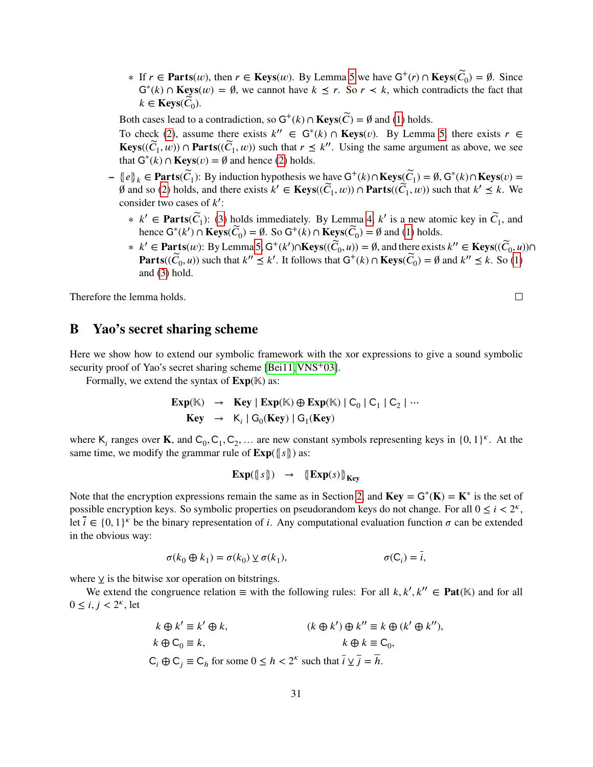* If $r \in \mathbf{Parts}(w)$, then $r \in \mathbf{Keys}(w)$. By Lemma 5 we have $\mathsf{G}^+(r) \cap \mathbf{Keys}(\widetilde{C}_0) = \emptyset$. Since $\mathsf{G}^*(k) \cap \mathbf{Keys}(w) = \emptyset$, we cannot have $k \preceq r$. So $r \prec k$, which contradicts the fact that $k \in \mathbf{Keys}(\widetilde{C}_0)$.

  Both cases lead to a contradiction, so $\mathsf{G}^+(k) \cap \mathbf{Keys}(\widetilde{C}) = \emptyset$ and (1) holds.

  To check (2), assume there exists $k'' \in \mathsf{G}^*(k) \cap \mathbf{Keys}(v)$. By Lemma 5, there exists $r \in \mathbf{Keys}((\widetilde{C}_1, w)) \cap \mathbf{Parts}((\widetilde{C}_1, w))$ such that $r \preceq k''$. Using the same argument as above, we see that $\mathsf{G}^*(k) \cap \mathbf{Keys}(v) = \emptyset$ and hence (2) holds.

- $\{\!\![ e ]\!\!\}_k \in \mathbf{Parts}(\widetilde{C}_1)$: By induction hypothesis we have $\mathsf{G}^+(k) \cap \mathbf{Keys}(\widetilde{C}_1) = \emptyset$, $\mathsf{G}^*(k) \cap \mathbf{Keys}(v) = \emptyset$ and so (2) holds, and there exists $k' \in \mathbf{Keys}((\widetilde{C}_1, w)) \cap \mathbf{Parts}((\widetilde{C}_1, w))$ such that $k' \preceq k$. We consider two cases of $k'$:
  * $k' \in \mathbf{Parts}(\widetilde{C}_1)$: (3) holds immediately. By Lemma 4, $k'$ is a new atomic key in $\widetilde{C}_1$, and hence $\mathsf{G}^*(k') \cap \mathbf{Keys}(\widetilde{C}_0) = \emptyset$. So $\mathsf{G}^+(k) \cap \mathbf{Keys}(\widetilde{C}_0) = \emptyset$ and (1) holds.
  * $k' \in \mathbf{Parts}(w)$: By Lemma 5, $\mathsf{G}^+(k') \cap \mathbf{Keys}((\widetilde{C}_0, u)) = \emptyset$, and there exists $k'' \in \mathbf{Keys}((\widetilde{C}_0, u)) \cap \mathbf{Parts}((\widetilde{C}_0, u))$ such that $k'' \preceq k'$. It follows that $\mathsf{G}^+(k) \cap \mathbf{Keys}(\widetilde{C}_0) = \emptyset$ and $k'' \preceq k$. So (1) and (3) hold.

Therefore the lemma holds. □

## B Yao's secret sharing scheme

Here we show how to extend our symbolic framework with the xor expressions to give a sound symbolic security proof of Yao's secret sharing scheme [Bei11, VNS+03].

Formally, we extend the syntax of $\mathbf{Exp}(\mathbb{K})$ as:

$$\begin{aligned}
\mathbf{Exp}(\mathbb{K}) &\rightarrow \mathbf{Key} \mid \mathbf{Exp}(\mathbb{K}) \oplus \mathbf{Exp}(\mathbb{K}) \mid \mathsf{C}_0 \mid \mathsf{C}_1 \mid \mathsf{C}_2 \mid \cdots \\
\mathbf{Key} &\rightarrow \mathsf{K}_i \mid \mathsf{G}_0(\mathbf{Key}) \mid \mathsf{G}_1(\mathbf{Key})
\end{aligned}$$

where $\mathsf{K}_i$ ranges over $\mathbf{K}$, and $\mathsf{C}_0, \mathsf{C}_1, \mathsf{C}_2, \dots$ are new constant symbols representing keys in $\{0,1\}^\kappa$. At the same time, we modify the grammar rule of $\mathbf{Exp}(\{\!\![ s ]\!\!\})$ as:

$$\mathbf{Exp}(\{\!\![ s ]\!\!\}) \quad \rightarrow \quad \{\!\![ \mathbf{Exp}(s) ]\!\!\}_{\mathbf{Key}}$$

Note that the encryption expressions remain the same as in Section 2, and $\mathbf{Key} = \mathsf{G}^*(\mathbf{K}) = \mathbf{K}^*$ is the set of possible encryption keys. So symbolic properties on pseudorandom keys do not change. For all $0 \le i < 2^\kappa$, let $\bar{i} \in \{0,1\}^\kappa$ be the binary representation of $i$. Any computational evaluation function $\sigma$ can be extended in the obvious way:

$$\sigma(k_0 \oplus k_1) = \sigma(k_0) \veebar \sigma(k_1), \qquad \sigma(\mathsf{C}_i) = \bar{i},$$

where $\veebar$ is the bitwise xor operation on bitstrings.

We extend the congruence relation $\equiv$ with the following rules: For all $k, k', k'' \in \mathbf{Pat}(\mathbb{K})$ and for all $0 \le i, j < 2^\kappa$, let

$$\begin{aligned}
&k \oplus k' \equiv k' \oplus k, && (k \oplus k') \oplus k'' \equiv k \oplus (k' \oplus k''), \\
&k \oplus \mathsf{C}_0 \equiv k, && k \oplus k \equiv \mathsf{C}_0, \\
&\mathsf{C}_i \oplus \mathsf{C}_j \equiv \mathsf{C}_h \text{ for some } 0 \le h < 2^\kappa \text{ such that } \bar{i} \veebar \bar{j} = \bar{h}.
\end{aligned}$$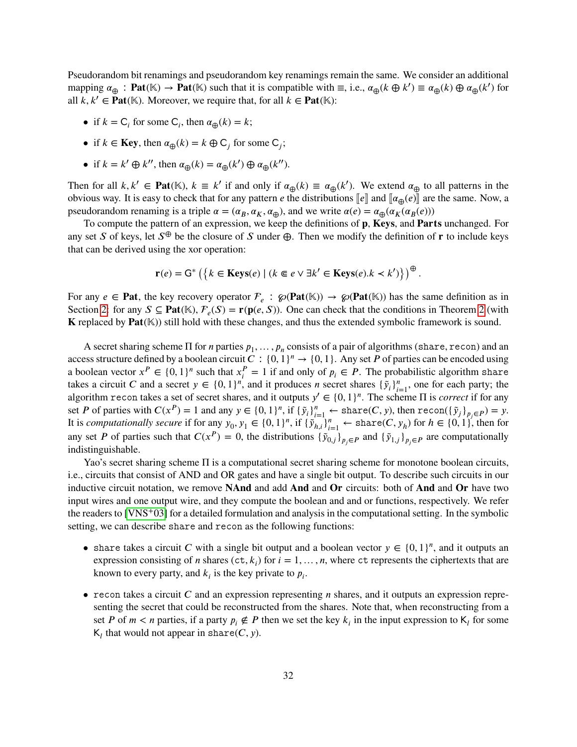Pseudorandom bit renamings and pseudorandom key renamings remain the same. We consider an additional mapping $\alpha_\oplus : \mathbf{Pat}(\mathbb{K}) \to \mathbf{Pat}(\mathbb{K})$ such that it is compatible with $\equiv$, i.e., $\alpha_\oplus(k \oplus k') \equiv \alpha_\oplus(k) \oplus \alpha_\oplus(k')$ for all $k, k' \in \mathbf{Pat}(\mathbb{K})$. Moreover, we require that, for all $k \in \mathbf{Pat}(\mathbb{K})$:

- if $k = \mathsf{C}_i$ for some $\mathsf{C}_i$, then $\alpha_\oplus(k) = k$;
- if $k \in \mathbf{Key}$, then $\alpha_\oplus(k) = k \oplus \mathsf{C}_j$ for some $\mathsf{C}_j$;
- if $k = k' \oplus k''$, then $\alpha_\oplus(k) = \alpha_\oplus(k') \oplus \alpha_\oplus(k'')$.

Then for all $k, k' \in \mathbf{Pat}(\mathbb{K})$, $k \equiv k'$ if and only if $\alpha_\oplus(k) \equiv \alpha_\oplus(k')$. We extend $\alpha_\oplus$ to all patterns in the obvious way. It is easy to check that for any pattern $e$ the distributions $[\![e]\!]$ and $[\![\alpha_\oplus(e)]\!]$ are the same. Now, a pseudorandom renaming is a triple $\alpha = (\alpha_B, \alpha_K, \alpha_\oplus)$, and we write $\alpha(e) = \alpha_\oplus(\alpha_K(\alpha_B(e)))$

To compute the pattern of an expression, we keep the definitions of $\mathbf{p}$, $\mathbf{Keys}$, and $\mathbf{Parts}$ unchanged. For any set $S$ of keys, let $S^\oplus$ be the closure of $S$ under $\oplus$. Then we modify the definition of $\mathbf{r}$ to include keys that can be derived using the xor operation:

$$\mathbf{r}(e) = \mathsf{G}^* \left(\left\{k \in \mathbf{Keys}(e) \mid (k \Subset e \vee \exists k' \in \mathbf{Keys}(e). k \prec k')\right\}\right)^\oplus.$$

For any $e \in \mathbf{Pat}$, the key recovery operator $\mathcal{F}_e : \wp(\mathbf{Pat}(\mathbb{K})) \to \wp(\mathbf{Pat}(\mathbb{K}))$ has the same definition as in Section 2: for any $S \subseteq \mathbf{Pat}(\mathbb{K})$, $\mathcal{F}_e(S) = \mathbf{r}(\mathbf{p}(e, S))$. One can check that the conditions in Theorem 2 (with $\mathbf{K}$ replaced by $\mathbf{Pat}(\mathbb{K})$) still hold with these changes, and thus the extended symbolic framework is sound.

A secret sharing scheme $\Pi$ for $n$ parties $p_1, \ldots, p_n$ consists of a pair of algorithms (`share`, `recon`) and an access structure defined by a boolean circuit $C : \{0,1\}^n \to \{0,1\}$. Any set $P$ of parties can be encoded using a boolean vector $x^P \in \{0,1\}^n$ such that $x^P_i = 1$ if and only of $p_i \in P$. The probabilistic algorithm `share` takes a circuit $C$ and a secret $y \in \{0,1\}^n$, and it produces $n$ secret shares $\{\tilde{y}_i\}_{i=1}^n$, one for each party; the algorithm `recon` takes a set of secret shares, and it outputs $y' \in \{0,1\}^n$. The scheme $\Pi$ is *correct* if for any set $P$ of parties with $C(x^P) = 1$ and any $y \in \{0,1\}^n$, if $\{\tilde{y}_i\}_{i=1}^n \leftarrow \texttt{share}(C, y)$, then $\texttt{recon}(\{\tilde{y}_j\}_{p_j \in P}) = y$. It is *computationally secure* if for any $y_0, y_1 \in \{0,1\}^n$, if $\{\tilde{y}_{h,i}\}_{i=1}^n \leftarrow \texttt{share}(C, y_h)$ for $h \in \{0,1\}$, then for any set $P$ of parties such that $C(x^P) = 0$, the distributions $\{\tilde{y}_{0,j}\}_{p_j \in P}$ and $\{\tilde{y}_{1,j}\}_{p_j \in P}$ are computationally indistinguishable.

Yao's secret sharing scheme $\Pi$ is a computational secret sharing scheme for monotone boolean circuits, i.e., circuits that consist of AND and OR gates and have a single bit output. To describe such circuits in our inductive circuit notation, we remove **NAnd** and add **And** and **Or** circuits: both of **And** and **Or** have two input wires and one output wire, and they compute the boolean and and or functions, respectively. We refer the readers to [VNS+03] for a detailed formulation and analysis in the computational setting. In the symbolic setting, we can describe `share` and `recon` as the following functions:

- `share` takes a circuit $C$ with a single bit output and a boolean vector $y \in \{0,1\}^n$, and it outputs an expression consisting of $n$ shares $(\texttt{ct}, k_i)$ for $i = 1, \ldots, n$, where `ct` represents the ciphertexts that are known to every party, and $k_i$ is the key private to $p_i$.
- `recon` takes a circuit $C$ and an expression representing $n$ shares, and it outputs an expression representing the secret that could be reconstructed from the shares. Note that, when reconstructing from a set $P$ of $m < n$ parties, if a party $p_i \notin P$ then we set the key $k_i$ in the input expression to $\mathsf{K}_l$ for some $\mathsf{K}_l$ that would not appear in $\texttt{share}(C, y)$.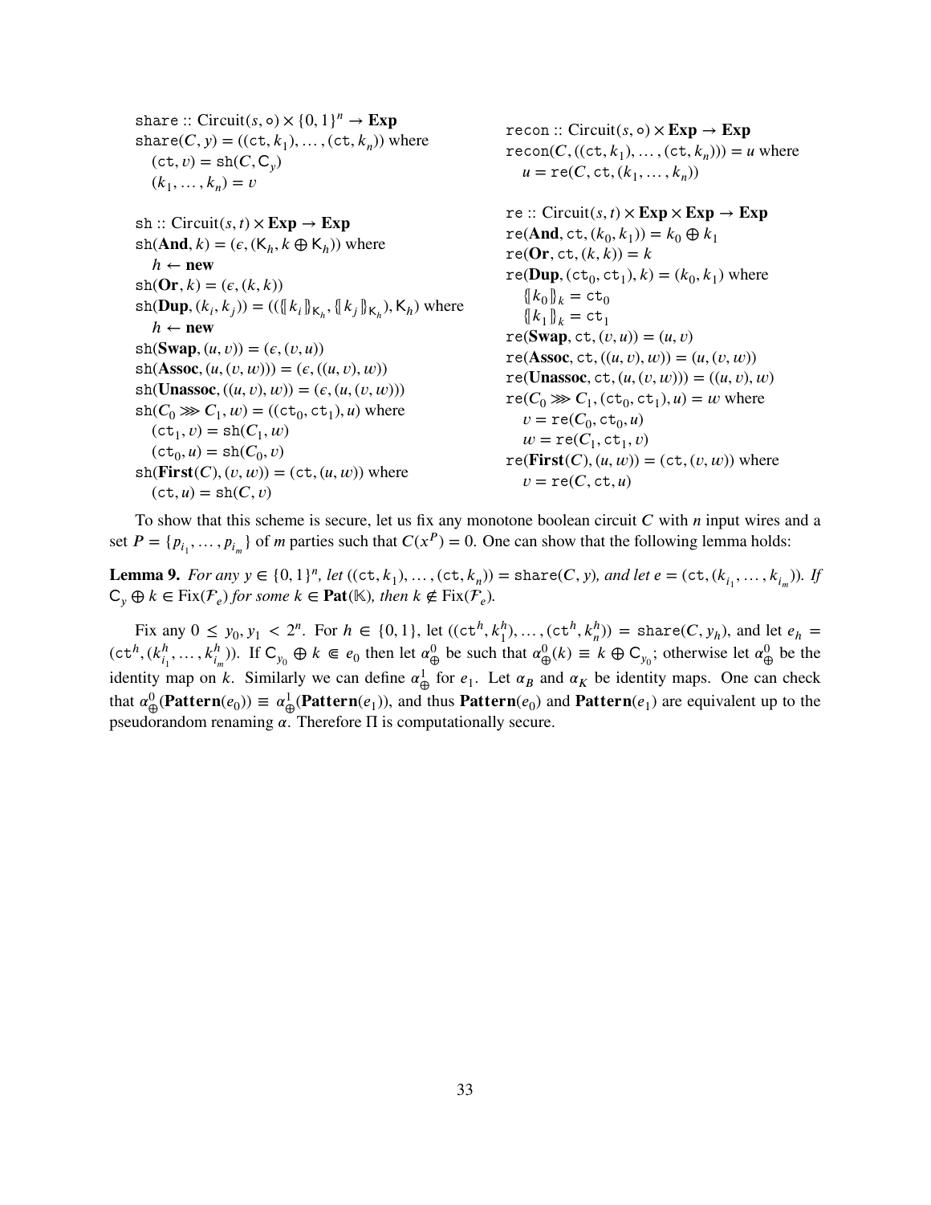```
share :: Circuit(s, ∘) × {0,1}^n → Exp
share(C, y) = ((ct, k_1), …, (ct, k_n)) where
  (ct, v) = sh(C, C_y)
  (k_1, …, k_n) = v

sh :: Circuit(s, t) × Exp → Exp
sh(And, k) = (ε, (K_h, k ⊕ K_h)) where
  h ← new
sh(Or, k) = (ε, (k, k))
sh(Dup, (k_i, k_j)) = (({| k_i |}_{K_h}, {| k_j |}_{K_h}), K_h) where
  h ← new
sh(Swap, (u, v)) = (ε, (v, u))
sh(Assoc, (u, (v, w))) = (ε, ((u, v), w))
sh(Unassoc, ((u, v), w)) = (ε, (u, (v, w)))
sh(C_0 ⋙ C_1, w) = ((ct_0, ct_1), u) where
  (ct_1, v) = sh(C_1, w)
  (ct_0, u) = sh(C_0, v)
sh(First(C), (v, w)) = (ct, (u, w)) where
  (ct, u) = sh(C, v)
```

```
recon :: Circuit(s, ∘) × Exp → Exp
recon(C, ((ct, k_1), …, (ct, k_n))) = u where
  u = re(C, ct, (k_1, …, k_n))

re :: Circuit(s, t) × Exp × Exp → Exp
re(And, ct, (k_0, k_1)) = k_0 ⊕ k_1
re(Or, ct, (k, k)) = k
re(Dup, (ct_0, ct_1), k) = (k_0, k_1) where
  {| k_0 |}_k = ct_0
  {| k_1 |}_k = ct_1
re(Swap, ct, (v, u)) = (u, v)
re(Assoc, ct, ((u, v), w)) = (u, (v, w))
re(Unassoc, ct, (u, (v, w))) = ((u, v), w)
re(C_0 ⋙ C_1, (ct_0, ct_1), u) = w where
  v = re(C_0, ct_0, u)
  w = re(C_1, ct_1, v)
re(First(C), (u, w)) = (ct, (v, w)) where
  v = re(C, ct, u)
```

To show that this scheme is secure, let us fix any monotone boolean circuit $C$ with $n$ input wires and a set $P = \{p_{i_1}, \ldots, p_{i_m}\}$ of $m$ parties such that $C(x^P) = 0$. One can show that the following lemma holds:

**Lemma 9.** *For any $y \in \{0,1\}^n$, let $((\mathtt{ct}, k_1), \ldots, (\mathtt{ct}, k_n)) = \mathtt{share}(C, y)$, and let $e = (\mathtt{ct}, (k_{i_1}, \ldots, k_{i_m}))$. If $\mathsf{C}_y \oplus k \in \mathrm{Fix}(\mathcal{F}_e)$ for some $k \in \mathbf{Pat}(\mathbb{K})$, then $k \notin \mathrm{Fix}(\mathcal{F}_e)$.*

Fix any $0 \leq y_0, y_1 < 2^n$. For $h \in \{0,1\}$, let $((\mathtt{ct}^h, k_1^h), \ldots, (\mathtt{ct}^h, k_n^h)) = \mathtt{share}(C, y_h)$, and let $e_h = (\mathtt{ct}^h, (k_{i_1}^h, \ldots, k_{i_m}^h))$. If $\mathsf{C}_{y_0} \oplus k \Subset e_0$ then let $\alpha_\oplus^0$ be such that $\alpha_\oplus^0(k) \equiv k \oplus \mathsf{C}_{y_0}$; otherwise let $\alpha_\oplus^0$ be the identity map on $k$. Similarly we can define $\alpha_\oplus^1$ for $e_1$. Let $\alpha_B$ and $\alpha_K$ be identity maps. One can check that $\alpha_\oplus^0(\mathbf{Pattern}(e_0)) \equiv \alpha_\oplus^1(\mathbf{Pattern}(e_1))$, and thus $\mathbf{Pattern}(e_0)$ and $\mathbf{Pattern}(e_1)$ are equivalent up to the pseudorandom renaming $\alpha$. Therefore $\Pi$ is computationally secure.